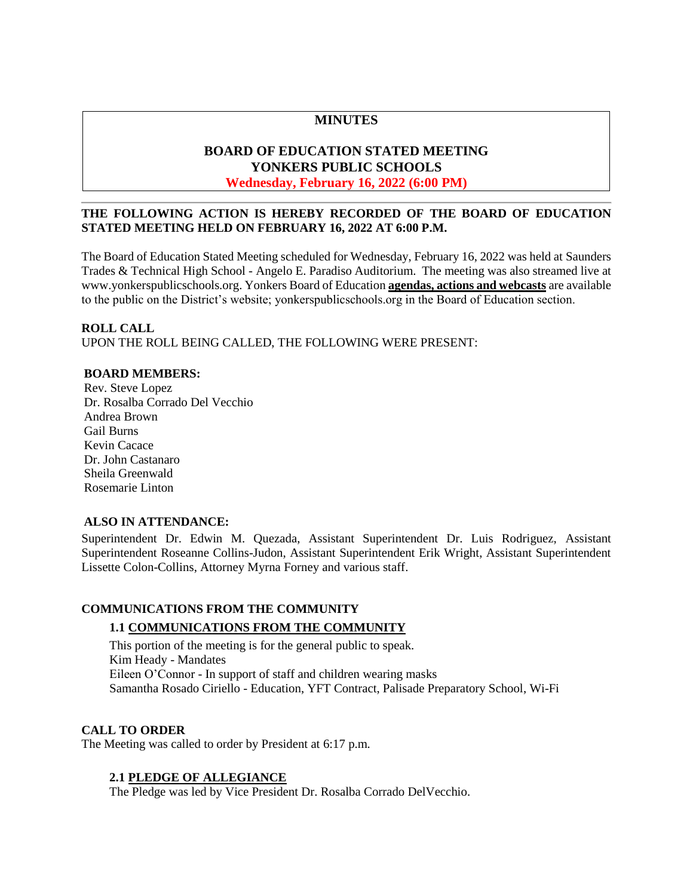# MINUTES

## BOARD OF EDUCATION STATED MEETING
## YONKERS PUBLIC SCHOOLS
**Wednesday, February 16, 2022 (6:00 PM)**

---

**THE FOLLOWING ACTION IS HEREBY RECORDED OF THE BOARD OF EDUCATION STATED MEETING HELD ON FEBRUARY 16, 2022 AT 6:00 P.M.**

The Board of Education Stated Meeting scheduled for Wednesday, February 16, 2022 was held at Saunders Trades & Technical High School - Angelo E. Paradiso Auditorium. The meeting was also streamed live at www.yonkerspublicschools.org. Yonkers Board of Education **agendas, actions and webcasts** are available to the public on the District's website; yonkerspublicschools.org in the Board of Education section.

**ROLL CALL**

UPON THE ROLL BEING CALLED, THE FOLLOWING WERE PRESENT:

**BOARD MEMBERS:**

Rev. Steve Lopez
Dr. Rosalba Corrado Del Vecchio
Andrea Brown
Gail Burns
Kevin Cacace
Dr. John Castanaro
Sheila Greenwald
Rosemarie Linton

**ALSO IN ATTENDANCE:**

Superintendent Dr. Edwin M. Quezada, Assistant Superintendent Dr. Luis Rodriguez, Assistant Superintendent Roseanne Collins-Judon, Assistant Superintendent Erik Wright, Assistant Superintendent Lissette Colon-Collins, Attorney Myrna Forney and various staff.

**COMMUNICATIONS FROM THE COMMUNITY**

**1.1 COMMUNICATIONS FROM THE COMMUNITY**

This portion of the meeting is for the general public to speak.
Kim Heady - Mandates
Eileen O'Connor - In support of staff and children wearing masks
Samantha Rosado Ciriello - Education, YFT Contract, Palisade Preparatory School, Wi-Fi

**CALL TO ORDER**

The Meeting was called to order by President at 6:17 p.m.

**2.1 PLEDGE OF ALLEGIANCE**

The Pledge was led by Vice President Dr. Rosalba Corrado DelVecchio.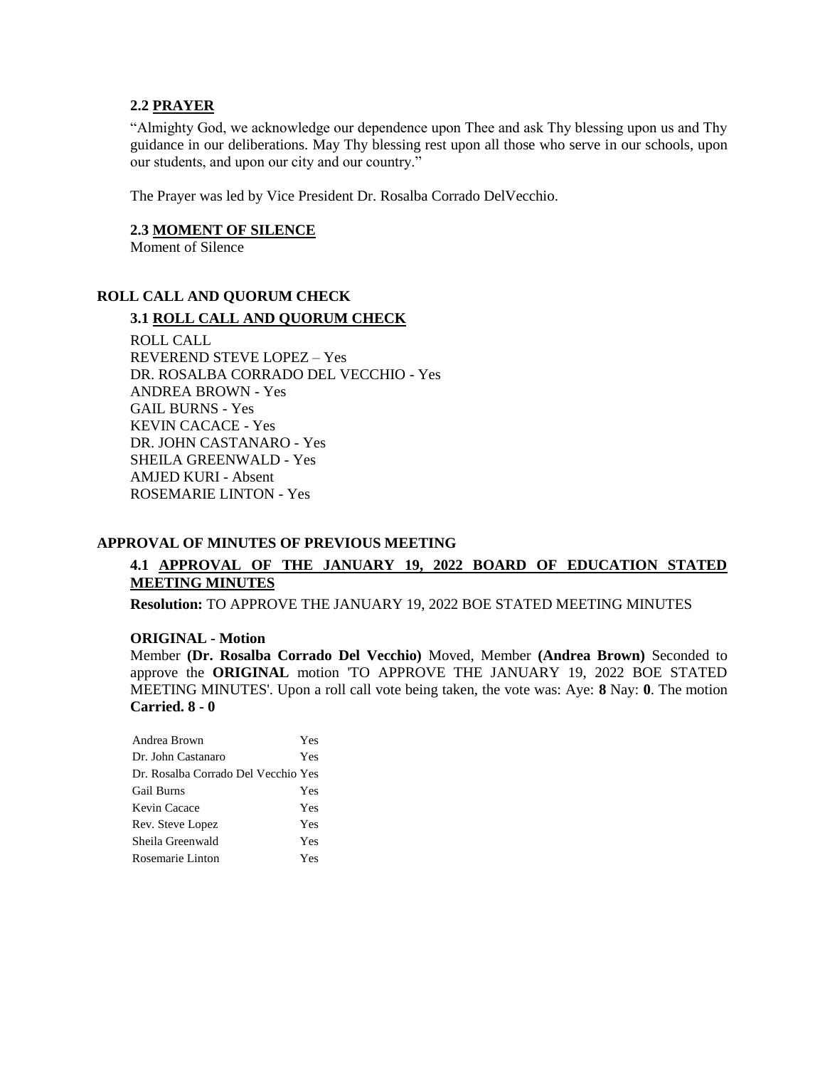### 2.2 PRAYER

"Almighty God, we acknowledge our dependence upon Thee and ask Thy blessing upon us and Thy guidance in our deliberations. May Thy blessing rest upon all those who serve in our schools, upon our students, and upon our city and our country."

The Prayer was led by Vice President Dr. Rosalba Corrado DelVecchio.

### 2.3 MOMENT OF SILENCE

Moment of Silence

## ROLL CALL AND QUORUM CHECK

### 3.1 ROLL CALL AND QUORUM CHECK

ROLL CALL
REVEREND STEVE LOPEZ – Yes
DR. ROSALBA CORRADO DEL VECCHIO - Yes
ANDREA BROWN - Yes
GAIL BURNS - Yes
KEVIN CACACE - Yes
DR. JOHN CASTANARO - Yes
SHEILA GREENWALD - Yes
AMJED KURI - Absent
ROSEMARIE LINTON - Yes

## APPROVAL OF MINUTES OF PREVIOUS MEETING

### 4.1 APPROVAL OF THE JANUARY 19, 2022 BOARD OF EDUCATION STATED MEETING MINUTES

**Resolution:** TO APPROVE THE JANUARY 19, 2022 BOE STATED MEETING MINUTES

**ORIGINAL - Motion**

Member **(Dr. Rosalba Corrado Del Vecchio)** Moved, Member **(Andrea Brown)** Seconded to approve the **ORIGINAL** motion 'TO APPROVE THE JANUARY 19, 2022 BOE STATED MEETING MINUTES'. Upon a roll call vote being taken, the vote was: Aye: **8** Nay: **0**. The motion **Carried. 8 - 0**

| | |
|---|---|
| Andrea Brown | Yes |
| Dr. John Castanaro | Yes |
| Dr. Rosalba Corrado Del Vecchio | Yes |
| Gail Burns | Yes |
| Kevin Cacace | Yes |
| Rev. Steve Lopez | Yes |
| Sheila Greenwald | Yes |
| Rosemarie Linton | Yes |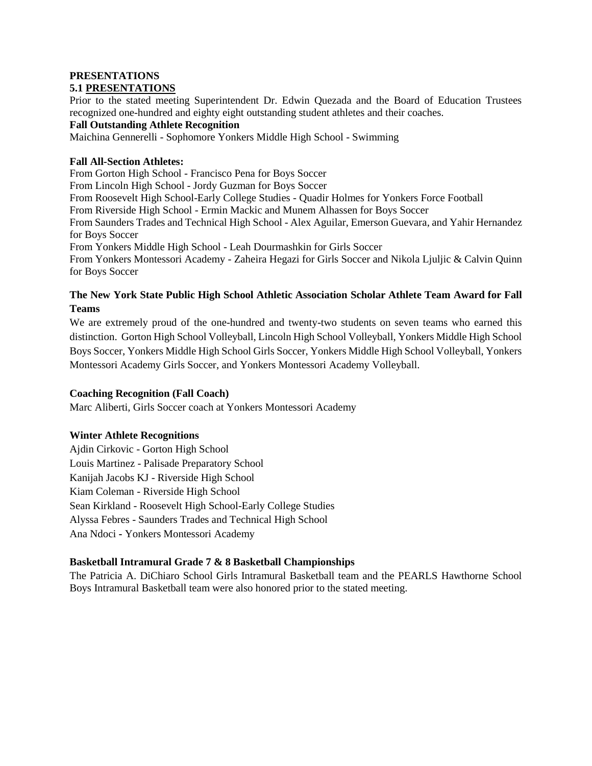## PRESENTATIONS

### 5.1 PRESENTATIONS

Prior to the stated meeting Superintendent Dr. Edwin Quezada and the Board of Education Trustees recognized one-hundred and eighty eight outstanding student athletes and their coaches.

**Fall Outstanding Athlete Recognition**

Maichina Gennerelli - Sophomore Yonkers Middle High School - Swimming

**Fall All-Section Athletes:**

From Gorton High School - Francisco Pena for Boys Soccer
From Lincoln High School - Jordy Guzman for Boys Soccer
From Roosevelt High School-Early College Studies - Quadir Holmes for Yonkers Force Football
From Riverside High School - Ermin Mackic and Munem Alhassen for Boys Soccer
From Saunders Trades and Technical High School - Alex Aguilar, Emerson Guevara, and Yahir Hernandez for Boys Soccer
From Yonkers Middle High School - Leah Dourmashkin for Girls Soccer
From Yonkers Montessori Academy - Zaheira Hegazi for Girls Soccer and Nikola Ljuljic & Calvin Quinn for Boys Soccer

**The New York State Public High School Athletic Association Scholar Athlete Team Award for Fall Teams**

We are extremely proud of the one-hundred and twenty-two students on seven teams who earned this distinction. Gorton High School Volleyball, Lincoln High School Volleyball, Yonkers Middle High School Boys Soccer, Yonkers Middle High School Girls Soccer, Yonkers Middle High School Volleyball, Yonkers Montessori Academy Girls Soccer, and Yonkers Montessori Academy Volleyball.

**Coaching Recognition (Fall Coach)**

Marc Aliberti, Girls Soccer coach at Yonkers Montessori Academy

**Winter Athlete Recognitions**

Ajdin Cirkovic - Gorton High School
Louis Martinez - Palisade Preparatory School
Kanijah Jacobs KJ - Riverside High School
Kiam Coleman - Riverside High School
Sean Kirkland - Roosevelt High School-Early College Studies
Alyssa Febres - Saunders Trades and Technical High School
Ana Ndoci - Yonkers Montessori Academy

**Basketball Intramural Grade 7 & 8 Basketball Championships**

The Patricia A. DiChiaro School Girls Intramural Basketball team and the PEARLS Hawthorne School Boys Intramural Basketball team were also honored prior to the stated meeting.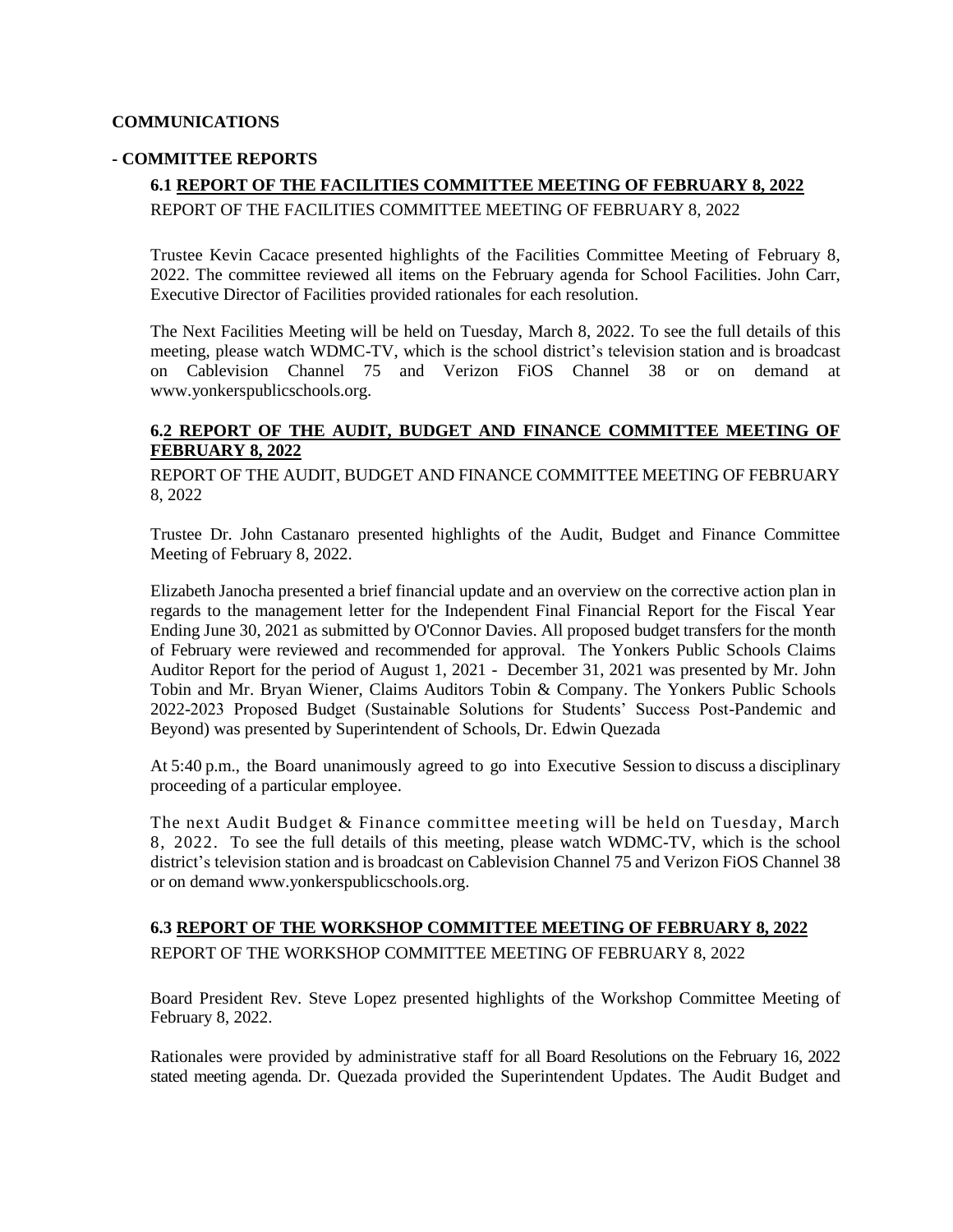**COMMUNICATIONS**

**- COMMITTEE REPORTS**

**6.1 REPORT OF THE FACILITIES COMMITTEE MEETING OF FEBRUARY 8, 2022**

REPORT OF THE FACILITIES COMMITTEE MEETING OF FEBRUARY 8, 2022

Trustee Kevin Cacace presented highlights of the Facilities Committee Meeting of February 8, 2022. The committee reviewed all items on the February agenda for School Facilities. John Carr, Executive Director of Facilities provided rationales for each resolution.

The Next Facilities Meeting will be held on Tuesday, March 8, 2022. To see the full details of this meeting, please watch WDMC-TV, which is the school district's television station and is broadcast on Cablevision Channel 75 and Verizon FiOS Channel 38 or on demand at www.yonkerspublicschools.org.

**6.2 REPORT OF THE AUDIT, BUDGET AND FINANCE COMMITTEE MEETING OF FEBRUARY 8, 2022**

REPORT OF THE AUDIT, BUDGET AND FINANCE COMMITTEE MEETING OF FEBRUARY 8, 2022

Trustee Dr. John Castanaro presented highlights of the Audit, Budget and Finance Committee Meeting of February 8, 2022.

Elizabeth Janocha presented a brief financial update and an overview on the corrective action plan in regards to the management letter for the Independent Final Financial Report for the Fiscal Year Ending June 30, 2021 as submitted by O'Connor Davies. All proposed budget transfers for the month of February were reviewed and recommended for approval. The Yonkers Public Schools Claims Auditor Report for the period of August 1, 2021 - December 31, 2021 was presented by Mr. John Tobin and Mr. Bryan Wiener, Claims Auditors Tobin & Company. The Yonkers Public Schools 2022-2023 Proposed Budget (Sustainable Solutions for Students' Success Post-Pandemic and Beyond) was presented by Superintendent of Schools, Dr. Edwin Quezada

At 5:40 p.m., the Board unanimously agreed to go into Executive Session to discuss a disciplinary proceeding of a particular employee.

The next Audit Budget & Finance committee meeting will be held on Tuesday, March 8, 2022. To see the full details of this meeting, please watch WDMC-TV, which is the school district's television station and is broadcast on Cablevision Channel 75 and Verizon FiOS Channel 38 or on demand www.yonkerspublicschools.org.

**6.3 REPORT OF THE WORKSHOP COMMITTEE MEETING OF FEBRUARY 8, 2022**

REPORT OF THE WORKSHOP COMMITTEE MEETING OF FEBRUARY 8, 2022

Board President Rev. Steve Lopez presented highlights of the Workshop Committee Meeting of February 8, 2022.

Rationales were provided by administrative staff for all Board Resolutions on the February 16, 2022 stated meeting agenda. Dr. Quezada provided the Superintendent Updates. The Audit Budget and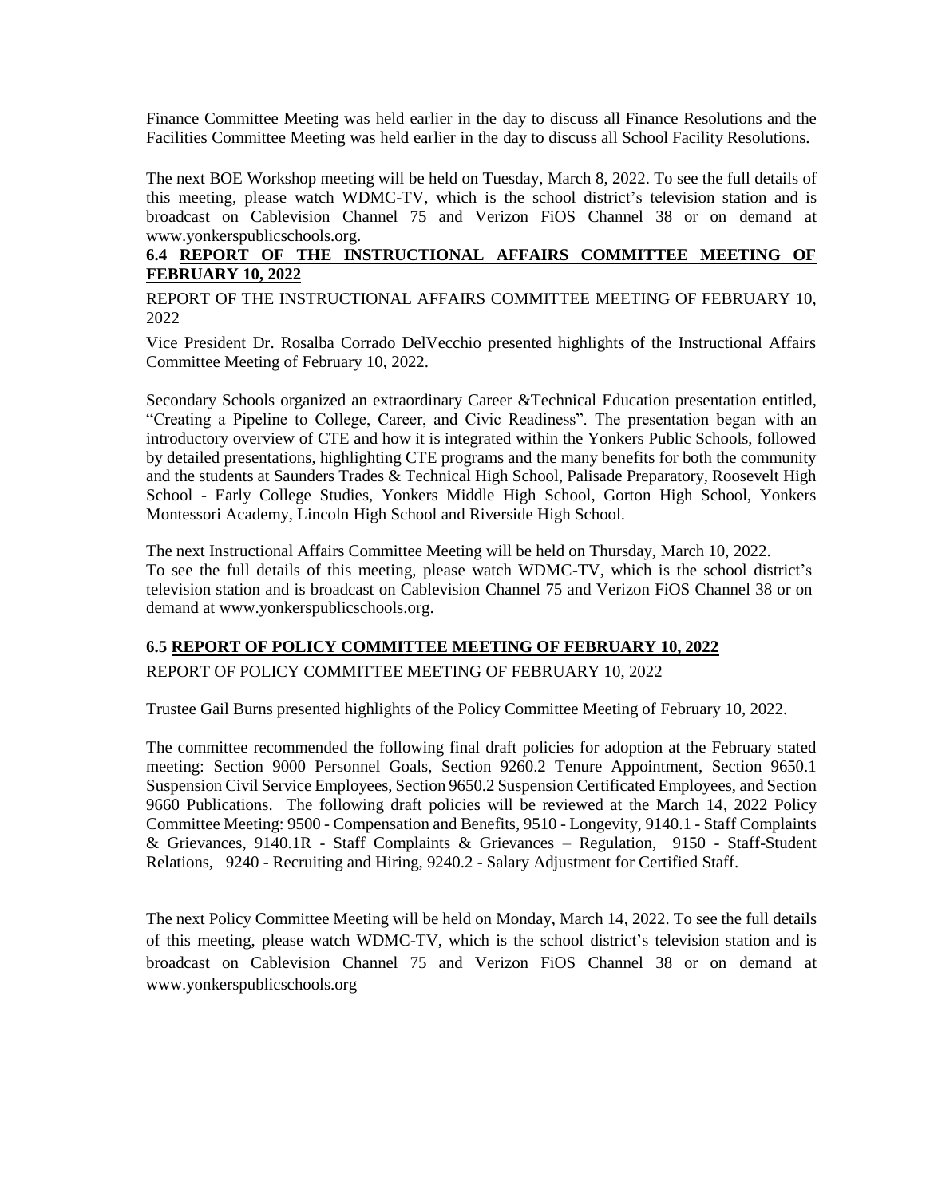Finance Committee Meeting was held earlier in the day to discuss all Finance Resolutions and the Facilities Committee Meeting was held earlier in the day to discuss all School Facility Resolutions.

The next BOE Workshop meeting will be held on Tuesday, March 8, 2022. To see the full details of this meeting, please watch WDMC-TV, which is the school district's television station and is broadcast on Cablevision Channel 75 and Verizon FiOS Channel 38 or on demand at www.yonkerspublicschools.org.

### 6.4 REPORT OF THE INSTRUCTIONAL AFFAIRS COMMITTEE MEETING OF FEBRUARY 10, 2022

REPORT OF THE INSTRUCTIONAL AFFAIRS COMMITTEE MEETING OF FEBRUARY 10, 2022

Vice President Dr. Rosalba Corrado DelVecchio presented highlights of the Instructional Affairs Committee Meeting of February 10, 2022.

Secondary Schools organized an extraordinary Career &Technical Education presentation entitled, "Creating a Pipeline to College, Career, and Civic Readiness". The presentation began with an introductory overview of CTE and how it is integrated within the Yonkers Public Schools, followed by detailed presentations, highlighting CTE programs and the many benefits for both the community and the students at Saunders Trades & Technical High School, Palisade Preparatory, Roosevelt High School - Early College Studies, Yonkers Middle High School, Gorton High School, Yonkers Montessori Academy, Lincoln High School and Riverside High School.

The next Instructional Affairs Committee Meeting will be held on Thursday, March 10, 2022. To see the full details of this meeting, please watch WDMC-TV, which is the school district's television station and is broadcast on Cablevision Channel 75 and Verizon FiOS Channel 38 or on demand at www.yonkerspublicschools.org.

### 6.5 REPORT OF POLICY COMMITTEE MEETING OF FEBRUARY 10, 2022

REPORT OF POLICY COMMITTEE MEETING OF FEBRUARY 10, 2022

Trustee Gail Burns presented highlights of the Policy Committee Meeting of February 10, 2022.

The committee recommended the following final draft policies for adoption at the February stated meeting: Section 9000 Personnel Goals, Section 9260.2 Tenure Appointment, Section 9650.1 Suspension Civil Service Employees, Section 9650.2 Suspension Certificated Employees, and Section 9660 Publications. The following draft policies will be reviewed at the March 14, 2022 Policy Committee Meeting: 9500 - Compensation and Benefits, 9510 - Longevity, 9140.1 - Staff Complaints & Grievances, 9140.1R - Staff Complaints & Grievances – Regulation, 9150 - Staff-Student Relations, 9240 - Recruiting and Hiring, 9240.2 - Salary Adjustment for Certified Staff.

The next Policy Committee Meeting will be held on Monday, March 14, 2022. To see the full details of this meeting, please watch WDMC-TV, which is the school district's television station and is broadcast on Cablevision Channel 75 and Verizon FiOS Channel 38 or on demand at www.yonkerspublicschools.org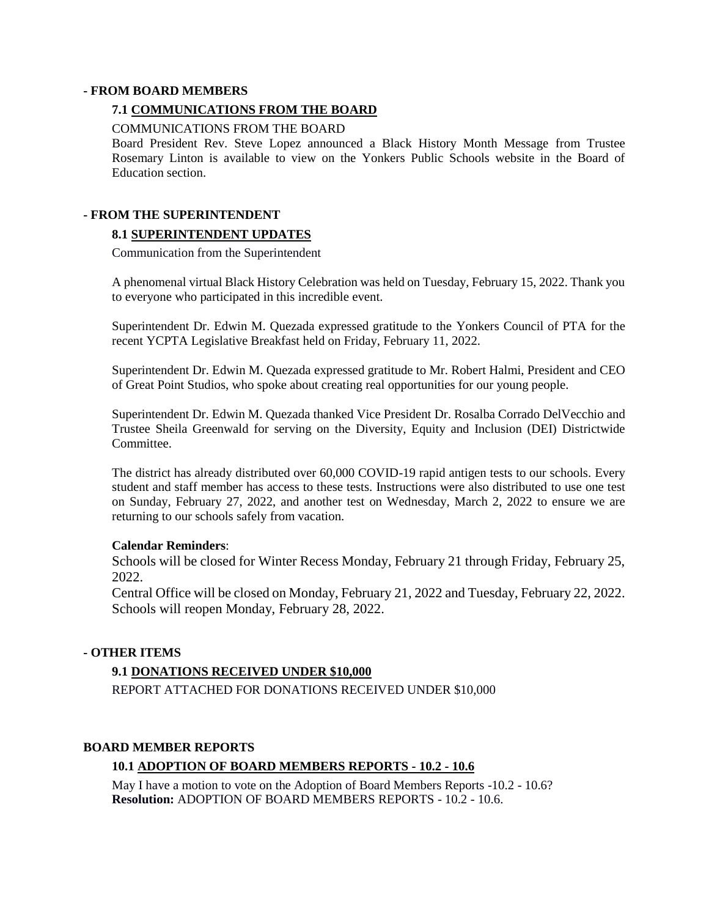## - FROM BOARD MEMBERS

### 7.1 COMMUNICATIONS FROM THE BOARD

COMMUNICATIONS FROM THE BOARD

Board President Rev. Steve Lopez announced a Black History Month Message from Trustee Rosemary Linton is available to view on the Yonkers Public Schools website in the Board of Education section.

## - FROM THE SUPERINTENDENT

### 8.1 SUPERINTENDENT UPDATES

Communication from the Superintendent

A phenomenal virtual Black History Celebration was held on Tuesday, February 15, 2022. Thank you to everyone who participated in this incredible event.

Superintendent Dr. Edwin M. Quezada expressed gratitude to the Yonkers Council of PTA for the recent YCPTA Legislative Breakfast held on Friday, February 11, 2022.

Superintendent Dr. Edwin M. Quezada expressed gratitude to Mr. Robert Halmi, President and CEO of Great Point Studios, who spoke about creating real opportunities for our young people.

Superintendent Dr. Edwin M. Quezada thanked Vice President Dr. Rosalba Corrado DelVecchio and Trustee Sheila Greenwald for serving on the Diversity, Equity and Inclusion (DEI) Districtwide Committee.

The district has already distributed over 60,000 COVID-19 rapid antigen tests to our schools. Every student and staff member has access to these tests. Instructions were also distributed to use one test on Sunday, February 27, 2022, and another test on Wednesday, March 2, 2022 to ensure we are returning to our schools safely from vacation.

**Calendar Reminders**:

Schools will be closed for Winter Recess Monday, February 21 through Friday, February 25, 2022.

Central Office will be closed on Monday, February 21, 2022 and Tuesday, February 22, 2022.

Schools will reopen Monday, February 28, 2022.

## - OTHER ITEMS

### 9.1 DONATIONS RECEIVED UNDER $10,000

REPORT ATTACHED FOR DONATIONS RECEIVED UNDER $10,000

## BOARD MEMBER REPORTS

### 10.1 ADOPTION OF BOARD MEMBERS REPORTS - 10.2 - 10.6

May I have a motion to vote on the Adoption of Board Members Reports -10.2 - 10.6?

**Resolution:** ADOPTION OF BOARD MEMBERS REPORTS - 10.2 - 10.6.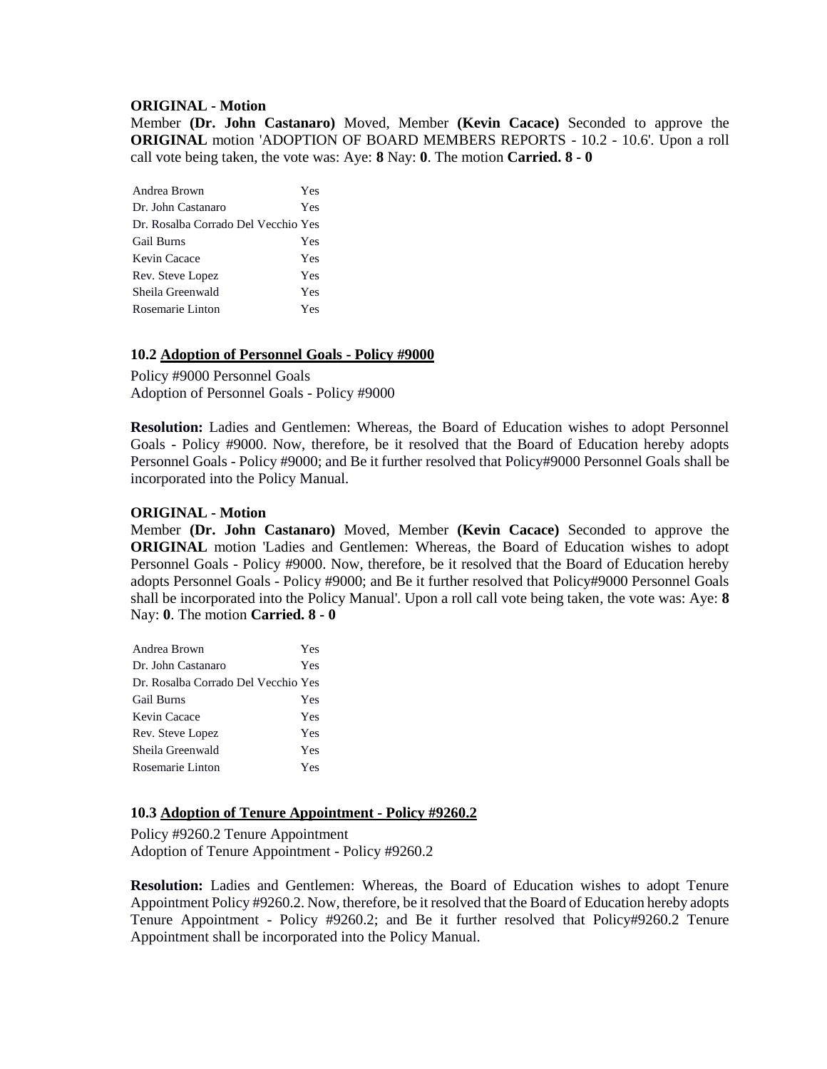**ORIGINAL - Motion**
Member **(Dr. John Castanaro)** Moved, Member **(Kevin Cacace)** Seconded to approve the **ORIGINAL** motion 'ADOPTION OF BOARD MEMBERS REPORTS - 10.2 - 10.6'. Upon a roll call vote being taken, the vote was: Aye: **8** Nay: **0**. The motion **Carried. 8 - 0**

| | |
|---|---|
| Andrea Brown | Yes |
| Dr. John Castanaro | Yes |
| Dr. Rosalba Corrado Del Vecchio | Yes |
| Gail Burns | Yes |
| Kevin Cacace | Yes |
| Rev. Steve Lopez | Yes |
| Sheila Greenwald | Yes |
| Rosemarie Linton | Yes |

### 10.2 Adoption of Personnel Goals - Policy #9000

Policy #9000 Personnel Goals
Adoption of Personnel Goals - Policy #9000

**Resolution:** Ladies and Gentlemen: Whereas, the Board of Education wishes to adopt Personnel Goals - Policy #9000. Now, therefore, be it resolved that the Board of Education hereby adopts Personnel Goals - Policy #9000; and Be it further resolved that Policy#9000 Personnel Goals shall be incorporated into the Policy Manual.

**ORIGINAL - Motion**
Member **(Dr. John Castanaro)** Moved, Member **(Kevin Cacace)** Seconded to approve the **ORIGINAL** motion 'Ladies and Gentlemen: Whereas, the Board of Education wishes to adopt Personnel Goals - Policy #9000. Now, therefore, be it resolved that the Board of Education hereby adopts Personnel Goals - Policy #9000; and Be it further resolved that Policy#9000 Personnel Goals shall be incorporated into the Policy Manual'. Upon a roll call vote being taken, the vote was: Aye: **8** Nay: **0**. The motion **Carried. 8 - 0**

| | |
|---|---|
| Andrea Brown | Yes |
| Dr. John Castanaro | Yes |
| Dr. Rosalba Corrado Del Vecchio | Yes |
| Gail Burns | Yes |
| Kevin Cacace | Yes |
| Rev. Steve Lopez | Yes |
| Sheila Greenwald | Yes |
| Rosemarie Linton | Yes |

### 10.3 Adoption of Tenure Appointment - Policy #9260.2

Policy #9260.2 Tenure Appointment
Adoption of Tenure Appointment - Policy #9260.2

**Resolution:** Ladies and Gentlemen: Whereas, the Board of Education wishes to adopt Tenure Appointment Policy #9260.2. Now, therefore, be it resolved that the Board of Education hereby adopts Tenure Appointment - Policy #9260.2; and Be it further resolved that Policy#9260.2 Tenure Appointment shall be incorporated into the Policy Manual.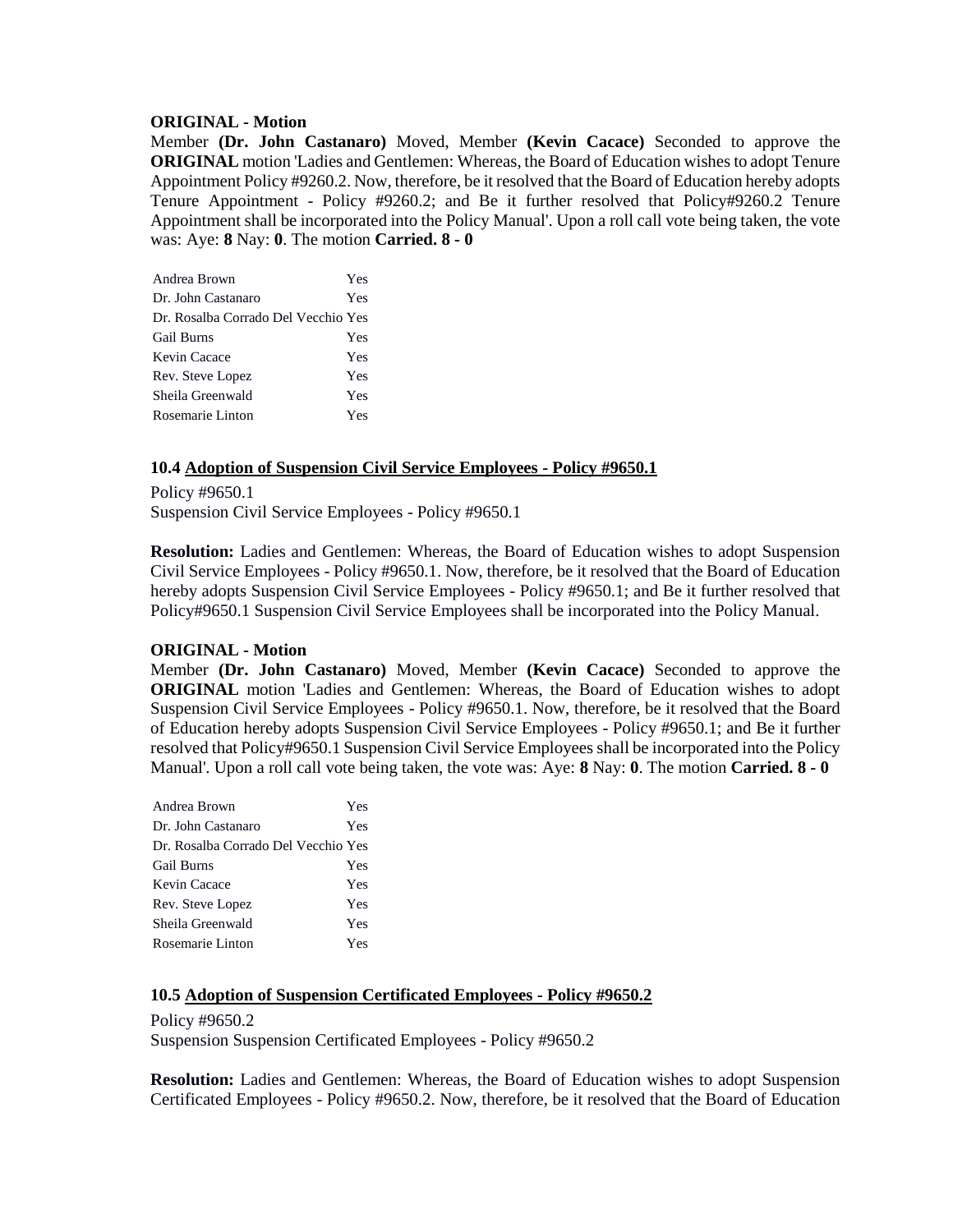**ORIGINAL - Motion**
Member **(Dr. John Castanaro)** Moved, Member **(Kevin Cacace)** Seconded to approve the **ORIGINAL** motion 'Ladies and Gentlemen: Whereas, the Board of Education wishes to adopt Tenure Appointment Policy #9260.2. Now, therefore, be it resolved that the Board of Education hereby adopts Tenure Appointment - Policy #9260.2; and Be it further resolved that Policy#9260.2 Tenure Appointment shall be incorporated into the Policy Manual'. Upon a roll call vote being taken, the vote was: Aye: **8** Nay: **0**. The motion **Carried. 8 - 0**

| | |
|---|---|
| Andrea Brown | Yes |
| Dr. John Castanaro | Yes |
| Dr. Rosalba Corrado Del Vecchio | Yes |
| Gail Burns | Yes |
| Kevin Cacace | Yes |
| Rev. Steve Lopez | Yes |
| Sheila Greenwald | Yes |
| Rosemarie Linton | Yes |

### 10.4 Adoption of Suspension Civil Service Employees - Policy #9650.1

Policy #9650.1
Suspension Civil Service Employees - Policy #9650.1

**Resolution:** Ladies and Gentlemen: Whereas, the Board of Education wishes to adopt Suspension Civil Service Employees - Policy #9650.1. Now, therefore, be it resolved that the Board of Education hereby adopts Suspension Civil Service Employees - Policy #9650.1; and Be it further resolved that Policy#9650.1 Suspension Civil Service Employees shall be incorporated into the Policy Manual.

**ORIGINAL - Motion**
Member **(Dr. John Castanaro)** Moved, Member **(Kevin Cacace)** Seconded to approve the **ORIGINAL** motion 'Ladies and Gentlemen: Whereas, the Board of Education wishes to adopt Suspension Civil Service Employees - Policy #9650.1. Now, therefore, be it resolved that the Board of Education hereby adopts Suspension Civil Service Employees - Policy #9650.1; and Be it further resolved that Policy#9650.1 Suspension Civil Service Employees shall be incorporated into the Policy Manual'. Upon a roll call vote being taken, the vote was: Aye: **8** Nay: **0**. The motion **Carried. 8 - 0**

| | |
|---|---|
| Andrea Brown | Yes |
| Dr. John Castanaro | Yes |
| Dr. Rosalba Corrado Del Vecchio | Yes |
| Gail Burns | Yes |
| Kevin Cacace | Yes |
| Rev. Steve Lopez | Yes |
| Sheila Greenwald | Yes |
| Rosemarie Linton | Yes |

### 10.5 Adoption of Suspension Certificated Employees - Policy #9650.2

Policy #9650.2
Suspension Suspension Certificated Employees - Policy #9650.2

**Resolution:** Ladies and Gentlemen: Whereas, the Board of Education wishes to adopt Suspension Certificated Employees - Policy #9650.2. Now, therefore, be it resolved that the Board of Education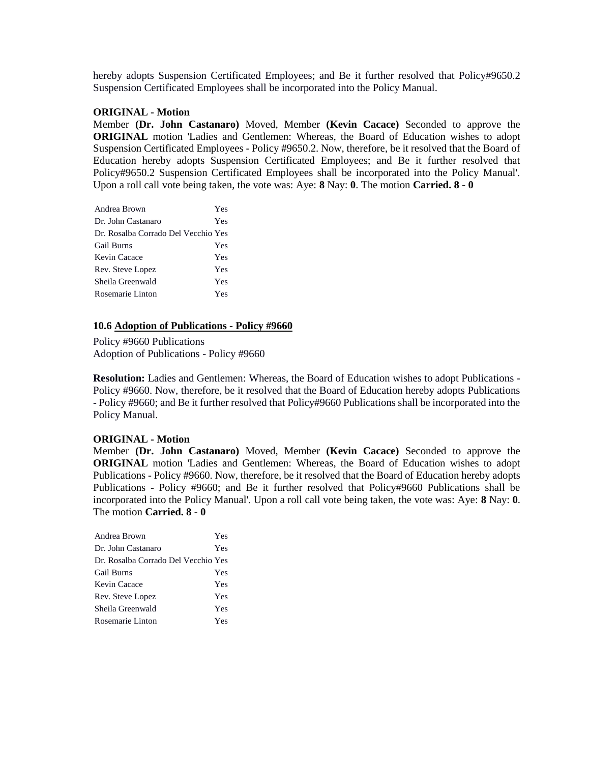hereby adopts Suspension Certificated Employees; and Be it further resolved that Policy#9650.2 Suspension Certificated Employees shall be incorporated into the Policy Manual.

**ORIGINAL - Motion**

Member **(Dr. John Castanaro)** Moved, Member **(Kevin Cacace)** Seconded to approve the **ORIGINAL** motion 'Ladies and Gentlemen: Whereas, the Board of Education wishes to adopt Suspension Certificated Employees - Policy #9650.2. Now, therefore, be it resolved that the Board of Education hereby adopts Suspension Certificated Employees; and Be it further resolved that Policy#9650.2 Suspension Certificated Employees shall be incorporated into the Policy Manual'. Upon a roll call vote being taken, the vote was: Aye: **8** Nay: **0**. The motion **Carried. 8 - 0**

| | |
|---|---|
| Andrea Brown | Yes |
| Dr. John Castanaro | Yes |
| Dr. Rosalba Corrado Del Vecchio | Yes |
| Gail Burns | Yes |
| Kevin Cacace | Yes |
| Rev. Steve Lopez | Yes |
| Sheila Greenwald | Yes |
| Rosemarie Linton | Yes |

### 10.6 Adoption of Publications - Policy #9660

Policy #9660 Publications
Adoption of Publications - Policy #9660

**Resolution:** Ladies and Gentlemen: Whereas, the Board of Education wishes to adopt Publications - Policy #9660. Now, therefore, be it resolved that the Board of Education hereby adopts Publications - Policy #9660; and Be it further resolved that Policy#9660 Publications shall be incorporated into the Policy Manual.

**ORIGINAL - Motion**

Member **(Dr. John Castanaro)** Moved, Member **(Kevin Cacace)** Seconded to approve the **ORIGINAL** motion 'Ladies and Gentlemen: Whereas, the Board of Education wishes to adopt Publications - Policy #9660. Now, therefore, be it resolved that the Board of Education hereby adopts Publications - Policy #9660; and Be it further resolved that Policy#9660 Publications shall be incorporated into the Policy Manual'. Upon a roll call vote being taken, the vote was: Aye: **8** Nay: **0**. The motion **Carried. 8 - 0**

| | |
|---|---|
| Andrea Brown | Yes |
| Dr. John Castanaro | Yes |
| Dr. Rosalba Corrado Del Vecchio | Yes |
| Gail Burns | Yes |
| Kevin Cacace | Yes |
| Rev. Steve Lopez | Yes |
| Sheila Greenwald | Yes |
| Rosemarie Linton | Yes |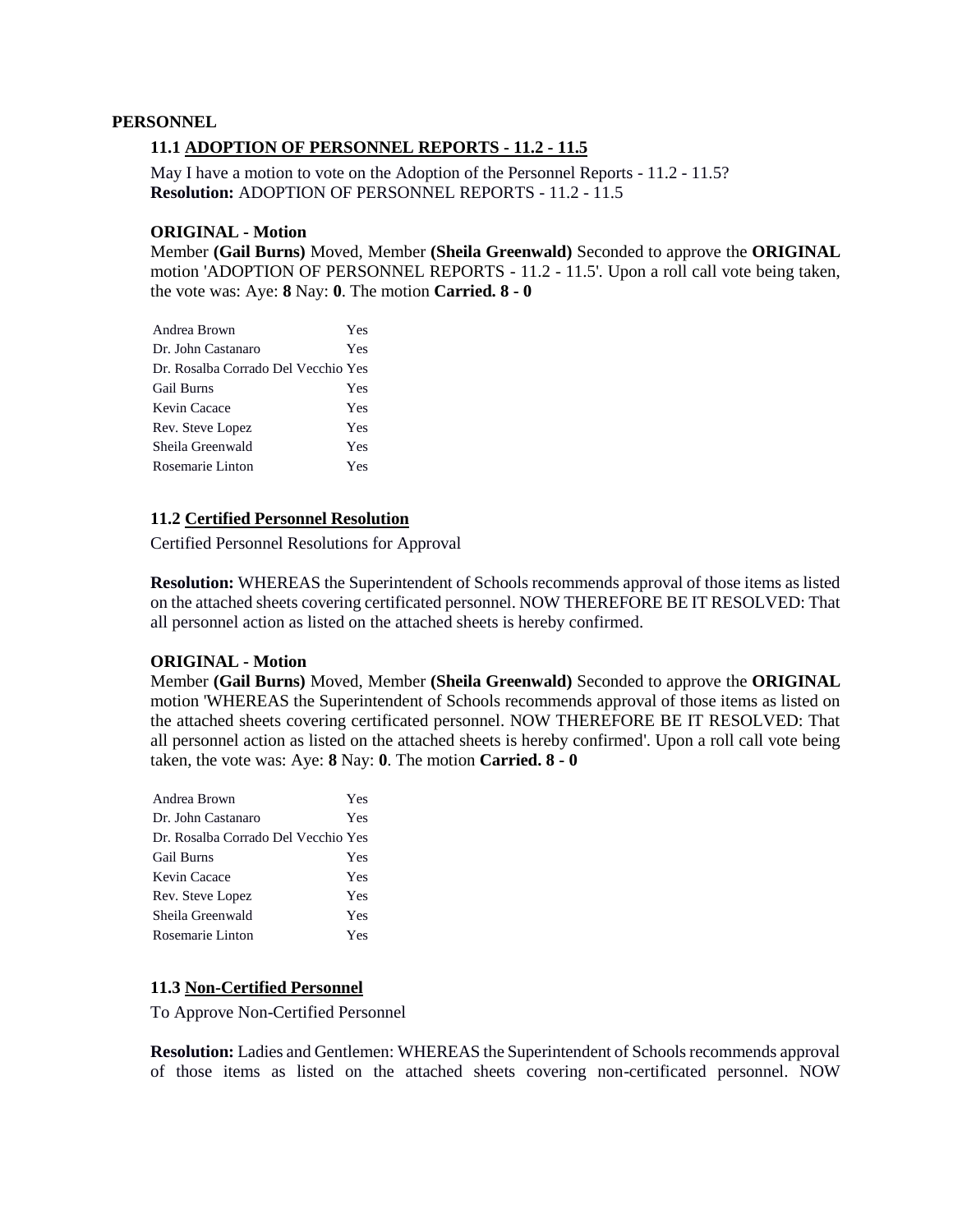**PERSONNEL**

### 11.1 ADOPTION OF PERSONNEL REPORTS - 11.2 - 11.5

May I have a motion to vote on the Adoption of the Personnel Reports - 11.2 - 11.5?
**Resolution:** ADOPTION OF PERSONNEL REPORTS - 11.2 - 11.5

**ORIGINAL - Motion**
Member **(Gail Burns)** Moved, Member **(Sheila Greenwald)** Seconded to approve the **ORIGINAL** motion 'ADOPTION OF PERSONNEL REPORTS - 11.2 - 11.5'. Upon a roll call vote being taken, the vote was: Aye: **8** Nay: **0**. The motion **Carried. 8 - 0**

| | |
|---|---|
| Andrea Brown | Yes |
| Dr. John Castanaro | Yes |
| Dr. Rosalba Corrado Del Vecchio | Yes |
| Gail Burns | Yes |
| Kevin Cacace | Yes |
| Rev. Steve Lopez | Yes |
| Sheila Greenwald | Yes |
| Rosemarie Linton | Yes |

### 11.2 Certified Personnel Resolution

Certified Personnel Resolutions for Approval

**Resolution:** WHEREAS the Superintendent of Schools recommends approval of those items as listed on the attached sheets covering certificated personnel. NOW THEREFORE BE IT RESOLVED: That all personnel action as listed on the attached sheets is hereby confirmed.

**ORIGINAL - Motion**
Member **(Gail Burns)** Moved, Member **(Sheila Greenwald)** Seconded to approve the **ORIGINAL** motion 'WHEREAS the Superintendent of Schools recommends approval of those items as listed on the attached sheets covering certificated personnel. NOW THEREFORE BE IT RESOLVED: That all personnel action as listed on the attached sheets is hereby confirmed'. Upon a roll call vote being taken, the vote was: Aye: **8** Nay: **0**. The motion **Carried. 8 - 0**

| | |
|---|---|
| Andrea Brown | Yes |
| Dr. John Castanaro | Yes |
| Dr. Rosalba Corrado Del Vecchio | Yes |
| Gail Burns | Yes |
| Kevin Cacace | Yes |
| Rev. Steve Lopez | Yes |
| Sheila Greenwald | Yes |
| Rosemarie Linton | Yes |

### 11.3 Non-Certified Personnel

To Approve Non-Certified Personnel

**Resolution:** Ladies and Gentlemen: WHEREAS the Superintendent of Schools recommends approval of those items as listed on the attached sheets covering non-certificated personnel. NOW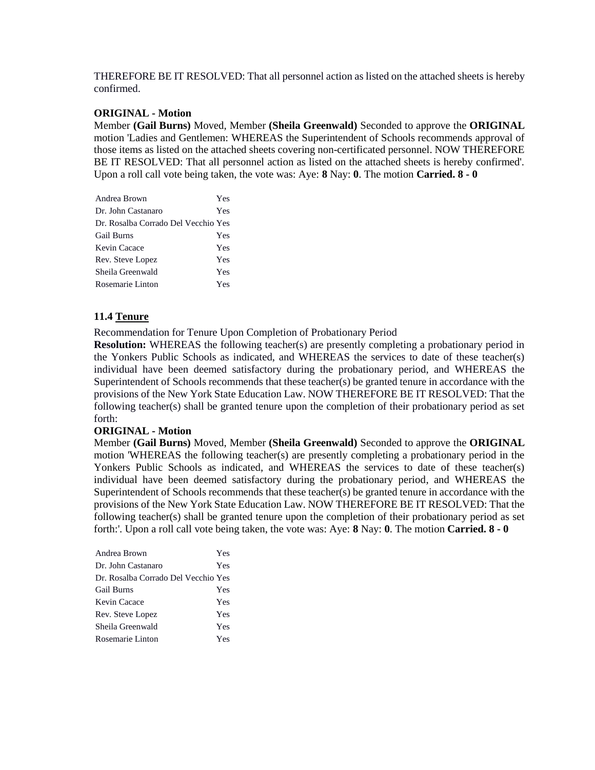THEREFORE BE IT RESOLVED: That all personnel action as listed on the attached sheets is hereby confirmed.

**ORIGINAL - Motion**

Member **(Gail Burns)** Moved, Member **(Sheila Greenwald)** Seconded to approve the **ORIGINAL** motion 'Ladies and Gentlemen: WHEREAS the Superintendent of Schools recommends approval of those items as listed on the attached sheets covering non-certificated personnel. NOW THEREFORE BE IT RESOLVED: That all personnel action as listed on the attached sheets is hereby confirmed'. Upon a roll call vote being taken, the vote was: Aye: **8** Nay: **0**. The motion **Carried. 8 - 0**

| | |
|---|---|
| Andrea Brown | Yes |
| Dr. John Castanaro | Yes |
| Dr. Rosalba Corrado Del Vecchio | Yes |
| Gail Burns | Yes |
| Kevin Cacace | Yes |
| Rev. Steve Lopez | Yes |
| Sheila Greenwald | Yes |
| Rosemarie Linton | Yes |

### 11.4 Tenure

Recommendation for Tenure Upon Completion of Probationary Period

**Resolution:** WHEREAS the following teacher(s) are presently completing a probationary period in the Yonkers Public Schools as indicated, and WHEREAS the services to date of these teacher(s) individual have been deemed satisfactory during the probationary period, and WHEREAS the Superintendent of Schools recommends that these teacher(s) be granted tenure in accordance with the provisions of the New York State Education Law. NOW THEREFORE BE IT RESOLVED: That the following teacher(s) shall be granted tenure upon the completion of their probationary period as set forth:

**ORIGINAL - Motion**

Member **(Gail Burns)** Moved, Member **(Sheila Greenwald)** Seconded to approve the **ORIGINAL** motion 'WHEREAS the following teacher(s) are presently completing a probationary period in the Yonkers Public Schools as indicated, and WHEREAS the services to date of these teacher(s) individual have been deemed satisfactory during the probationary period, and WHEREAS the Superintendent of Schools recommends that these teacher(s) be granted tenure in accordance with the provisions of the New York State Education Law. NOW THEREFORE BE IT RESOLVED: That the following teacher(s) shall be granted tenure upon the completion of their probationary period as set forth:'. Upon a roll call vote being taken, the vote was: Aye: **8** Nay: **0**. The motion **Carried. 8 - 0**

| | |
|---|---|
| Andrea Brown | Yes |
| Dr. John Castanaro | Yes |
| Dr. Rosalba Corrado Del Vecchio | Yes |
| Gail Burns | Yes |
| Kevin Cacace | Yes |
| Rev. Steve Lopez | Yes |
| Sheila Greenwald | Yes |
| Rosemarie Linton | Yes |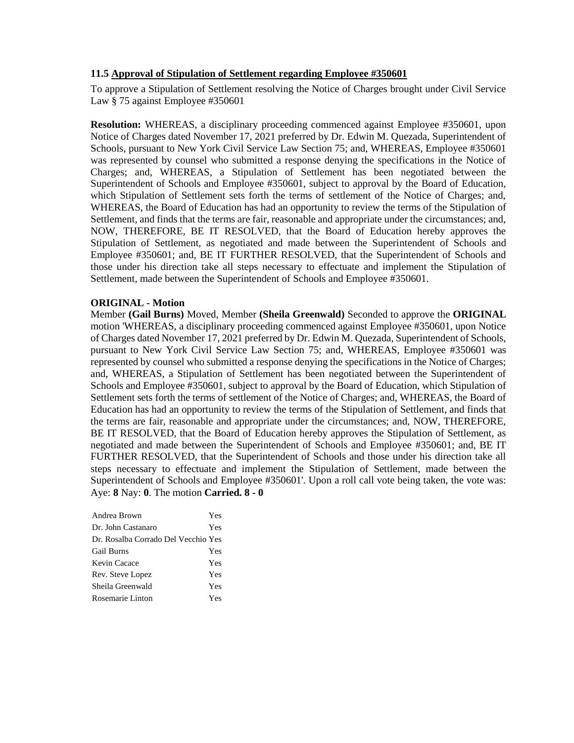**11.5 Approval of Stipulation of Settlement regarding Employee #350601**

To approve a Stipulation of Settlement resolving the Notice of Charges brought under Civil Service Law § 75 against Employee #350601

**Resolution:** WHEREAS, a disciplinary proceeding commenced against Employee #350601, upon Notice of Charges dated November 17, 2021 preferred by Dr. Edwin M. Quezada, Superintendent of Schools, pursuant to New York Civil Service Law Section 75; and, WHEREAS, Employee #350601 was represented by counsel who submitted a response denying the specifications in the Notice of Charges; and, WHEREAS, a Stipulation of Settlement has been negotiated between the Superintendent of Schools and Employee #350601, subject to approval by the Board of Education, which Stipulation of Settlement sets forth the terms of settlement of the Notice of Charges; and, WHEREAS, the Board of Education has had an opportunity to review the terms of the Stipulation of Settlement, and finds that the terms are fair, reasonable and appropriate under the circumstances; and, NOW, THEREFORE, BE IT RESOLVED, that the Board of Education hereby approves the Stipulation of Settlement, as negotiated and made between the Superintendent of Schools and Employee #350601; and, BE IT FURTHER RESOLVED, that the Superintendent of Schools and those under his direction take all steps necessary to effectuate and implement the Stipulation of Settlement, made between the Superintendent of Schools and Employee #350601.

**ORIGINAL - Motion**

Member **(Gail Burns)** Moved, Member **(Sheila Greenwald)** Seconded to approve the **ORIGINAL** motion 'WHEREAS, a disciplinary proceeding commenced against Employee #350601, upon Notice of Charges dated November 17, 2021 preferred by Dr. Edwin M. Quezada, Superintendent of Schools, pursuant to New York Civil Service Law Section 75; and, WHEREAS, Employee #350601 was represented by counsel who submitted a response denying the specifications in the Notice of Charges; and, WHEREAS, a Stipulation of Settlement has been negotiated between the Superintendent of Schools and Employee #350601, subject to approval by the Board of Education, which Stipulation of Settlement sets forth the terms of settlement of the Notice of Charges; and, WHEREAS, the Board of Education has had an opportunity to review the terms of the Stipulation of Settlement, and finds that the terms are fair, reasonable and appropriate under the circumstances; and, NOW, THEREFORE, BE IT RESOLVED, that the Board of Education hereby approves the Stipulation of Settlement, as negotiated and made between the Superintendent of Schools and Employee #350601; and, BE IT FURTHER RESOLVED, that the Superintendent of Schools and those under his direction take all steps necessary to effectuate and implement the Stipulation of Settlement, made between the Superintendent of Schools and Employee #350601'. Upon a roll call vote being taken, the vote was: Aye: **8** Nay: **0**. The motion **Carried. 8 - 0**

| | |
|---|---|
| Andrea Brown | Yes |
| Dr. John Castanaro | Yes |
| Dr. Rosalba Corrado Del Vecchio | Yes |
| Gail Burns | Yes |
| Kevin Cacace | Yes |
| Rev. Steve Lopez | Yes |
| Sheila Greenwald | Yes |
| Rosemarie Linton | Yes |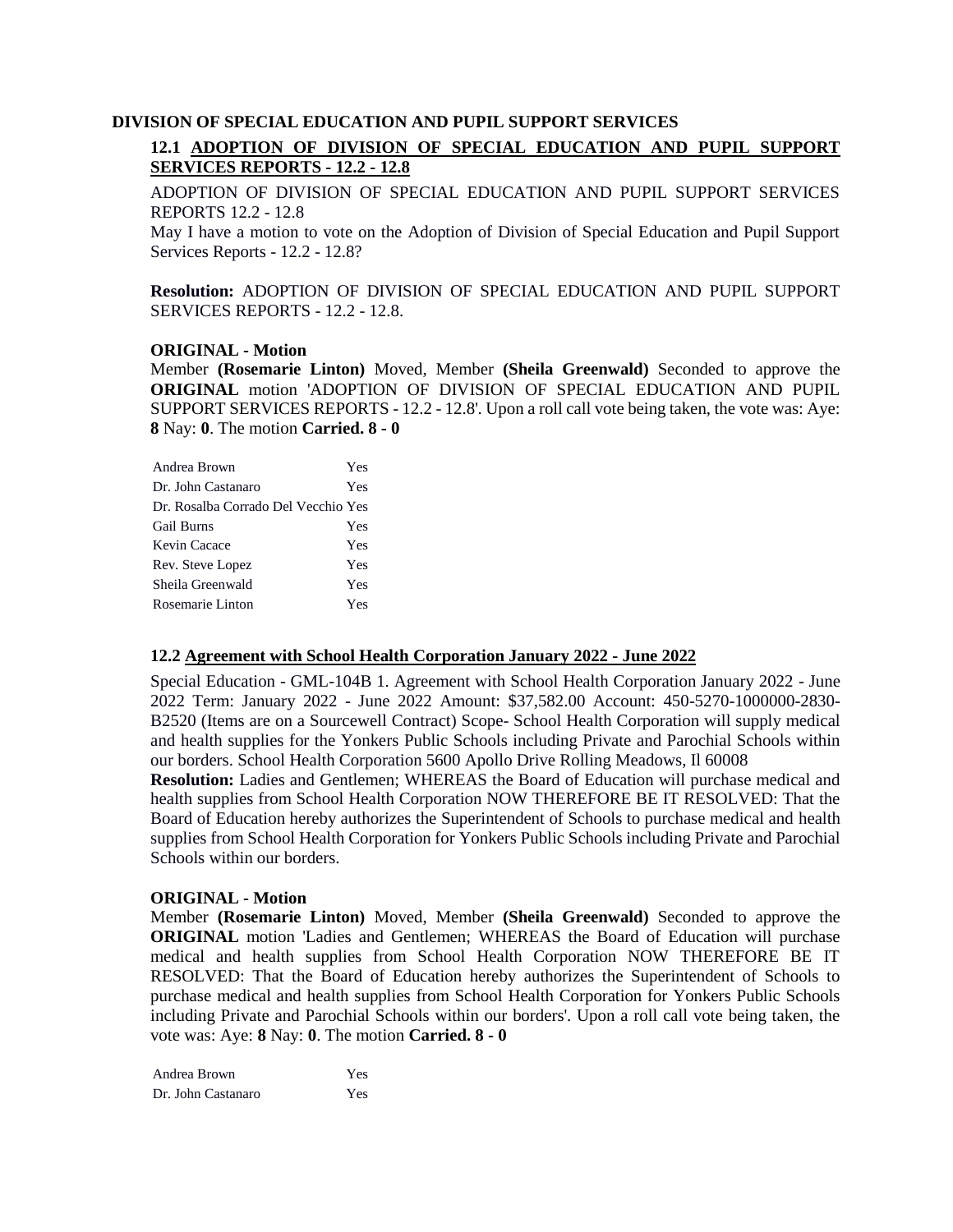## DIVISION OF SPECIAL EDUCATION AND PUPIL SUPPORT SERVICES

### 12.1 ADOPTION OF DIVISION OF SPECIAL EDUCATION AND PUPIL SUPPORT SERVICES REPORTS - 12.2 - 12.8

ADOPTION OF DIVISION OF SPECIAL EDUCATION AND PUPIL SUPPORT SERVICES REPORTS 12.2 - 12.8

May I have a motion to vote on the Adoption of Division of Special Education and Pupil Support Services Reports - 12.2 - 12.8?

**Resolution:** ADOPTION OF DIVISION OF SPECIAL EDUCATION AND PUPIL SUPPORT SERVICES REPORTS - 12.2 - 12.8.

**ORIGINAL - Motion**

Member **(Rosemarie Linton)** Moved, Member **(Sheila Greenwald)** Seconded to approve the **ORIGINAL** motion 'ADOPTION OF DIVISION OF SPECIAL EDUCATION AND PUPIL SUPPORT SERVICES REPORTS - 12.2 - 12.8'. Upon a roll call vote being taken, the vote was: Aye: **8** Nay: **0**. The motion **Carried. 8 - 0**

| | |
|---|---|
| Andrea Brown | Yes |
| Dr. John Castanaro | Yes |
| Dr. Rosalba Corrado Del Vecchio | Yes |
| Gail Burns | Yes |
| Kevin Cacace | Yes |
| Rev. Steve Lopez | Yes |
| Sheila Greenwald | Yes |
| Rosemarie Linton | Yes |

### 12.2 Agreement with School Health Corporation January 2022 - June 2022

Special Education - GML-104B 1. Agreement with School Health Corporation January 2022 - June 2022 Term: January 2022 - June 2022 Amount: $37,582.00 Account: 450-5270-1000000-2830-B2520 (Items are on a Sourcewell Contract) Scope- School Health Corporation will supply medical and health supplies for the Yonkers Public Schools including Private and Parochial Schools within our borders. School Health Corporation 5600 Apollo Drive Rolling Meadows, Il 60008

**Resolution:** Ladies and Gentlemen; WHEREAS the Board of Education will purchase medical and health supplies from School Health Corporation NOW THEREFORE BE IT RESOLVED: That the Board of Education hereby authorizes the Superintendent of Schools to purchase medical and health supplies from School Health Corporation for Yonkers Public Schools including Private and Parochial Schools within our borders.

**ORIGINAL - Motion**

Member **(Rosemarie Linton)** Moved, Member **(Sheila Greenwald)** Seconded to approve the **ORIGINAL** motion 'Ladies and Gentlemen; WHEREAS the Board of Education will purchase medical and health supplies from School Health Corporation NOW THEREFORE BE IT RESOLVED: That the Board of Education hereby authorizes the Superintendent of Schools to purchase medical and health supplies from School Health Corporation for Yonkers Public Schools including Private and Parochial Schools within our borders'. Upon a roll call vote being taken, the vote was: Aye: **8** Nay: **0**. The motion **Carried. 8 - 0**

| | |
|---|---|
| Andrea Brown | Yes |
| Dr. John Castanaro | Yes |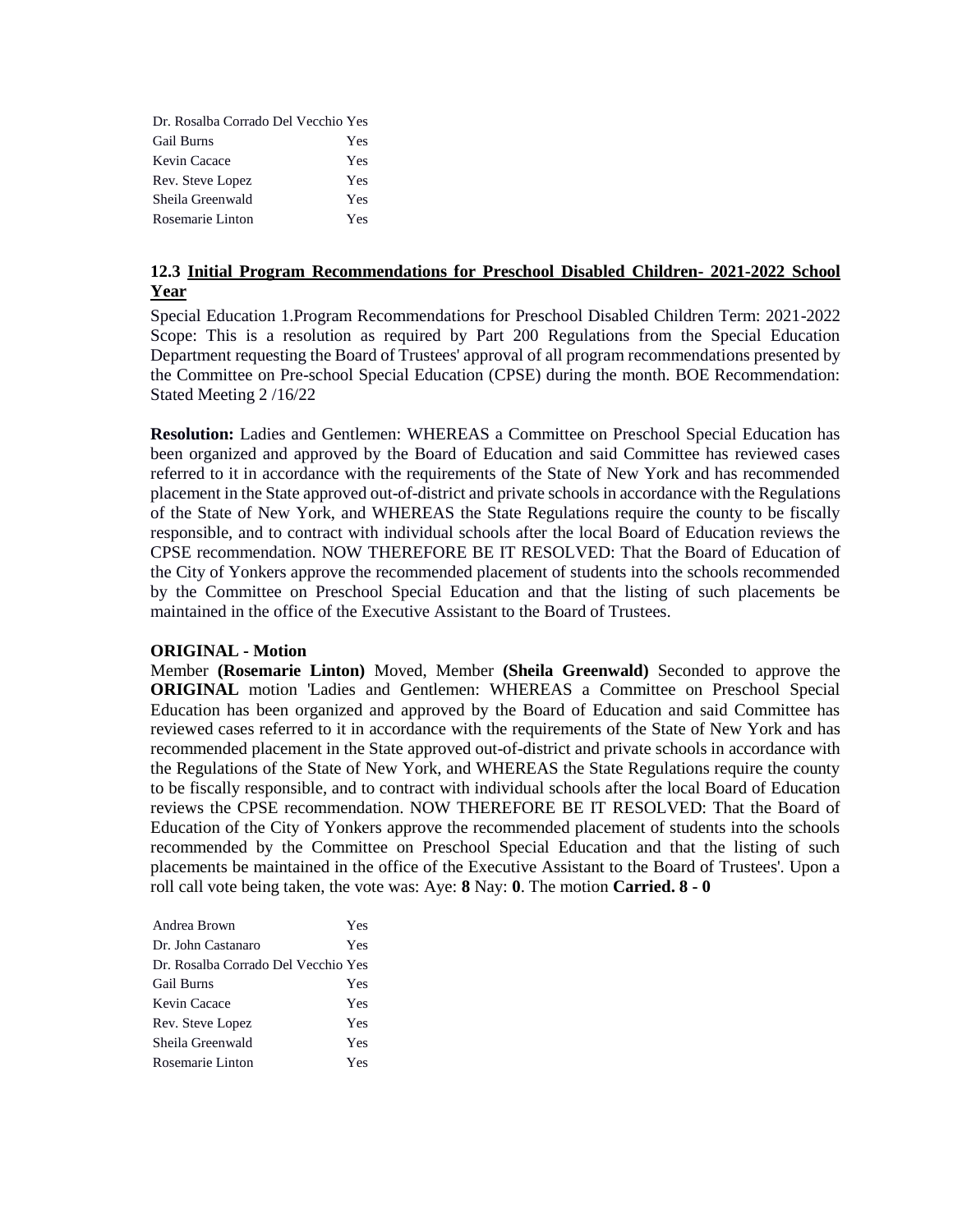| | |
|---|---|
| Dr. Rosalba Corrado Del Vecchio | Yes |
| Gail Burns | Yes |
| Kevin Cacace | Yes |
| Rev. Steve Lopez | Yes |
| Sheila Greenwald | Yes |
| Rosemarie Linton | Yes |

### 12.3 Initial Program Recommendations for Preschool Disabled Children- 2021-2022 School Year

Special Education 1.Program Recommendations for Preschool Disabled Children Term: 2021-2022 Scope: This is a resolution as required by Part 200 Regulations from the Special Education Department requesting the Board of Trustees' approval of all program recommendations presented by the Committee on Pre-school Special Education (CPSE) during the month. BOE Recommendation: Stated Meeting 2 /16/22

**Resolution:** Ladies and Gentlemen: WHEREAS a Committee on Preschool Special Education has been organized and approved by the Board of Education and said Committee has reviewed cases referred to it in accordance with the requirements of the State of New York and has recommended placement in the State approved out-of-district and private schools in accordance with the Regulations of the State of New York, and WHEREAS the State Regulations require the county to be fiscally responsible, and to contract with individual schools after the local Board of Education reviews the CPSE recommendation. NOW THEREFORE BE IT RESOLVED: That the Board of Education of the City of Yonkers approve the recommended placement of students into the schools recommended by the Committee on Preschool Special Education and that the listing of such placements be maintained in the office of the Executive Assistant to the Board of Trustees.

**ORIGINAL - Motion**

Member **(Rosemarie Linton)** Moved, Member **(Sheila Greenwald)** Seconded to approve the **ORIGINAL** motion 'Ladies and Gentlemen: WHEREAS a Committee on Preschool Special Education has been organized and approved by the Board of Education and said Committee has reviewed cases referred to it in accordance with the requirements of the State of New York and has recommended placement in the State approved out-of-district and private schools in accordance with the Regulations of the State of New York, and WHEREAS the State Regulations require the county to be fiscally responsible, and to contract with individual schools after the local Board of Education reviews the CPSE recommendation. NOW THEREFORE BE IT RESOLVED: That the Board of Education of the City of Yonkers approve the recommended placement of students into the schools recommended by the Committee on Preschool Special Education and that the listing of such placements be maintained in the office of the Executive Assistant to the Board of Trustees'. Upon a roll call vote being taken, the vote was: Aye: **8** Nay: **0**. The motion **Carried. 8 - 0**

| | |
|---|---|
| Andrea Brown | Yes |
| Dr. John Castanaro | Yes |
| Dr. Rosalba Corrado Del Vecchio | Yes |
| Gail Burns | Yes |
| Kevin Cacace | Yes |
| Rev. Steve Lopez | Yes |
| Sheila Greenwald | Yes |
| Rosemarie Linton | Yes |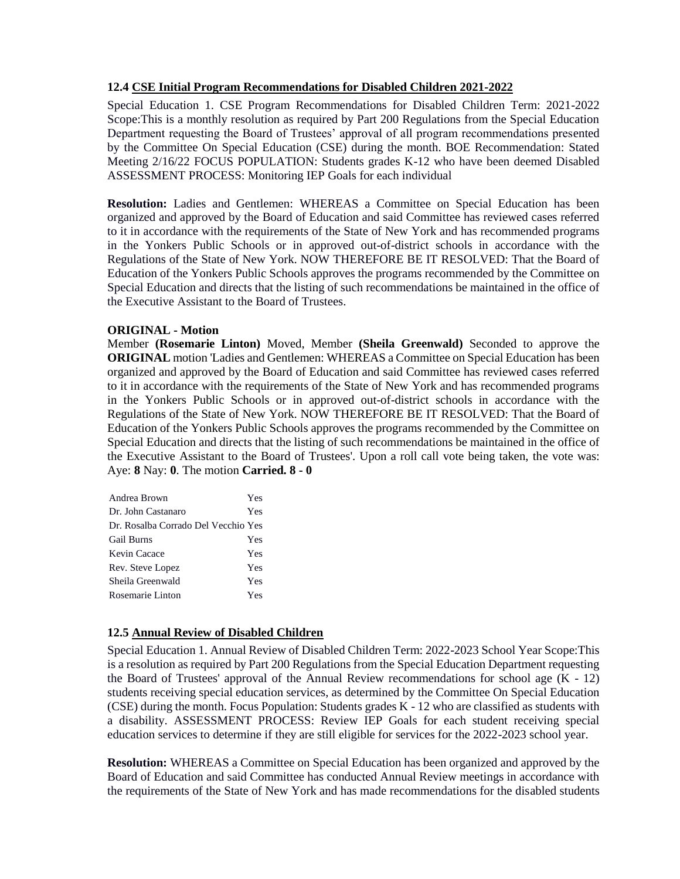### 12.4 CSE Initial Program Recommendations for Disabled Children 2021-2022

Special Education 1. CSE Program Recommendations for Disabled Children Term: 2021-2022 Scope:This is a monthly resolution as required by Part 200 Regulations from the Special Education Department requesting the Board of Trustees' approval of all program recommendations presented by the Committee On Special Education (CSE) during the month. BOE Recommendation: Stated Meeting 2/16/22 FOCUS POPULATION: Students grades K-12 who have been deemed Disabled ASSESSMENT PROCESS: Monitoring IEP Goals for each individual

**Resolution:** Ladies and Gentlemen: WHEREAS a Committee on Special Education has been organized and approved by the Board of Education and said Committee has reviewed cases referred to it in accordance with the requirements of the State of New York and has recommended programs in the Yonkers Public Schools or in approved out-of-district schools in accordance with the Regulations of the State of New York. NOW THEREFORE BE IT RESOLVED: That the Board of Education of the Yonkers Public Schools approves the programs recommended by the Committee on Special Education and directs that the listing of such recommendations be maintained in the office of the Executive Assistant to the Board of Trustees.

**ORIGINAL - Motion**

Member **(Rosemarie Linton)** Moved, Member **(Sheila Greenwald)** Seconded to approve the **ORIGINAL** motion 'Ladies and Gentlemen: WHEREAS a Committee on Special Education has been organized and approved by the Board of Education and said Committee has reviewed cases referred to it in accordance with the requirements of the State of New York and has recommended programs in the Yonkers Public Schools or in approved out-of-district schools in accordance with the Regulations of the State of New York. NOW THEREFORE BE IT RESOLVED: That the Board of Education of the Yonkers Public Schools approves the programs recommended by the Committee on Special Education and directs that the listing of such recommendations be maintained in the office of the Executive Assistant to the Board of Trustees'. Upon a roll call vote being taken, the vote was: Aye: **8** Nay: **0**. The motion **Carried. 8 - 0**

| | |
|---|---|
| Andrea Brown | Yes |
| Dr. John Castanaro | Yes |
| Dr. Rosalba Corrado Del Vecchio | Yes |
| Gail Burns | Yes |
| Kevin Cacace | Yes |
| Rev. Steve Lopez | Yes |
| Sheila Greenwald | Yes |
| Rosemarie Linton | Yes |

### 12.5 Annual Review of Disabled Children

Special Education 1. Annual Review of Disabled Children Term: 2022-2023 School Year Scope:This is a resolution as required by Part 200 Regulations from the Special Education Department requesting the Board of Trustees' approval of the Annual Review recommendations for school age (K - 12) students receiving special education services, as determined by the Committee On Special Education (CSE) during the month. Focus Population: Students grades K - 12 who are classified as students with a disability. ASSESSMENT PROCESS: Review IEP Goals for each student receiving special education services to determine if they are still eligible for services for the 2022-2023 school year.

**Resolution:** WHEREAS a Committee on Special Education has been organized and approved by the Board of Education and said Committee has conducted Annual Review meetings in accordance with the requirements of the State of New York and has made recommendations for the disabled students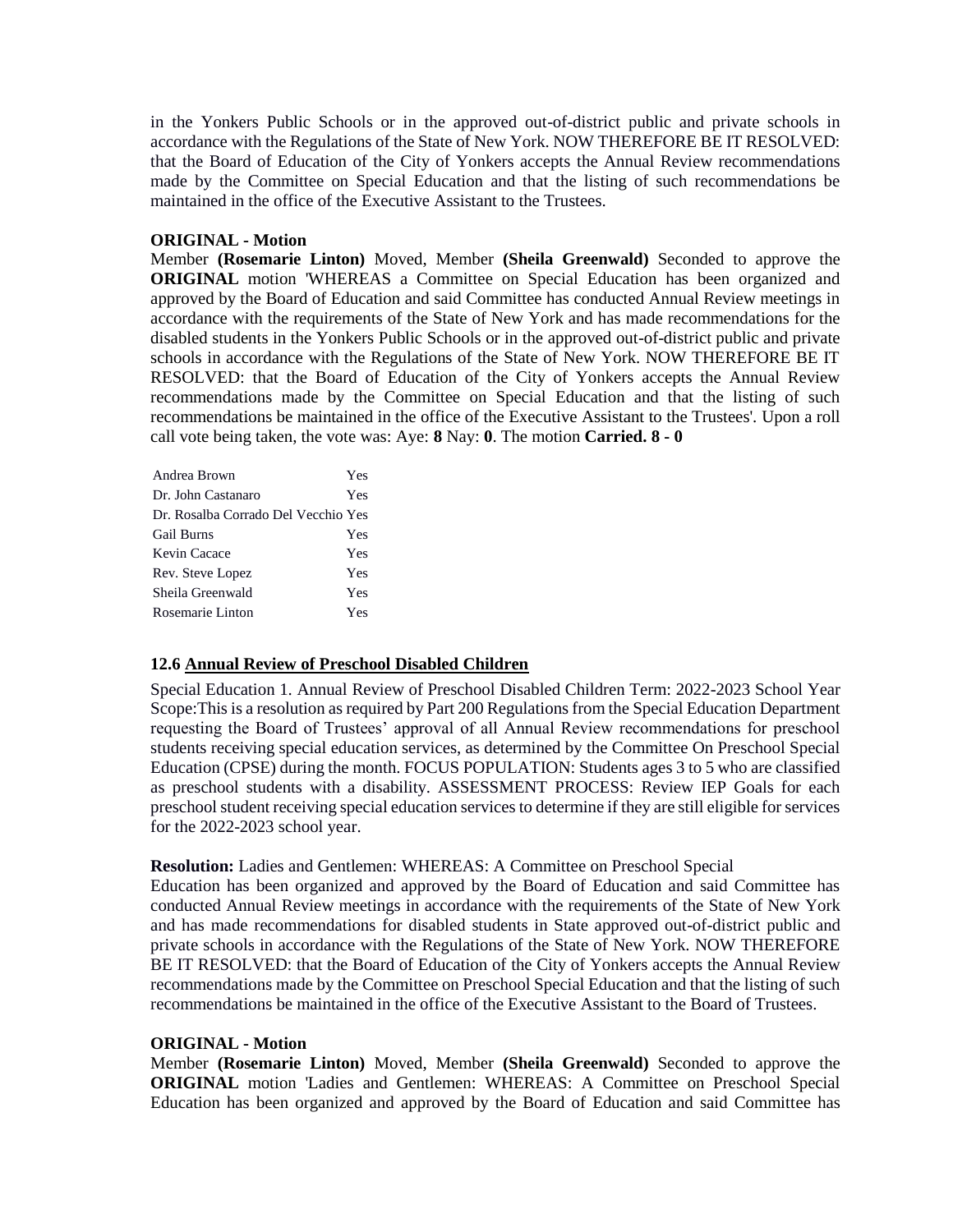in the Yonkers Public Schools or in the approved out-of-district public and private schools in accordance with the Regulations of the State of New York. NOW THEREFORE BE IT RESOLVED: that the Board of Education of the City of Yonkers accepts the Annual Review recommendations made by the Committee on Special Education and that the listing of such recommendations be maintained in the office of the Executive Assistant to the Trustees.

**ORIGINAL - Motion**

Member **(Rosemarie Linton)** Moved, Member **(Sheila Greenwald)** Seconded to approve the **ORIGINAL** motion 'WHEREAS a Committee on Special Education has been organized and approved by the Board of Education and said Committee has conducted Annual Review meetings in accordance with the requirements of the State of New York and has made recommendations for the disabled students in the Yonkers Public Schools or in the approved out-of-district public and private schools in accordance with the Regulations of the State of New York. NOW THEREFORE BE IT RESOLVED: that the Board of Education of the City of Yonkers accepts the Annual Review recommendations made by the Committee on Special Education and that the listing of such recommendations be maintained in the office of the Executive Assistant to the Trustees'. Upon a roll call vote being taken, the vote was: Aye: **8** Nay: **0**. The motion **Carried. 8 - 0**

| | |
|---|---|
| Andrea Brown | Yes |
| Dr. John Castanaro | Yes |
| Dr. Rosalba Corrado Del Vecchio | Yes |
| Gail Burns | Yes |
| Kevin Cacace | Yes |
| Rev. Steve Lopez | Yes |
| Sheila Greenwald | Yes |
| Rosemarie Linton | Yes |

**12.6 Annual Review of Preschool Disabled Children**

Special Education 1. Annual Review of Preschool Disabled Children Term: 2022-2023 School Year Scope:This is a resolution as required by Part 200 Regulations from the Special Education Department requesting the Board of Trustees' approval of all Annual Review recommendations for preschool students receiving special education services, as determined by the Committee On Preschool Special Education (CPSE) during the month. FOCUS POPULATION: Students ages 3 to 5 who are classified as preschool students with a disability. ASSESSMENT PROCESS: Review IEP Goals for each preschool student receiving special education services to determine if they are still eligible for services for the 2022-2023 school year.

**Resolution:** Ladies and Gentlemen: WHEREAS: A Committee on Preschool Special Education has been organized and approved by the Board of Education and said Committee has conducted Annual Review meetings in accordance with the requirements of the State of New York and has made recommendations for disabled students in State approved out-of-district public and private schools in accordance with the Regulations of the State of New York. NOW THEREFORE BE IT RESOLVED: that the Board of Education of the City of Yonkers accepts the Annual Review recommendations made by the Committee on Preschool Special Education and that the listing of such recommendations be maintained in the office of the Executive Assistant to the Board of Trustees.

**ORIGINAL - Motion**

Member **(Rosemarie Linton)** Moved, Member **(Sheila Greenwald)** Seconded to approve the **ORIGINAL** motion 'Ladies and Gentlemen: WHEREAS: A Committee on Preschool Special Education has been organized and approved by the Board of Education and said Committee has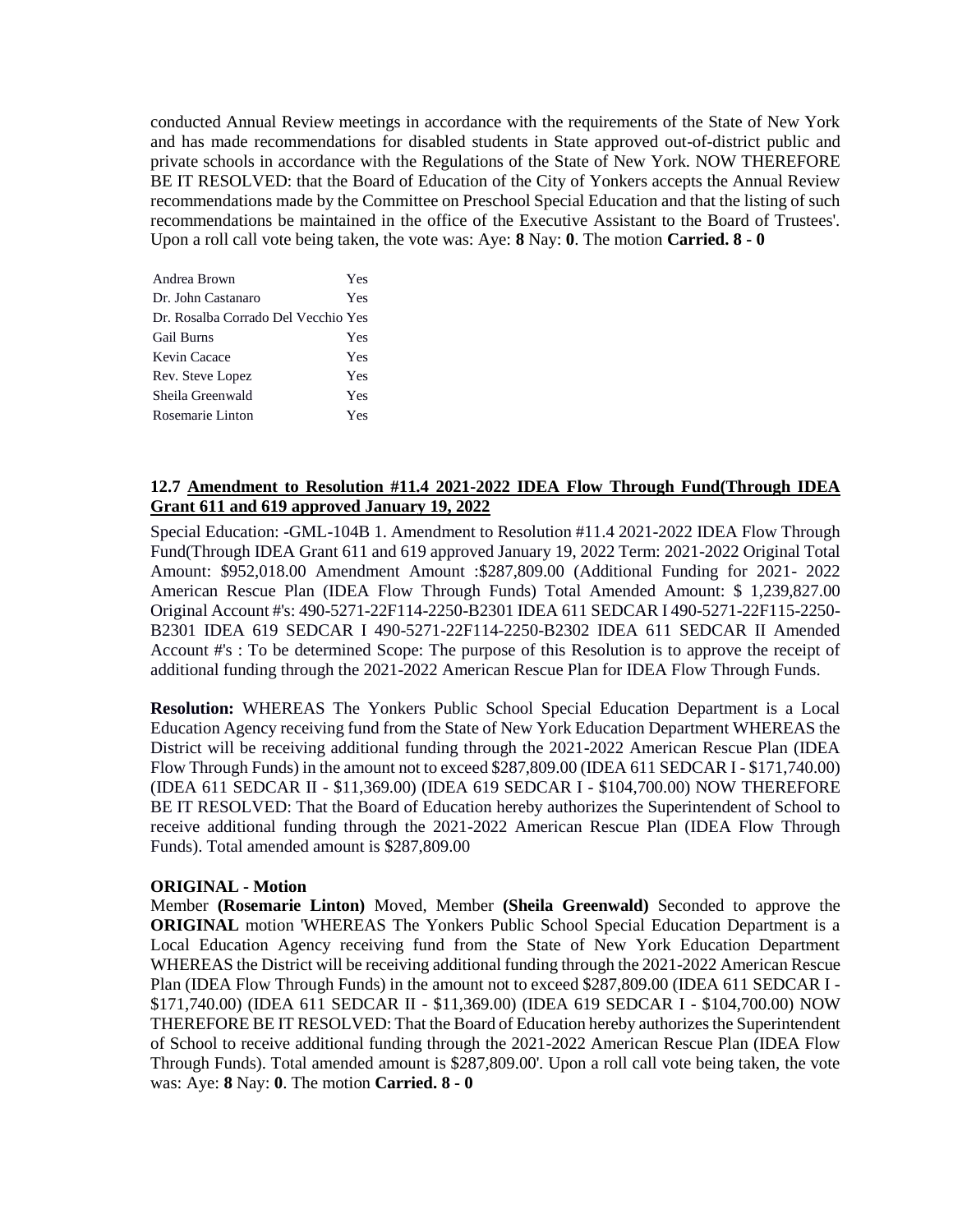conducted Annual Review meetings in accordance with the requirements of the State of New York and has made recommendations for disabled students in State approved out-of-district public and private schools in accordance with the Regulations of the State of New York. NOW THEREFORE BE IT RESOLVED: that the Board of Education of the City of Yonkers accepts the Annual Review recommendations made by the Committee on Preschool Special Education and that the listing of such recommendations be maintained in the office of the Executive Assistant to the Board of Trustees'. Upon a roll call vote being taken, the vote was: Aye: **8** Nay: **0**. The motion **Carried. 8 - 0**

| | |
|---|---|
| Andrea Brown | Yes |
| Dr. John Castanaro | Yes |
| Dr. Rosalba Corrado Del Vecchio | Yes |
| Gail Burns | Yes |
| Kevin Cacace | Yes |
| Rev. Steve Lopez | Yes |
| Sheila Greenwald | Yes |
| Rosemarie Linton | Yes |

**12.7 <u>Amendment to Resolution #11.4 2021-2022 IDEA Flow Through Fund(Through IDEA Grant 611 and 619 approved January 19, 2022</u>**

Special Education: -GML-104B 1. Amendment to Resolution #11.4 2021-2022 IDEA Flow Through Fund(Through IDEA Grant 611 and 619 approved January 19, 2022 Term: 2021-2022 Original Total Amount: $952,018.00 Amendment Amount :$287,809.00 (Additional Funding for 2021- 2022 American Rescue Plan (IDEA Flow Through Funds) Total Amended Amount: $ 1,239,827.00 Original Account #'s: 490-5271-22F114-2250-B2301 IDEA 611 SEDCAR I 490-5271-22F115-2250-B2301 IDEA 619 SEDCAR I 490-5271-22F114-2250-B2302 IDEA 611 SEDCAR II Amended Account #'s : To be determined Scope: The purpose of this Resolution is to approve the receipt of additional funding through the 2021-2022 American Rescue Plan for IDEA Flow Through Funds.

**Resolution:** WHEREAS The Yonkers Public School Special Education Department is a Local Education Agency receiving fund from the State of New York Education Department WHEREAS the District will be receiving additional funding through the 2021-2022 American Rescue Plan (IDEA Flow Through Funds) in the amount not to exceed $287,809.00 (IDEA 611 SEDCAR I - $171,740.00) (IDEA 611 SEDCAR II - $11,369.00) (IDEA 619 SEDCAR I - $104,700.00) NOW THEREFORE BE IT RESOLVED: That the Board of Education hereby authorizes the Superintendent of School to receive additional funding through the 2021-2022 American Rescue Plan (IDEA Flow Through Funds). Total amended amount is $287,809.00

**ORIGINAL - Motion**

Member **(Rosemarie Linton)** Moved, Member **(Sheila Greenwald)** Seconded to approve the **ORIGINAL** motion 'WHEREAS The Yonkers Public School Special Education Department is a Local Education Agency receiving fund from the State of New York Education Department WHEREAS the District will be receiving additional funding through the 2021-2022 American Rescue Plan (IDEA Flow Through Funds) in the amount not to exceed $287,809.00 (IDEA 611 SEDCAR I - $171,740.00) (IDEA 611 SEDCAR II - $11,369.00) (IDEA 619 SEDCAR I - $104,700.00) NOW THEREFORE BE IT RESOLVED: That the Board of Education hereby authorizes the Superintendent of School to receive additional funding through the 2021-2022 American Rescue Plan (IDEA Flow Through Funds). Total amended amount is $287,809.00'. Upon a roll call vote being taken, the vote was: Aye: **8** Nay: **0**. The motion **Carried. 8 - 0**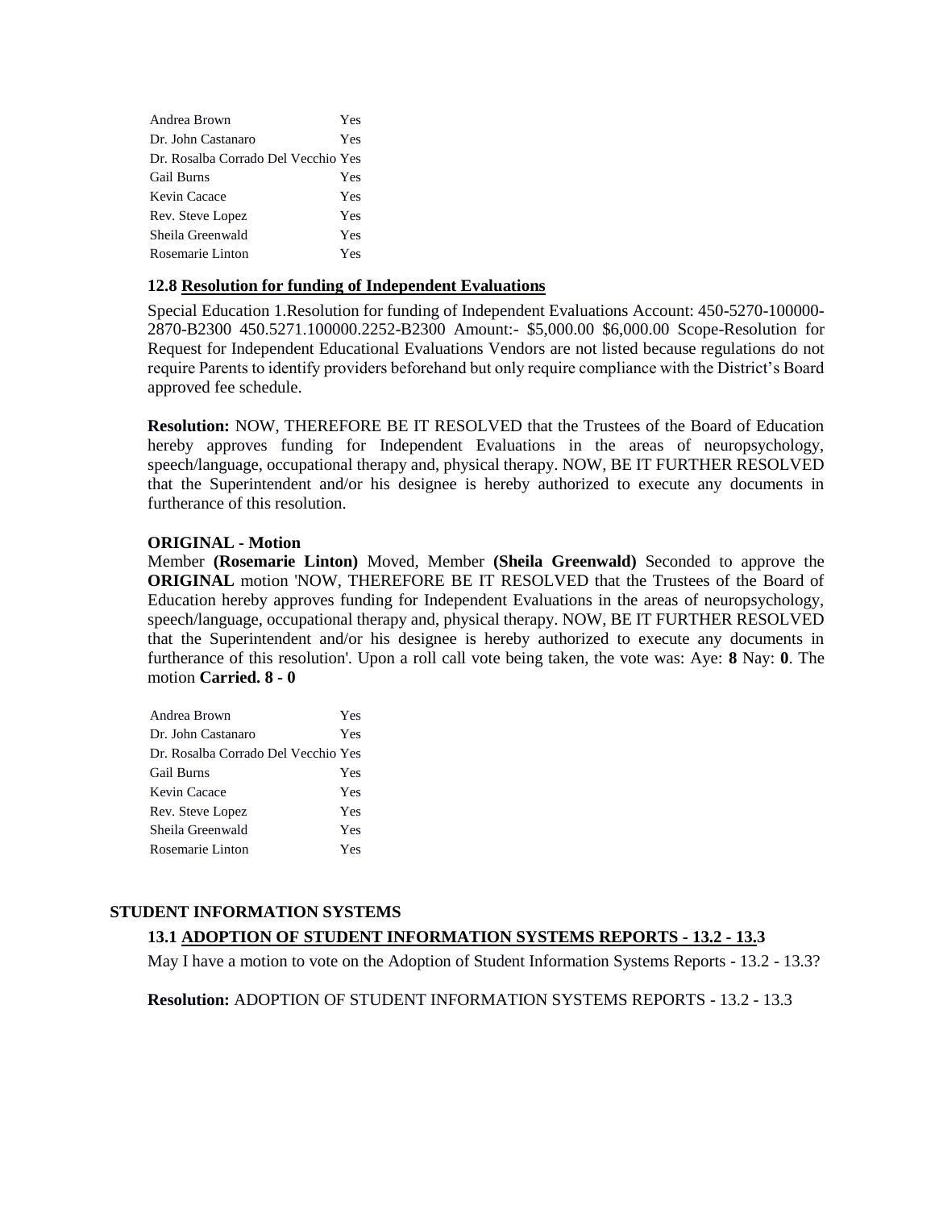| | |
|---|---|
| Andrea Brown | Yes |
| Dr. John Castanaro | Yes |
| Dr. Rosalba Corrado Del Vecchio | Yes |
| Gail Burns | Yes |
| Kevin Cacace | Yes |
| Rev. Steve Lopez | Yes |
| Sheila Greenwald | Yes |
| Rosemarie Linton | Yes |

**12.8 Resolution for funding of Independent Evaluations**

Special Education 1.Resolution for funding of Independent Evaluations Account: 450-5270-100000-2870-B2300 450.5271.100000.2252-B2300 Amount:- $5,000.00 $6,000.00 Scope-Resolution for Request for Independent Educational Evaluations Vendors are not listed because regulations do not require Parents to identify providers beforehand but only require compliance with the District's Board approved fee schedule.

**Resolution:** NOW, THEREFORE BE IT RESOLVED that the Trustees of the Board of Education hereby approves funding for Independent Evaluations in the areas of neuropsychology, speech/language, occupational therapy and, physical therapy. NOW, BE IT FURTHER RESOLVED that the Superintendent and/or his designee is hereby authorized to execute any documents in furtherance of this resolution.

**ORIGINAL - Motion**

Member **(Rosemarie Linton)** Moved, Member **(Sheila Greenwald)** Seconded to approve the **ORIGINAL** motion 'NOW, THEREFORE BE IT RESOLVED that the Trustees of the Board of Education hereby approves funding for Independent Evaluations in the areas of neuropsychology, speech/language, occupational therapy and, physical therapy. NOW, BE IT FURTHER RESOLVED that the Superintendent and/or his designee is hereby authorized to execute any documents in furtherance of this resolution'. Upon a roll call vote being taken, the vote was: Aye: **8** Nay: **0**. The motion **Carried. 8 - 0**

| | |
|---|---|
| Andrea Brown | Yes |
| Dr. John Castanaro | Yes |
| Dr. Rosalba Corrado Del Vecchio | Yes |
| Gail Burns | Yes |
| Kevin Cacace | Yes |
| Rev. Steve Lopez | Yes |
| Sheila Greenwald | Yes |
| Rosemarie Linton | Yes |

## STUDENT INFORMATION SYSTEMS

**13.1 ADOPTION OF STUDENT INFORMATION SYSTEMS REPORTS - 13.2 - 13.3**

May I have a motion to vote on the Adoption of Student Information Systems Reports - 13.2 - 13.3?

**Resolution:** ADOPTION OF STUDENT INFORMATION SYSTEMS REPORTS - 13.2 - 13.3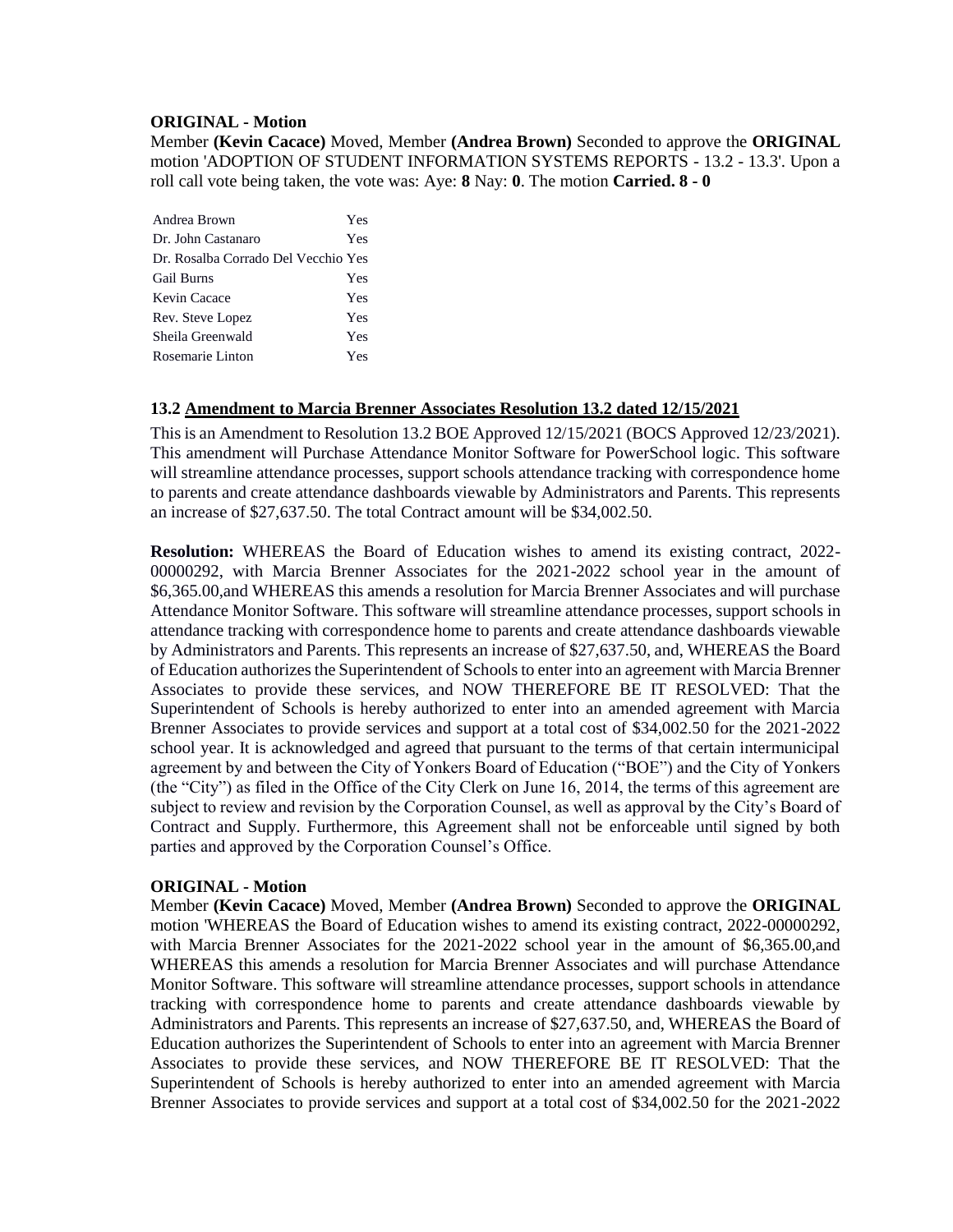**ORIGINAL - Motion**

Member **(Kevin Cacace)** Moved, Member **(Andrea Brown)** Seconded to approve the **ORIGINAL** motion 'ADOPTION OF STUDENT INFORMATION SYSTEMS REPORTS - 13.2 - 13.3'. Upon a roll call vote being taken, the vote was: Aye: **8** Nay: **0**. The motion **Carried. 8 - 0**

| | |
|---|---|
| Andrea Brown | Yes |
| Dr. John Castanaro | Yes |
| Dr. Rosalba Corrado Del Vecchio | Yes |
| Gail Burns | Yes |
| Kevin Cacace | Yes |
| Rev. Steve Lopez | Yes |
| Sheila Greenwald | Yes |
| Rosemarie Linton | Yes |

### 13.2 Amendment to Marcia Brenner Associates Resolution 13.2 dated 12/15/2021

This is an Amendment to Resolution 13.2 BOE Approved 12/15/2021 (BOCS Approved 12/23/2021). This amendment will Purchase Attendance Monitor Software for PowerSchool logic. This software will streamline attendance processes, support schools attendance tracking with correspondence home to parents and create attendance dashboards viewable by Administrators and Parents. This represents an increase of $27,637.50. The total Contract amount will be $34,002.50.

**Resolution:** WHEREAS the Board of Education wishes to amend its existing contract, 2022-00000292, with Marcia Brenner Associates for the 2021-2022 school year in the amount of $6,365.00,and WHEREAS this amends a resolution for Marcia Brenner Associates and will purchase Attendance Monitor Software. This software will streamline attendance processes, support schools in attendance tracking with correspondence home to parents and create attendance dashboards viewable by Administrators and Parents. This represents an increase of $27,637.50, and, WHEREAS the Board of Education authorizes the Superintendent of Schools to enter into an agreement with Marcia Brenner Associates to provide these services, and NOW THEREFORE BE IT RESOLVED: That the Superintendent of Schools is hereby authorized to enter into an amended agreement with Marcia Brenner Associates to provide services and support at a total cost of $34,002.50 for the 2021-2022 school year. It is acknowledged and agreed that pursuant to the terms of that certain intermunicipal agreement by and between the City of Yonkers Board of Education ("BOE") and the City of Yonkers (the "City") as filed in the Office of the City Clerk on June 16, 2014, the terms of this agreement are subject to review and revision by the Corporation Counsel, as well as approval by the City's Board of Contract and Supply. Furthermore, this Agreement shall not be enforceable until signed by both parties and approved by the Corporation Counsel's Office.

**ORIGINAL - Motion**

Member **(Kevin Cacace)** Moved, Member **(Andrea Brown)** Seconded to approve the **ORIGINAL** motion 'WHEREAS the Board of Education wishes to amend its existing contract, 2022-00000292, with Marcia Brenner Associates for the 2021-2022 school year in the amount of $6,365.00,and WHEREAS this amends a resolution for Marcia Brenner Associates and will purchase Attendance Monitor Software. This software will streamline attendance processes, support schools in attendance tracking with correspondence home to parents and create attendance dashboards viewable by Administrators and Parents. This represents an increase of $27,637.50, and, WHEREAS the Board of Education authorizes the Superintendent of Schools to enter into an agreement with Marcia Brenner Associates to provide these services, and NOW THEREFORE BE IT RESOLVED: That the Superintendent of Schools is hereby authorized to enter into an amended agreement with Marcia Brenner Associates to provide services and support at a total cost of $34,002.50 for the 2021-2022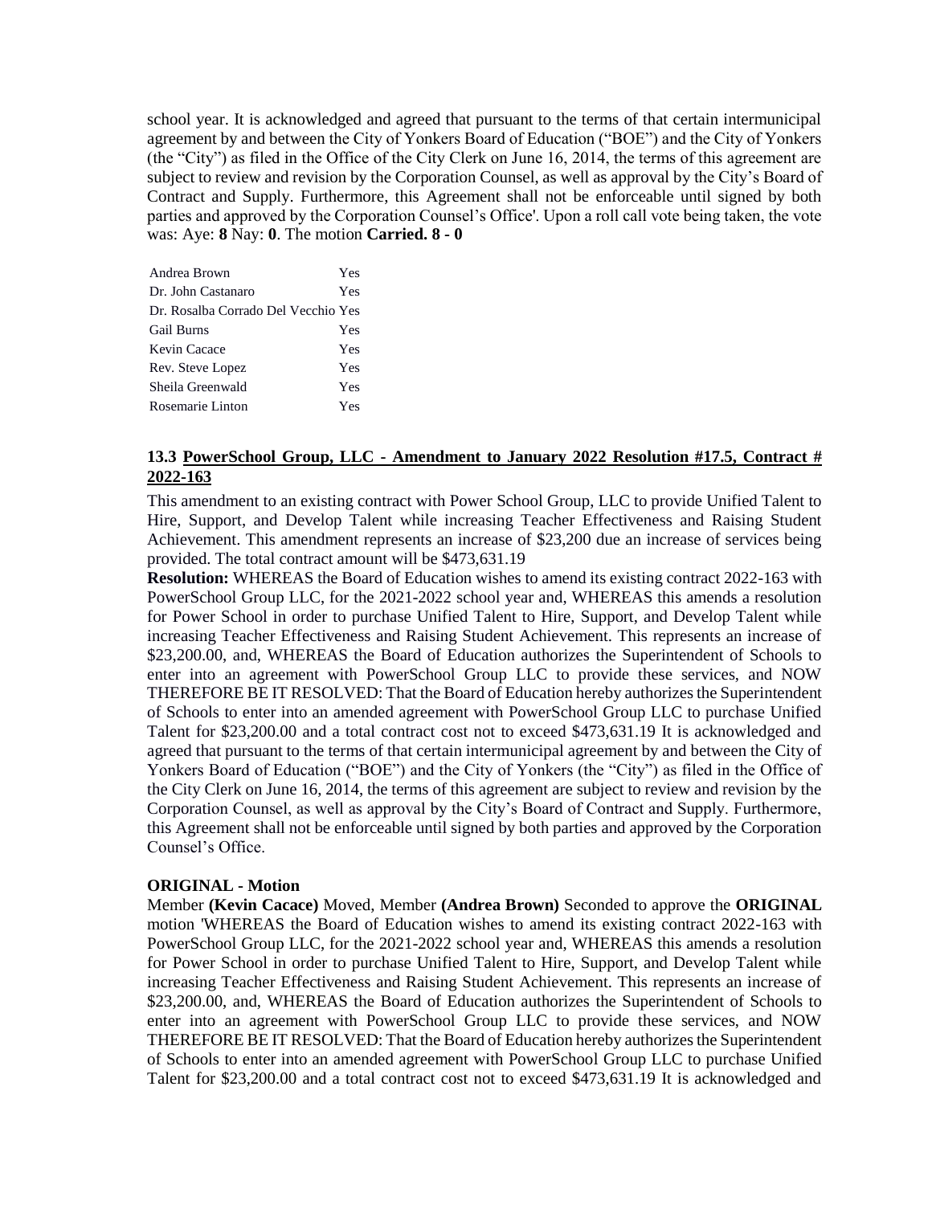school year. It is acknowledged and agreed that pursuant to the terms of that certain intermunicipal agreement by and between the City of Yonkers Board of Education ("BOE") and the City of Yonkers (the "City") as filed in the Office of the City Clerk on June 16, 2014, the terms of this agreement are subject to review and revision by the Corporation Counsel, as well as approval by the City's Board of Contract and Supply. Furthermore, this Agreement shall not be enforceable until signed by both parties and approved by the Corporation Counsel's Office'. Upon a roll call vote being taken, the vote was: Aye: **8** Nay: **0**. The motion **Carried. 8 - 0**

| | |
|---|---|
| Andrea Brown | Yes |
| Dr. John Castanaro | Yes |
| Dr. Rosalba Corrado Del Vecchio | Yes |
| Gail Burns | Yes |
| Kevin Cacace | Yes |
| Rev. Steve Lopez | Yes |
| Sheila Greenwald | Yes |
| Rosemarie Linton | Yes |

### 13.3 PowerSchool Group, LLC - Amendment to January 2022 Resolution #17.5, Contract # 2022-163

This amendment to an existing contract with Power School Group, LLC to provide Unified Talent to Hire, Support, and Develop Talent while increasing Teacher Effectiveness and Raising Student Achievement. This amendment represents an increase of $23,200 due an increase of services being provided. The total contract amount will be $473,631.19

**Resolution:** WHEREAS the Board of Education wishes to amend its existing contract 2022-163 with PowerSchool Group LLC, for the 2021-2022 school year and, WHEREAS this amends a resolution for Power School in order to purchase Unified Talent to Hire, Support, and Develop Talent while increasing Teacher Effectiveness and Raising Student Achievement. This represents an increase of $23,200.00, and, WHEREAS the Board of Education authorizes the Superintendent of Schools to enter into an agreement with PowerSchool Group LLC to provide these services, and NOW THEREFORE BE IT RESOLVED: That the Board of Education hereby authorizes the Superintendent of Schools to enter into an amended agreement with PowerSchool Group LLC to purchase Unified Talent for $23,200.00 and a total contract cost not to exceed $473,631.19 It is acknowledged and agreed that pursuant to the terms of that certain intermunicipal agreement by and between the City of Yonkers Board of Education ("BOE") and the City of Yonkers (the "City") as filed in the Office of the City Clerk on June 16, 2014, the terms of this agreement are subject to review and revision by the Corporation Counsel, as well as approval by the City's Board of Contract and Supply. Furthermore, this Agreement shall not be enforceable until signed by both parties and approved by the Corporation Counsel's Office.

**ORIGINAL - Motion**

Member **(Kevin Cacace)** Moved, Member **(Andrea Brown)** Seconded to approve the **ORIGINAL** motion 'WHEREAS the Board of Education wishes to amend its existing contract 2022-163 with PowerSchool Group LLC, for the 2021-2022 school year and, WHEREAS this amends a resolution for Power School in order to purchase Unified Talent to Hire, Support, and Develop Talent while increasing Teacher Effectiveness and Raising Student Achievement. This represents an increase of $23,200.00, and, WHEREAS the Board of Education authorizes the Superintendent of Schools to enter into an agreement with PowerSchool Group LLC to provide these services, and NOW THEREFORE BE IT RESOLVED: That the Board of Education hereby authorizes the Superintendent of Schools to enter into an amended agreement with PowerSchool Group LLC to purchase Unified Talent for $23,200.00 and a total contract cost not to exceed $473,631.19 It is acknowledged and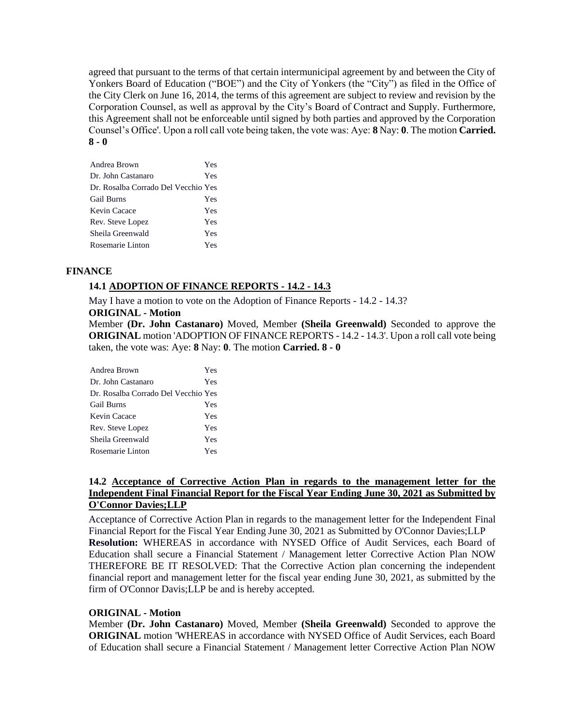agreed that pursuant to the terms of that certain intermunicipal agreement by and between the City of Yonkers Board of Education ("BOE") and the City of Yonkers (the "City") as filed in the Office of the City Clerk on June 16, 2014, the terms of this agreement are subject to review and revision by the Corporation Counsel, as well as approval by the City's Board of Contract and Supply. Furthermore, this Agreement shall not be enforceable until signed by both parties and approved by the Corporation Counsel's Office'. Upon a roll call vote being taken, the vote was: Aye: **8** Nay: **0**. The motion **Carried. 8 - 0**

| | |
|---|---|
| Andrea Brown | Yes |
| Dr. John Castanaro | Yes |
| Dr. Rosalba Corrado Del Vecchio | Yes |
| Gail Burns | Yes |
| Kevin Cacace | Yes |
| Rev. Steve Lopez | Yes |
| Sheila Greenwald | Yes |
| Rosemarie Linton | Yes |

## FINANCE

### 14.1 ADOPTION OF FINANCE REPORTS - 14.2 - 14.3

May I have a motion to vote on the Adoption of Finance Reports - 14.2 - 14.3?

**ORIGINAL - Motion**

Member **(Dr. John Castanaro)** Moved, Member **(Sheila Greenwald)** Seconded to approve the **ORIGINAL** motion 'ADOPTION OF FINANCE REPORTS - 14.2 - 14.3'. Upon a roll call vote being taken, the vote was: Aye: **8** Nay: **0**. The motion **Carried. 8 - 0**

| | |
|---|---|
| Andrea Brown | Yes |
| Dr. John Castanaro | Yes |
| Dr. Rosalba Corrado Del Vecchio | Yes |
| Gail Burns | Yes |
| Kevin Cacace | Yes |
| Rev. Steve Lopez | Yes |
| Sheila Greenwald | Yes |
| Rosemarie Linton | Yes |

### 14.2 Acceptance of Corrective Action Plan in regards to the management letter for the Independent Final Financial Report for the Fiscal Year Ending June 30, 2021 as Submitted by O'Connor Davies;LLP

Acceptance of Corrective Action Plan in regards to the management letter for the Independent Final Financial Report for the Fiscal Year Ending June 30, 2021 as Submitted by O'Connor Davies;LLP

**Resolution:** WHEREAS in accordance with NYSED Office of Audit Services, each Board of Education shall secure a Financial Statement / Management letter Corrective Action Plan NOW THEREFORE BE IT RESOLVED: That the Corrective Action plan concerning the independent financial report and management letter for the fiscal year ending June 30, 2021, as submitted by the firm of O'Connor Davis;LLP be and is hereby accepted.

**ORIGINAL - Motion**

Member **(Dr. John Castanaro)** Moved, Member **(Sheila Greenwald)** Seconded to approve the **ORIGINAL** motion 'WHEREAS in accordance with NYSED Office of Audit Services, each Board of Education shall secure a Financial Statement / Management letter Corrective Action Plan NOW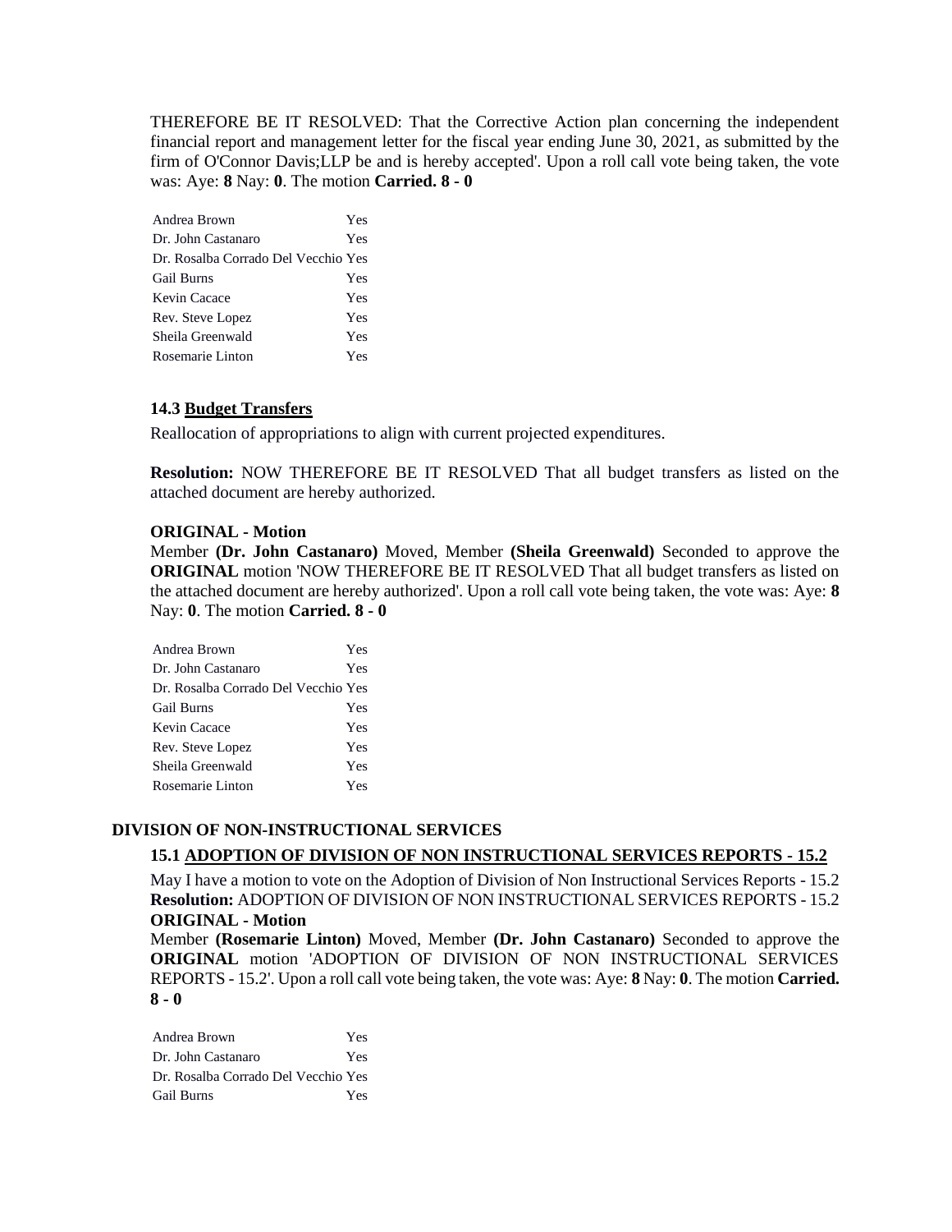THEREFORE BE IT RESOLVED: That the Corrective Action plan concerning the independent financial report and management letter for the fiscal year ending June 30, 2021, as submitted by the firm of O'Connor Davis;LLP be and is hereby accepted'. Upon a roll call vote being taken, the vote was: Aye: **8** Nay: **0**. The motion **Carried. 8 - 0**

| | |
|---|---|
| Andrea Brown | Yes |
| Dr. John Castanaro | Yes |
| Dr. Rosalba Corrado Del Vecchio | Yes |
| Gail Burns | Yes |
| Kevin Cacace | Yes |
| Rev. Steve Lopez | Yes |
| Sheila Greenwald | Yes |
| Rosemarie Linton | Yes |

### 14.3 Budget Transfers

Reallocation of appropriations to align with current projected expenditures.

**Resolution:** NOW THEREFORE BE IT RESOLVED That all budget transfers as listed on the attached document are hereby authorized.

**ORIGINAL - Motion**

Member **(Dr. John Castanaro)** Moved, Member **(Sheila Greenwald)** Seconded to approve the **ORIGINAL** motion 'NOW THEREFORE BE IT RESOLVED That all budget transfers as listed on the attached document are hereby authorized'. Upon a roll call vote being taken, the vote was: Aye: **8** Nay: **0**. The motion **Carried. 8 - 0**

| | |
|---|---|
| Andrea Brown | Yes |
| Dr. John Castanaro | Yes |
| Dr. Rosalba Corrado Del Vecchio | Yes |
| Gail Burns | Yes |
| Kevin Cacace | Yes |
| Rev. Steve Lopez | Yes |
| Sheila Greenwald | Yes |
| Rosemarie Linton | Yes |

## DIVISION OF NON-INSTRUCTIONAL SERVICES

### 15.1 ADOPTION OF DIVISION OF NON INSTRUCTIONAL SERVICES REPORTS - 15.2

May I have a motion to vote on the Adoption of Division of Non Instructional Services Reports - 15.2
**Resolution:** ADOPTION OF DIVISION OF NON INSTRUCTIONAL SERVICES REPORTS - 15.2
**ORIGINAL - Motion**

Member **(Rosemarie Linton)** Moved, Member **(Dr. John Castanaro)** Seconded to approve the **ORIGINAL** motion 'ADOPTION OF DIVISION OF NON INSTRUCTIONAL SERVICES REPORTS - 15.2'. Upon a roll call vote being taken, the vote was: Aye: **8** Nay: **0**. The motion **Carried. 8 - 0**

| | |
|---|---|
| Andrea Brown | Yes |
| Dr. John Castanaro | Yes |
| Dr. Rosalba Corrado Del Vecchio | Yes |
| Gail Burns | Yes |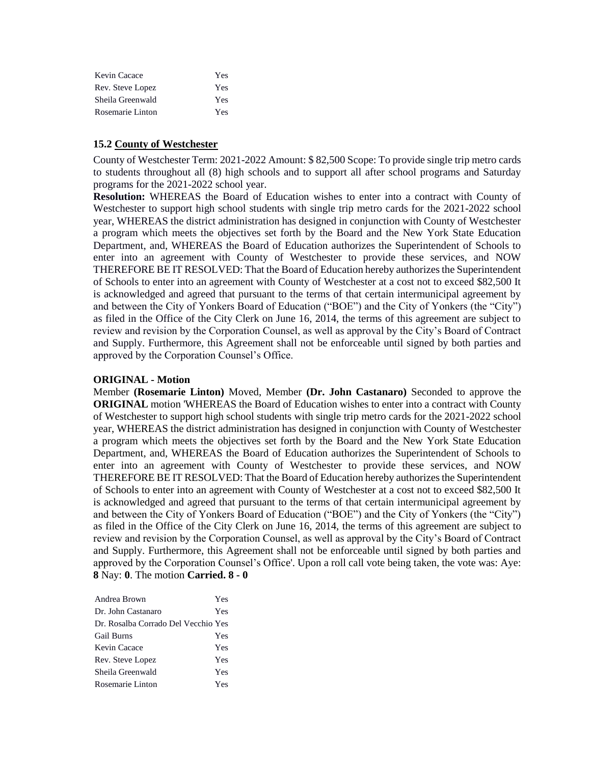| | |
|---|---|
| Kevin Cacace | Yes |
| Rev. Steve Lopez | Yes |
| Sheila Greenwald | Yes |
| Rosemarie Linton | Yes |

### 15.2 County of Westchester

County of Westchester Term: 2021-2022 Amount: $ 82,500 Scope: To provide single trip metro cards to students throughout all (8) high schools and to support all after school programs and Saturday programs for the 2021-2022 school year.

**Resolution:** WHEREAS the Board of Education wishes to enter into a contract with County of Westchester to support high school students with single trip metro cards for the 2021-2022 school year, WHEREAS the district administration has designed in conjunction with County of Westchester a program which meets the objectives set forth by the Board and the New York State Education Department, and, WHEREAS the Board of Education authorizes the Superintendent of Schools to enter into an agreement with County of Westchester to provide these services, and NOW THEREFORE BE IT RESOLVED: That the Board of Education hereby authorizes the Superintendent of Schools to enter into an agreement with County of Westchester at a cost not to exceed $82,500 It is acknowledged and agreed that pursuant to the terms of that certain intermunicipal agreement by and between the City of Yonkers Board of Education ("BOE") and the City of Yonkers (the "City") as filed in the Office of the City Clerk on June 16, 2014, the terms of this agreement are subject to review and revision by the Corporation Counsel, as well as approval by the City's Board of Contract and Supply. Furthermore, this Agreement shall not be enforceable until signed by both parties and approved by the Corporation Counsel's Office.

**ORIGINAL - Motion**

Member **(Rosemarie Linton)** Moved, Member **(Dr. John Castanaro)** Seconded to approve the **ORIGINAL** motion 'WHEREAS the Board of Education wishes to enter into a contract with County of Westchester to support high school students with single trip metro cards for the 2021-2022 school year, WHEREAS the district administration has designed in conjunction with County of Westchester a program which meets the objectives set forth by the Board and the New York State Education Department, and, WHEREAS the Board of Education authorizes the Superintendent of Schools to enter into an agreement with County of Westchester to provide these services, and NOW THEREFORE BE IT RESOLVED: That the Board of Education hereby authorizes the Superintendent of Schools to enter into an agreement with County of Westchester at a cost not to exceed $82,500 It is acknowledged and agreed that pursuant to the terms of that certain intermunicipal agreement by and between the City of Yonkers Board of Education ("BOE") and the City of Yonkers (the "City") as filed in the Office of the City Clerk on June 16, 2014, the terms of this agreement are subject to review and revision by the Corporation Counsel, as well as approval by the City's Board of Contract and Supply. Furthermore, this Agreement shall not be enforceable until signed by both parties and approved by the Corporation Counsel's Office'. Upon a roll call vote being taken, the vote was: Aye: **8** Nay: **0**. The motion **Carried. 8 - 0**

| | |
|---|---|
| Andrea Brown | Yes |
| Dr. John Castanaro | Yes |
| Dr. Rosalba Corrado Del Vecchio | Yes |
| Gail Burns | Yes |
| Kevin Cacace | Yes |
| Rev. Steve Lopez | Yes |
| Sheila Greenwald | Yes |
| Rosemarie Linton | Yes |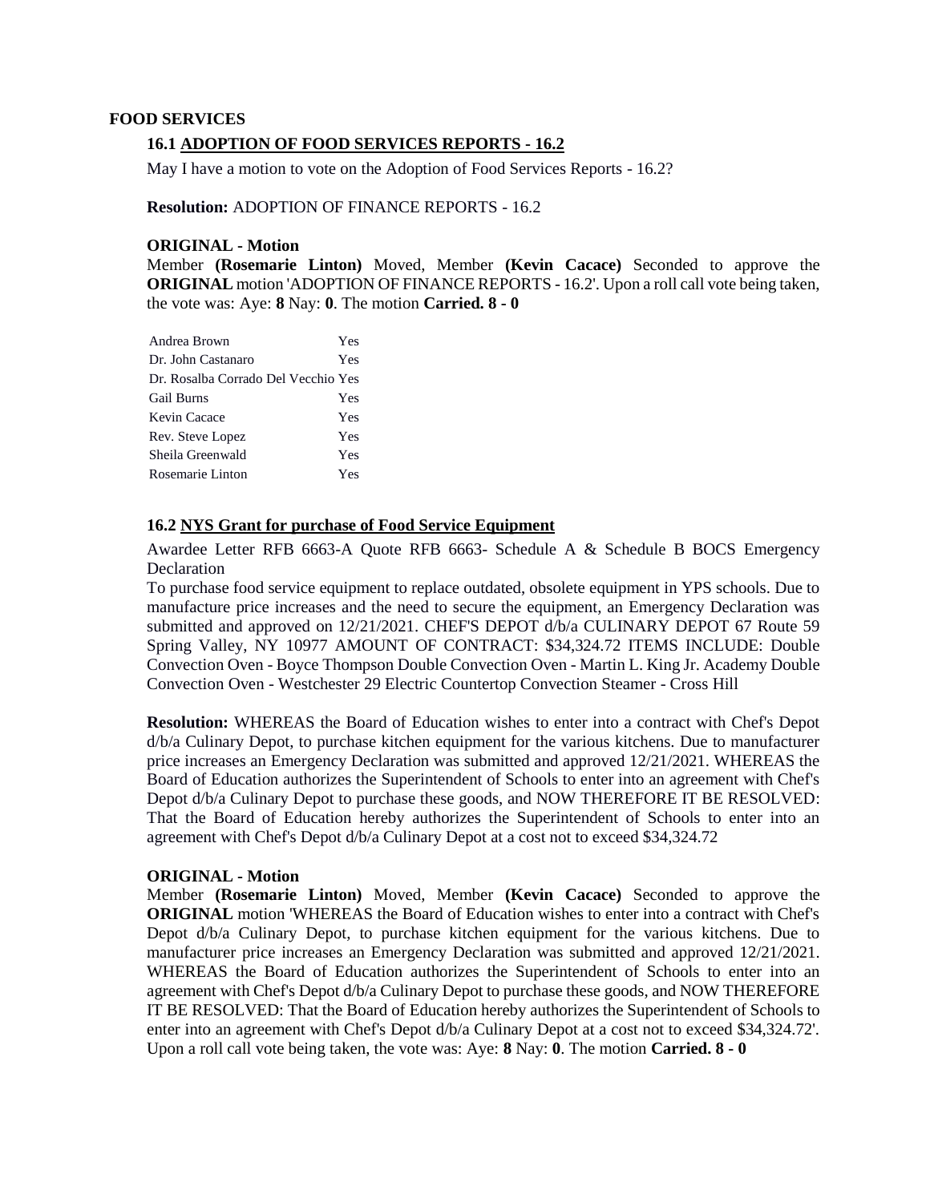## FOOD SERVICES

### 16.1 ADOPTION OF FOOD SERVICES REPORTS - 16.2

May I have a motion to vote on the Adoption of Food Services Reports - 16.2?

**Resolution:** ADOPTION OF FINANCE REPORTS - 16.2

**ORIGINAL - Motion**

Member **(Rosemarie Linton)** Moved, Member **(Kevin Cacace)** Seconded to approve the **ORIGINAL** motion 'ADOPTION OF FINANCE REPORTS - 16.2'. Upon a roll call vote being taken, the vote was: Aye: **8** Nay: **0**. The motion **Carried. 8 - 0**

| | |
|---|---|
| Andrea Brown | Yes |
| Dr. John Castanaro | Yes |
| Dr. Rosalba Corrado Del Vecchio | Yes |
| Gail Burns | Yes |
| Kevin Cacace | Yes |
| Rev. Steve Lopez | Yes |
| Sheila Greenwald | Yes |
| Rosemarie Linton | Yes |

### 16.2 NYS Grant for purchase of Food Service Equipment

Awardee Letter RFB 6663-A Quote RFB 6663- Schedule A & Schedule B BOCS Emergency Declaration

To purchase food service equipment to replace outdated, obsolete equipment in YPS schools. Due to manufacture price increases and the need to secure the equipment, an Emergency Declaration was submitted and approved on 12/21/2021. CHEF'S DEPOT d/b/a CULINARY DEPOT 67 Route 59 Spring Valley, NY 10977 AMOUNT OF CONTRACT: $34,324.72 ITEMS INCLUDE: Double Convection Oven - Boyce Thompson Double Convection Oven - Martin L. King Jr. Academy Double Convection Oven - Westchester 29 Electric Countertop Convection Steamer - Cross Hill

**Resolution:** WHEREAS the Board of Education wishes to enter into a contract with Chef's Depot d/b/a Culinary Depot, to purchase kitchen equipment for the various kitchens. Due to manufacturer price increases an Emergency Declaration was submitted and approved 12/21/2021. WHEREAS the Board of Education authorizes the Superintendent of Schools to enter into an agreement with Chef's Depot d/b/a Culinary Depot to purchase these goods, and NOW THEREFORE IT BE RESOLVED: That the Board of Education hereby authorizes the Superintendent of Schools to enter into an agreement with Chef's Depot d/b/a Culinary Depot at a cost not to exceed $34,324.72

**ORIGINAL - Motion**

Member **(Rosemarie Linton)** Moved, Member **(Kevin Cacace)** Seconded to approve the **ORIGINAL** motion 'WHEREAS the Board of Education wishes to enter into a contract with Chef's Depot d/b/a Culinary Depot, to purchase kitchen equipment for the various kitchens. Due to manufacturer price increases an Emergency Declaration was submitted and approved 12/21/2021. WHEREAS the Board of Education authorizes the Superintendent of Schools to enter into an agreement with Chef's Depot d/b/a Culinary Depot to purchase these goods, and NOW THEREFORE IT BE RESOLVED: That the Board of Education hereby authorizes the Superintendent of Schools to enter into an agreement with Chef's Depot d/b/a Culinary Depot at a cost not to exceed $34,324.72'. Upon a roll call vote being taken, the vote was: Aye: **8** Nay: **0**. The motion **Carried. 8 - 0**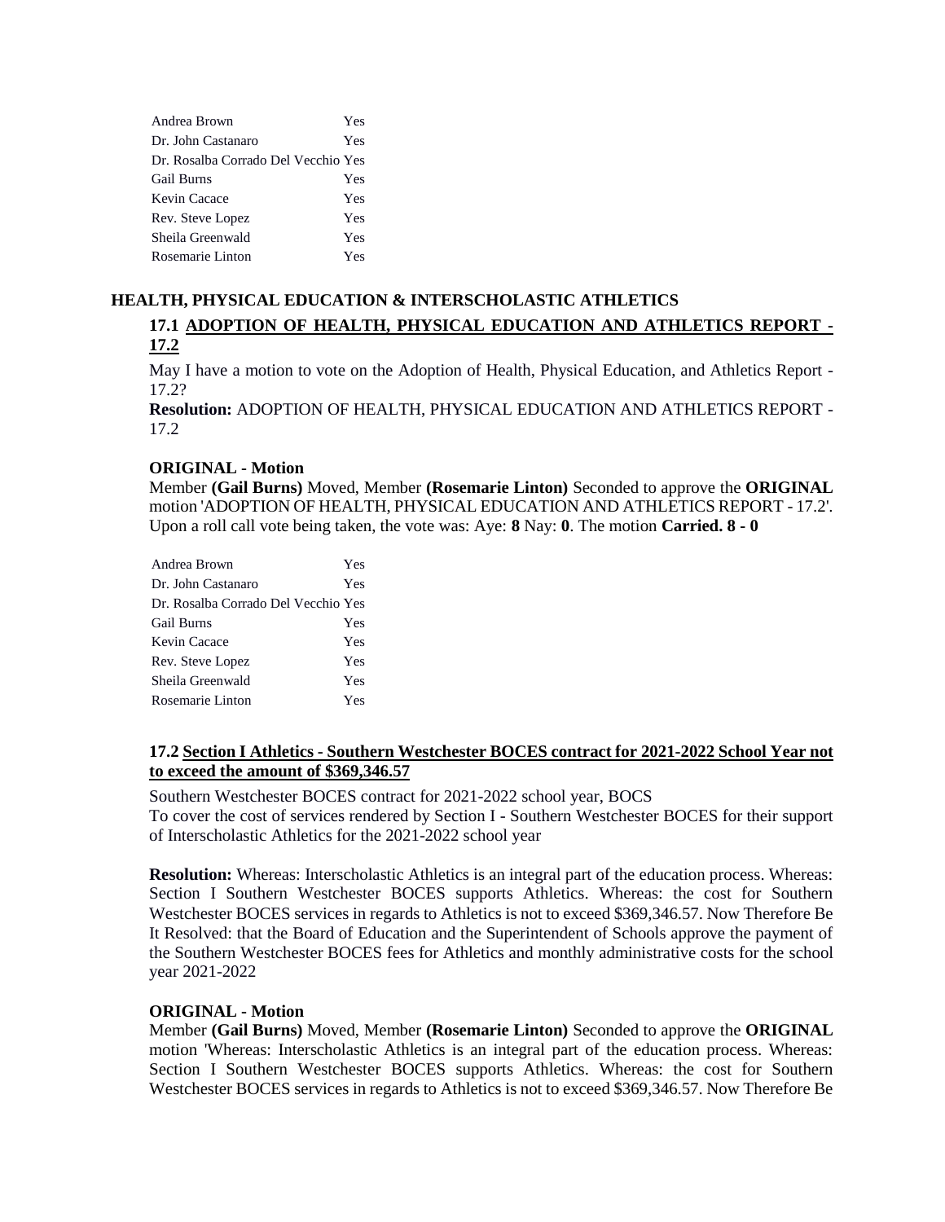| | |
|---|---|
| Andrea Brown | Yes |
| Dr. John Castanaro | Yes |
| Dr. Rosalba Corrado Del Vecchio | Yes |
| Gail Burns | Yes |
| Kevin Cacace | Yes |
| Rev. Steve Lopez | Yes |
| Sheila Greenwald | Yes |
| Rosemarie Linton | Yes |

## HEALTH, PHYSICAL EDUCATION & INTERSCHOLASTIC ATHLETICS

### 17.1 ADOPTION OF HEALTH, PHYSICAL EDUCATION AND ATHLETICS REPORT - 17.2

May I have a motion to vote on the Adoption of Health, Physical Education, and Athletics Report - 17.2?

**Resolution:** ADOPTION OF HEALTH, PHYSICAL EDUCATION AND ATHLETICS REPORT - 17.2

**ORIGINAL - Motion**

Member **(Gail Burns)** Moved, Member **(Rosemarie Linton)** Seconded to approve the **ORIGINAL** motion 'ADOPTION OF HEALTH, PHYSICAL EDUCATION AND ATHLETICS REPORT - 17.2'. Upon a roll call vote being taken, the vote was: Aye: **8** Nay: **0**. The motion **Carried. 8 - 0**

| | |
|---|---|
| Andrea Brown | Yes |
| Dr. John Castanaro | Yes |
| Dr. Rosalba Corrado Del Vecchio | Yes |
| Gail Burns | Yes |
| Kevin Cacace | Yes |
| Rev. Steve Lopez | Yes |
| Sheila Greenwald | Yes |
| Rosemarie Linton | Yes |

### 17.2 Section I Athletics - Southern Westchester BOCES contract for 2021-2022 School Year not to exceed the amount of $369,346.57

Southern Westchester BOCES contract for 2021-2022 school year, BOCS
To cover the cost of services rendered by Section I - Southern Westchester BOCES for their support of Interscholastic Athletics for the 2021-2022 school year

**Resolution:** Whereas: Interscholastic Athletics is an integral part of the education process. Whereas: Section I Southern Westchester BOCES supports Athletics. Whereas: the cost for Southern Westchester BOCES services in regards to Athletics is not to exceed $369,346.57. Now Therefore Be It Resolved: that the Board of Education and the Superintendent of Schools approve the payment of the Southern Westchester BOCES fees for Athletics and monthly administrative costs for the school year 2021-2022

**ORIGINAL - Motion**

Member **(Gail Burns)** Moved, Member **(Rosemarie Linton)** Seconded to approve the **ORIGINAL** motion 'Whereas: Interscholastic Athletics is an integral part of the education process. Whereas: Section I Southern Westchester BOCES supports Athletics. Whereas: the cost for Southern Westchester BOCES services in regards to Athletics is not to exceed $369,346.57. Now Therefore Be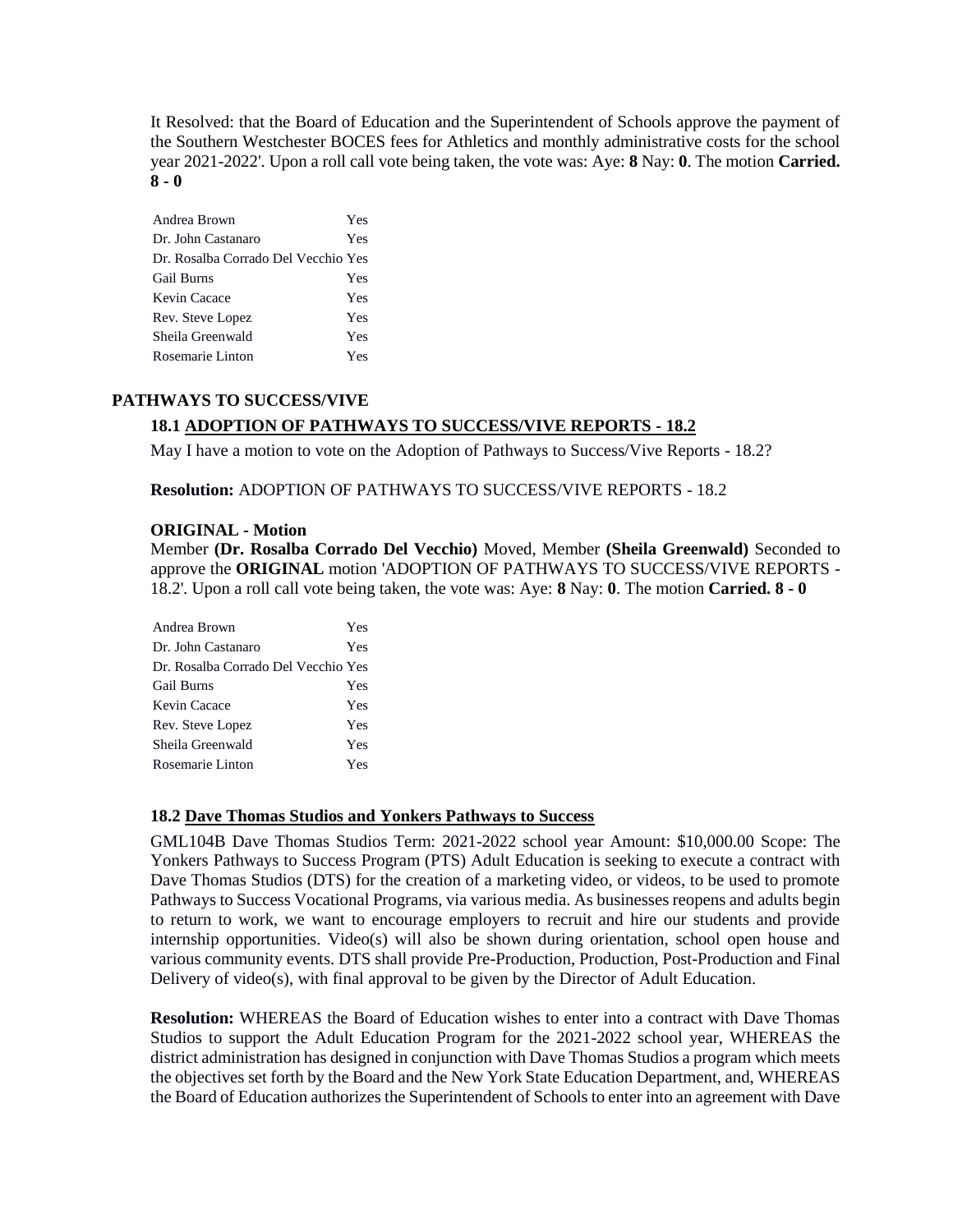It Resolved: that the Board of Education and the Superintendent of Schools approve the payment of the Southern Westchester BOCES fees for Athletics and monthly administrative costs for the school year 2021-2022'. Upon a roll call vote being taken, the vote was: Aye: **8** Nay: **0**. The motion **Carried. 8 - 0**

| | |
|---|---|
| Andrea Brown | Yes |
| Dr. John Castanaro | Yes |
| Dr. Rosalba Corrado Del Vecchio | Yes |
| Gail Burns | Yes |
| Kevin Cacace | Yes |
| Rev. Steve Lopez | Yes |
| Sheila Greenwald | Yes |
| Rosemarie Linton | Yes |

## PATHWAYS TO SUCCESS/VIVE

### 18.1 ADOPTION OF PATHWAYS TO SUCCESS/VIVE REPORTS - 18.2

May I have a motion to vote on the Adoption of Pathways to Success/Vive Reports - 18.2?

**Resolution:** ADOPTION OF PATHWAYS TO SUCCESS/VIVE REPORTS - 18.2

**ORIGINAL - Motion**

Member **(Dr. Rosalba Corrado Del Vecchio)** Moved, Member **(Sheila Greenwald)** Seconded to approve the **ORIGINAL** motion 'ADOPTION OF PATHWAYS TO SUCCESS/VIVE REPORTS - 18.2'. Upon a roll call vote being taken, the vote was: Aye: **8** Nay: **0**. The motion **Carried. 8 - 0**

| | |
|---|---|
| Andrea Brown | Yes |
| Dr. John Castanaro | Yes |
| Dr. Rosalba Corrado Del Vecchio | Yes |
| Gail Burns | Yes |
| Kevin Cacace | Yes |
| Rev. Steve Lopez | Yes |
| Sheila Greenwald | Yes |
| Rosemarie Linton | Yes |

### 18.2 Dave Thomas Studios and Yonkers Pathways to Success

GML104B Dave Thomas Studios Term: 2021-2022 school year Amount: $10,000.00 Scope: The Yonkers Pathways to Success Program (PTS) Adult Education is seeking to execute a contract with Dave Thomas Studios (DTS) for the creation of a marketing video, or videos, to be used to promote Pathways to Success Vocational Programs, via various media. As businesses reopens and adults begin to return to work, we want to encourage employers to recruit and hire our students and provide internship opportunities. Video(s) will also be shown during orientation, school open house and various community events. DTS shall provide Pre-Production, Production, Post-Production and Final Delivery of video(s), with final approval to be given by the Director of Adult Education.

**Resolution:** WHEREAS the Board of Education wishes to enter into a contract with Dave Thomas Studios to support the Adult Education Program for the 2021-2022 school year, WHEREAS the district administration has designed in conjunction with Dave Thomas Studios a program which meets the objectives set forth by the Board and the New York State Education Department, and, WHEREAS the Board of Education authorizes the Superintendent of Schools to enter into an agreement with Dave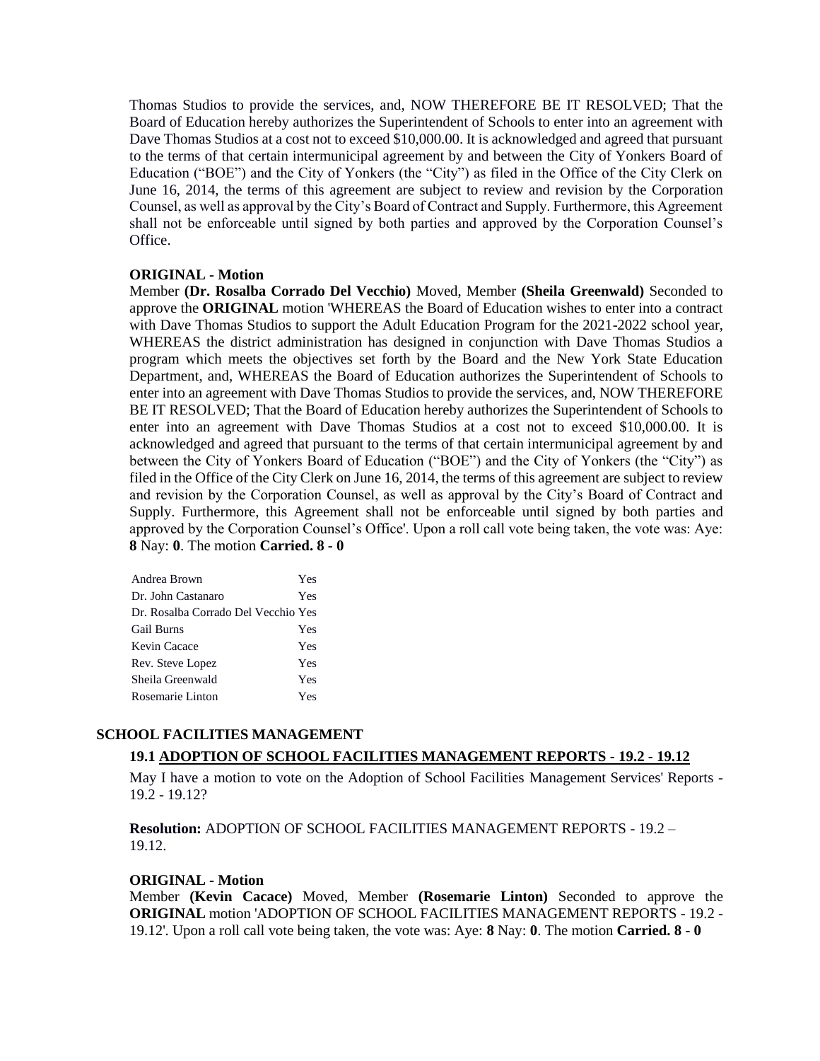Thomas Studios to provide the services, and, NOW THEREFORE BE IT RESOLVED; That the Board of Education hereby authorizes the Superintendent of Schools to enter into an agreement with Dave Thomas Studios at a cost not to exceed $10,000.00. It is acknowledged and agreed that pursuant to the terms of that certain intermunicipal agreement by and between the City of Yonkers Board of Education ("BOE") and the City of Yonkers (the "City") as filed in the Office of the City Clerk on June 16, 2014, the terms of this agreement are subject to review and revision by the Corporation Counsel, as well as approval by the City's Board of Contract and Supply. Furthermore, this Agreement shall not be enforceable until signed by both parties and approved by the Corporation Counsel's Office.

**ORIGINAL - Motion**

Member **(Dr. Rosalba Corrado Del Vecchio)** Moved, Member **(Sheila Greenwald)** Seconded to approve the **ORIGINAL** motion 'WHEREAS the Board of Education wishes to enter into a contract with Dave Thomas Studios to support the Adult Education Program for the 2021-2022 school year, WHEREAS the district administration has designed in conjunction with Dave Thomas Studios a program which meets the objectives set forth by the Board and the New York State Education Department, and, WHEREAS the Board of Education authorizes the Superintendent of Schools to enter into an agreement with Dave Thomas Studios to provide the services, and, NOW THEREFORE BE IT RESOLVED; That the Board of Education hereby authorizes the Superintendent of Schools to enter into an agreement with Dave Thomas Studios at a cost not to exceed $10,000.00. It is acknowledged and agreed that pursuant to the terms of that certain intermunicipal agreement by and between the City of Yonkers Board of Education ("BOE") and the City of Yonkers (the "City") as filed in the Office of the City Clerk on June 16, 2014, the terms of this agreement are subject to review and revision by the Corporation Counsel, as well as approval by the City's Board of Contract and Supply. Furthermore, this Agreement shall not be enforceable until signed by both parties and approved by the Corporation Counsel's Office'. Upon a roll call vote being taken, the vote was: Aye: **8** Nay: **0**. The motion **Carried. 8 - 0**

| | |
|---|---|
| Andrea Brown | Yes |
| Dr. John Castanaro | Yes |
| Dr. Rosalba Corrado Del Vecchio | Yes |
| Gail Burns | Yes |
| Kevin Cacace | Yes |
| Rev. Steve Lopez | Yes |
| Sheila Greenwald | Yes |
| Rosemarie Linton | Yes |

## SCHOOL FACILITIES MANAGEMENT

### 19.1 ADOPTION OF SCHOOL FACILITIES MANAGEMENT REPORTS - 19.2 - 19.12

May I have a motion to vote on the Adoption of School Facilities Management Services' Reports - 19.2 - 19.12?

**Resolution:** ADOPTION OF SCHOOL FACILITIES MANAGEMENT REPORTS - 19.2 – 19.12.

**ORIGINAL - Motion**

Member **(Kevin Cacace)** Moved, Member **(Rosemarie Linton)** Seconded to approve the **ORIGINAL** motion 'ADOPTION OF SCHOOL FACILITIES MANAGEMENT REPORTS - 19.2 - 19.12'. Upon a roll call vote being taken, the vote was: Aye: **8** Nay: **0**. The motion **Carried. 8 - 0**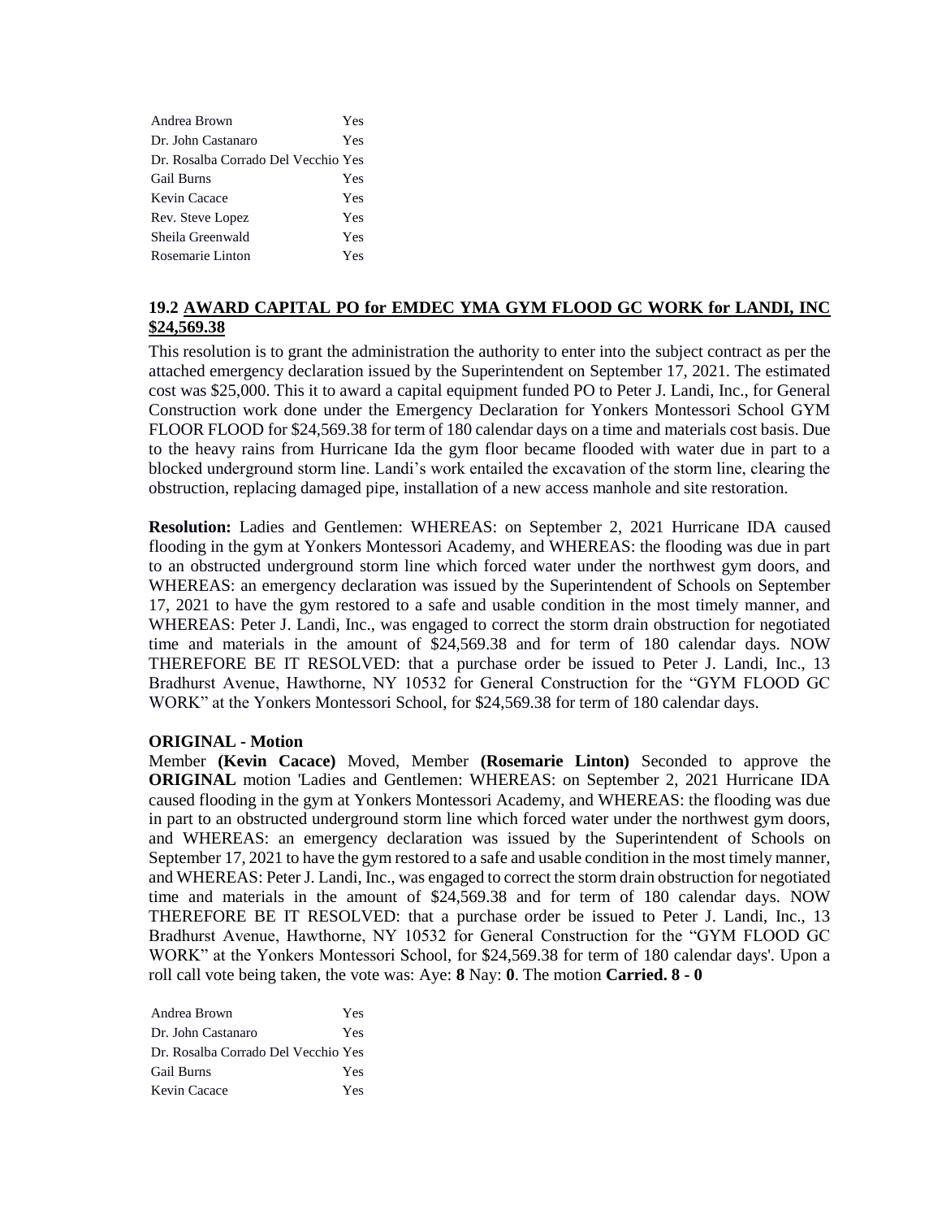| | |
|---|---|
| Andrea Brown | Yes |
| Dr. John Castanaro | Yes |
| Dr. Rosalba Corrado Del Vecchio | Yes |
| Gail Burns | Yes |
| Kevin Cacace | Yes |
| Rev. Steve Lopez | Yes |
| Sheila Greenwald | Yes |
| Rosemarie Linton | Yes |

### 19.2 AWARD CAPITAL PO for EMDEC YMA GYM FLOOD GC WORK for LANDI, INC $24,569.38

This resolution is to grant the administration the authority to enter into the subject contract as per the attached emergency declaration issued by the Superintendent on September 17, 2021. The estimated cost was $25,000. This it to award a capital equipment funded PO to Peter J. Landi, Inc., for General Construction work done under the Emergency Declaration for Yonkers Montessori School GYM FLOOR FLOOD for $24,569.38 for term of 180 calendar days on a time and materials cost basis. Due to the heavy rains from Hurricane Ida the gym floor became flooded with water due in part to a blocked underground storm line. Landi's work entailed the excavation of the storm line, clearing the obstruction, replacing damaged pipe, installation of a new access manhole and site restoration.

**Resolution:** Ladies and Gentlemen: WHEREAS: on September 2, 2021 Hurricane IDA caused flooding in the gym at Yonkers Montessori Academy, and WHEREAS: the flooding was due in part to an obstructed underground storm line which forced water under the northwest gym doors, and WHEREAS: an emergency declaration was issued by the Superintendent of Schools on September 17, 2021 to have the gym restored to a safe and usable condition in the most timely manner, and WHEREAS: Peter J. Landi, Inc., was engaged to correct the storm drain obstruction for negotiated time and materials in the amount of $24,569.38 and for term of 180 calendar days. NOW THEREFORE BE IT RESOLVED: that a purchase order be issued to Peter J. Landi, Inc., 13 Bradhurst Avenue, Hawthorne, NY 10532 for General Construction for the "GYM FLOOD GC WORK" at the Yonkers Montessori School, for $24,569.38 for term of 180 calendar days.

**ORIGINAL - Motion**

Member **(Kevin Cacace)** Moved, Member **(Rosemarie Linton)** Seconded to approve the **ORIGINAL** motion 'Ladies and Gentlemen: WHEREAS: on September 2, 2021 Hurricane IDA caused flooding in the gym at Yonkers Montessori Academy, and WHEREAS: the flooding was due in part to an obstructed underground storm line which forced water under the northwest gym doors, and WHEREAS: an emergency declaration was issued by the Superintendent of Schools on September 17, 2021 to have the gym restored to a safe and usable condition in the most timely manner, and WHEREAS: Peter J. Landi, Inc., was engaged to correct the storm drain obstruction for negotiated time and materials in the amount of $24,569.38 and for term of 180 calendar days. NOW THEREFORE BE IT RESOLVED: that a purchase order be issued to Peter J. Landi, Inc., 13 Bradhurst Avenue, Hawthorne, NY 10532 for General Construction for the "GYM FLOOD GC WORK" at the Yonkers Montessori School, for $24,569.38 for term of 180 calendar days'. Upon a roll call vote being taken, the vote was: Aye: **8** Nay: **0**. The motion **Carried. 8 - 0**

| | |
|---|---|
| Andrea Brown | Yes |
| Dr. John Castanaro | Yes |
| Dr. Rosalba Corrado Del Vecchio | Yes |
| Gail Burns | Yes |
| Kevin Cacace | Yes |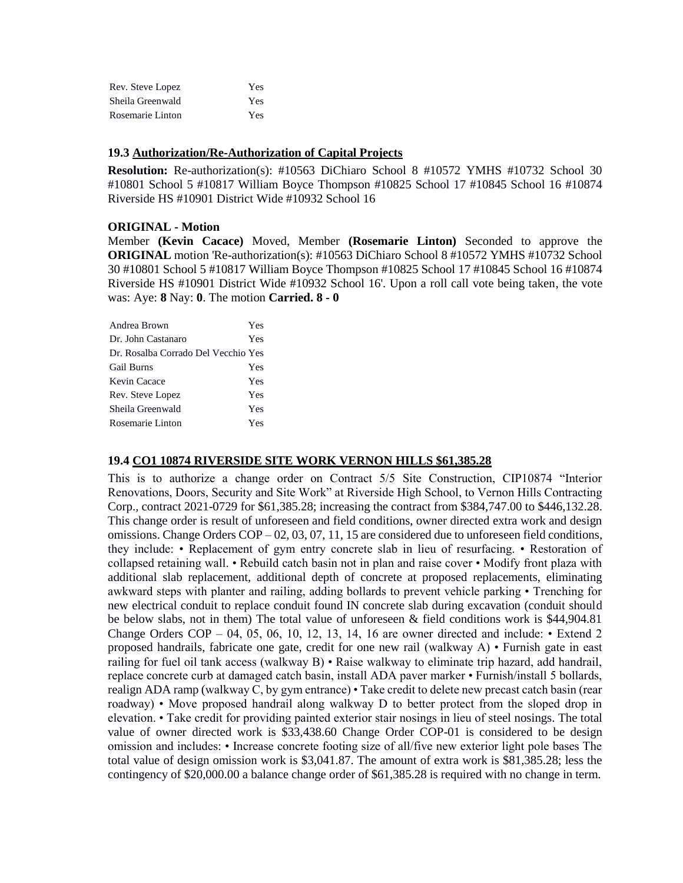| | |
|---|---|
| Rev. Steve Lopez | Yes |
| Sheila Greenwald | Yes |
| Rosemarie Linton | Yes |

### 19.3 Authorization/Re-Authorization of Capital Projects

**Resolution:** Re-authorization(s): #10563 DiChiaro School 8 #10572 YMHS #10732 School 30 #10801 School 5 #10817 William Boyce Thompson #10825 School 17 #10845 School 16 #10874 Riverside HS #10901 District Wide #10932 School 16

**ORIGINAL - Motion**

Member **(Kevin Cacace)** Moved, Member **(Rosemarie Linton)** Seconded to approve the **ORIGINAL** motion 'Re-authorization(s): #10563 DiChiaro School 8 #10572 YMHS #10732 School 30 #10801 School 5 #10817 William Boyce Thompson #10825 School 17 #10845 School 16 #10874 Riverside HS #10901 District Wide #10932 School 16'. Upon a roll call vote being taken, the vote was: Aye: **8** Nay: **0**. The motion **Carried. 8 - 0**

| | |
|---|---|
| Andrea Brown | Yes |
| Dr. John Castanaro | Yes |
| Dr. Rosalba Corrado Del Vecchio | Yes |
| Gail Burns | Yes |
| Kevin Cacace | Yes |
| Rev. Steve Lopez | Yes |
| Sheila Greenwald | Yes |
| Rosemarie Linton | Yes |

### 19.4 CO1 10874 RIVERSIDE SITE WORK VERNON HILLS $61,385.28

This is to authorize a change order on Contract 5/5 Site Construction, CIP10874 "Interior Renovations, Doors, Security and Site Work" at Riverside High School, to Vernon Hills Contracting Corp., contract 2021-0729 for $61,385.28; increasing the contract from $384,747.00 to $446,132.28. This change order is result of unforeseen and field conditions, owner directed extra work and design omissions. Change Orders COP – 02, 03, 07, 11, 15 are considered due to unforeseen field conditions, they include: • Replacement of gym entry concrete slab in lieu of resurfacing. • Restoration of collapsed retaining wall. • Rebuild catch basin not in plan and raise cover • Modify front plaza with additional slab replacement, additional depth of concrete at proposed replacements, eliminating awkward steps with planter and railing, adding bollards to prevent vehicle parking • Trenching for new electrical conduit to replace conduit found IN concrete slab during excavation (conduit should be below slabs, not in them) The total value of unforeseen & field conditions work is $44,904.81 Change Orders COP – 04, 05, 06, 10, 12, 13, 14, 16 are owner directed and include: • Extend 2 proposed handrails, fabricate one gate, credit for one new rail (walkway A) • Furnish gate in east railing for fuel oil tank access (walkway B) • Raise walkway to eliminate trip hazard, add handrail, replace concrete curb at damaged catch basin, install ADA paver marker • Furnish/install 5 bollards, realign ADA ramp (walkway C, by gym entrance) • Take credit to delete new precast catch basin (rear roadway) • Move proposed handrail along walkway D to better protect from the sloped drop in elevation. • Take credit for providing painted exterior stair nosings in lieu of steel nosings. The total value of owner directed work is $33,438.60 Change Order COP-01 is considered to be design omission and includes: • Increase concrete footing size of all/five new exterior light pole bases The total value of design omission work is $3,041.87. The amount of extra work is $81,385.28; less the contingency of $20,000.00 a balance change order of $61,385.28 is required with no change in term.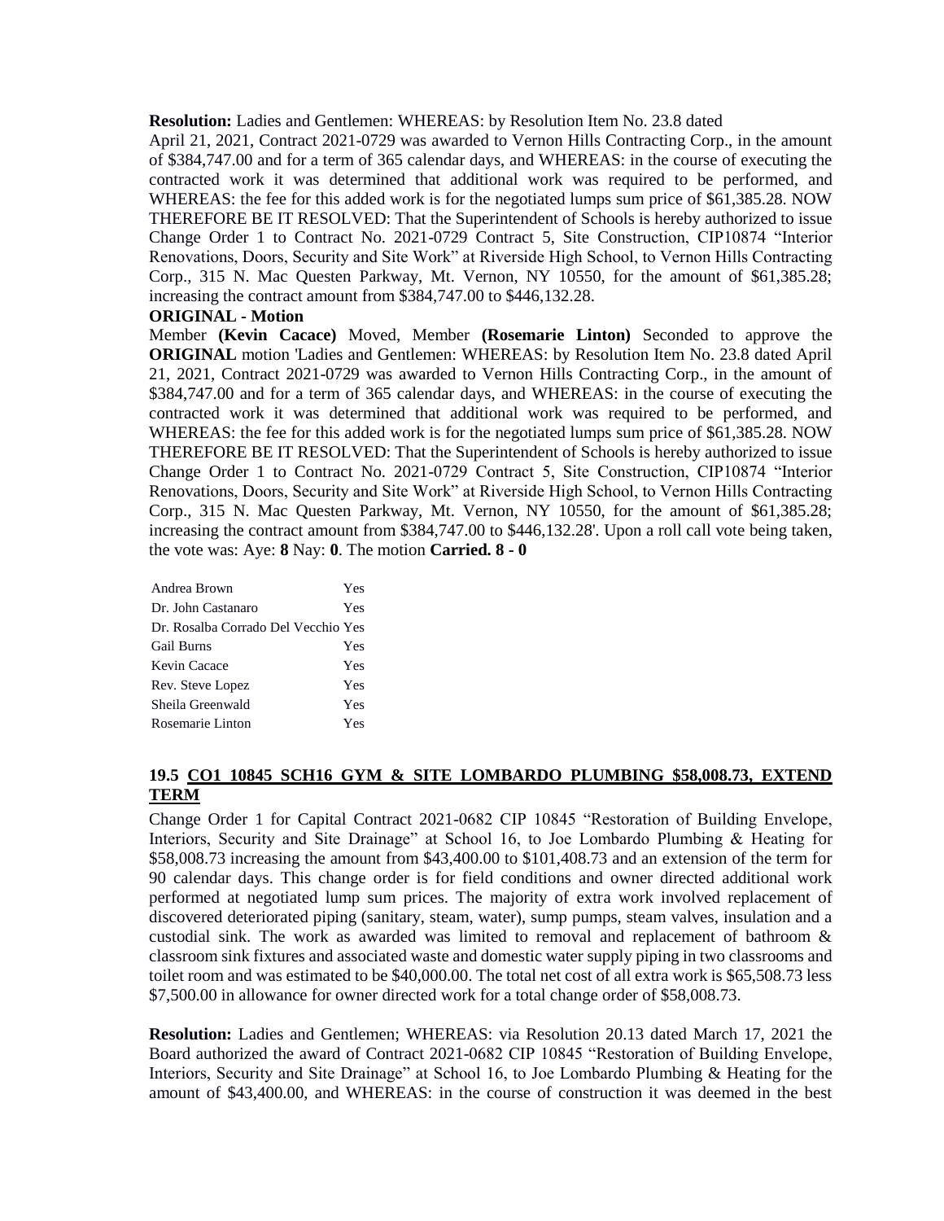**Resolution:** Ladies and Gentlemen: WHEREAS: by Resolution Item No. 23.8 dated April 21, 2021, Contract 2021-0729 was awarded to Vernon Hills Contracting Corp., in the amount of $384,747.00 and for a term of 365 calendar days, and WHEREAS: in the course of executing the contracted work it was determined that additional work was required to be performed, and WHEREAS: the fee for this added work is for the negotiated lumps sum price of $61,385.28. NOW THEREFORE BE IT RESOLVED: That the Superintendent of Schools is hereby authorized to issue Change Order 1 to Contract No. 2021-0729 Contract 5, Site Construction, CIP10874 "Interior Renovations, Doors, Security and Site Work" at Riverside High School, to Vernon Hills Contracting Corp., 315 N. Mac Questen Parkway, Mt. Vernon, NY 10550, for the amount of $61,385.28; increasing the contract amount from $384,747.00 to $446,132.28.

**ORIGINAL - Motion**

Member **(Kevin Cacace)** Moved, Member **(Rosemarie Linton)** Seconded to approve the **ORIGINAL** motion 'Ladies and Gentlemen: WHEREAS: by Resolution Item No. 23.8 dated April 21, 2021, Contract 2021-0729 was awarded to Vernon Hills Contracting Corp., in the amount of $384,747.00 and for a term of 365 calendar days, and WHEREAS: in the course of executing the contracted work it was determined that additional work was required to be performed, and WHEREAS: the fee for this added work is for the negotiated lumps sum price of $61,385.28. NOW THEREFORE BE IT RESOLVED: That the Superintendent of Schools is hereby authorized to issue Change Order 1 to Contract No. 2021-0729 Contract 5, Site Construction, CIP10874 "Interior Renovations, Doors, Security and Site Work" at Riverside High School, to Vernon Hills Contracting Corp., 315 N. Mac Questen Parkway, Mt. Vernon, NY 10550, for the amount of $61,385.28; increasing the contract amount from $384,747.00 to $446,132.28'. Upon a roll call vote being taken, the vote was: Aye: **8** Nay: **0**. The motion **Carried. 8 - 0**

| | |
|---|---|
| Andrea Brown | Yes |
| Dr. John Castanaro | Yes |
| Dr. Rosalba Corrado Del Vecchio | Yes |
| Gail Burns | Yes |
| Kevin Cacace | Yes |
| Rev. Steve Lopez | Yes |
| Sheila Greenwald | Yes |
| Rosemarie Linton | Yes |

### 19.5 CO1 10845 SCH16 GYM & SITE LOMBARDO PLUMBING $58,008.73, EXTEND TERM

Change Order 1 for Capital Contract 2021-0682 CIP 10845 "Restoration of Building Envelope, Interiors, Security and Site Drainage" at School 16, to Joe Lombardo Plumbing & Heating for $58,008.73 increasing the amount from $43,400.00 to $101,408.73 and an extension of the term for 90 calendar days. This change order is for field conditions and owner directed additional work performed at negotiated lump sum prices. The majority of extra work involved replacement of discovered deteriorated piping (sanitary, steam, water), sump pumps, steam valves, insulation and a custodial sink. The work as awarded was limited to removal and replacement of bathroom & classroom sink fixtures and associated waste and domestic water supply piping in two classrooms and toilet room and was estimated to be $40,000.00. The total net cost of all extra work is $65,508.73 less $7,500.00 in allowance for owner directed work for a total change order of $58,008.73.

**Resolution:** Ladies and Gentlemen; WHEREAS: via Resolution 20.13 dated March 17, 2021 the Board authorized the award of Contract 2021-0682 CIP 10845 "Restoration of Building Envelope, Interiors, Security and Site Drainage" at School 16, to Joe Lombardo Plumbing & Heating for the amount of $43,400.00, and WHEREAS: in the course of construction it was deemed in the best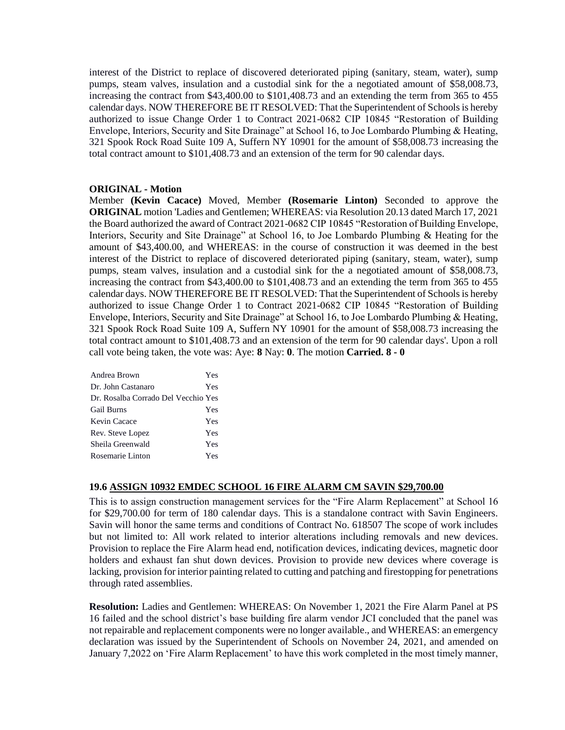interest of the District to replace of discovered deteriorated piping (sanitary, steam, water), sump pumps, steam valves, insulation and a custodial sink for the a negotiated amount of $58,008.73, increasing the contract from $43,400.00 to $101,408.73 and an extending the term from 365 to 455 calendar days. NOW THEREFORE BE IT RESOLVED: That the Superintendent of Schools is hereby authorized to issue Change Order 1 to Contract 2021-0682 CIP 10845 "Restoration of Building Envelope, Interiors, Security and Site Drainage" at School 16, to Joe Lombardo Plumbing & Heating, 321 Spook Rock Road Suite 109 A, Suffern NY 10901 for the amount of $58,008.73 increasing the total contract amount to $101,408.73 and an extension of the term for 90 calendar days.

**ORIGINAL - Motion**

Member **(Kevin Cacace)** Moved, Member **(Rosemarie Linton)** Seconded to approve the **ORIGINAL** motion 'Ladies and Gentlemen; WHEREAS: via Resolution 20.13 dated March 17, 2021 the Board authorized the award of Contract 2021-0682 CIP 10845 "Restoration of Building Envelope, Interiors, Security and Site Drainage" at School 16, to Joe Lombardo Plumbing & Heating for the amount of $43,400.00, and WHEREAS: in the course of construction it was deemed in the best interest of the District to replace of discovered deteriorated piping (sanitary, steam, water), sump pumps, steam valves, insulation and a custodial sink for the a negotiated amount of $58,008.73, increasing the contract from $43,400.00 to $101,408.73 and an extending the term from 365 to 455 calendar days. NOW THEREFORE BE IT RESOLVED: That the Superintendent of Schools is hereby authorized to issue Change Order 1 to Contract 2021-0682 CIP 10845 "Restoration of Building Envelope, Interiors, Security and Site Drainage" at School 16, to Joe Lombardo Plumbing & Heating, 321 Spook Rock Road Suite 109 A, Suffern NY 10901 for the amount of $58,008.73 increasing the total contract amount to $101,408.73 and an extension of the term for 90 calendar days'. Upon a roll call vote being taken, the vote was: Aye: **8** Nay: **0**. The motion **Carried. 8 - 0**

| | |
|---|---|
| Andrea Brown | Yes |
| Dr. John Castanaro | Yes |
| Dr. Rosalba Corrado Del Vecchio | Yes |
| Gail Burns | Yes |
| Kevin Cacace | Yes |
| Rev. Steve Lopez | Yes |
| Sheila Greenwald | Yes |
| Rosemarie Linton | Yes |

### 19.6 ASSIGN 10932 EMDEC SCHOOL 16 FIRE ALARM CM SAVIN $29,700.00

This is to assign construction management services for the "Fire Alarm Replacement" at School 16 for $29,700.00 for term of 180 calendar days. This is a standalone contract with Savin Engineers. Savin will honor the same terms and conditions of Contract No. 618507 The scope of work includes but not limited to: All work related to interior alterations including removals and new devices. Provision to replace the Fire Alarm head end, notification devices, indicating devices, magnetic door holders and exhaust fan shut down devices. Provision to provide new devices where coverage is lacking, provision for interior painting related to cutting and patching and firestopping for penetrations through rated assemblies.

**Resolution:** Ladies and Gentlemen: WHEREAS: On November 1, 2021 the Fire Alarm Panel at PS 16 failed and the school district's base building fire alarm vendor JCI concluded that the panel was not repairable and replacement components were no longer available., and WHEREAS: an emergency declaration was issued by the Superintendent of Schools on November 24, 2021, and amended on January 7,2022 on 'Fire Alarm Replacement' to have this work completed in the most timely manner,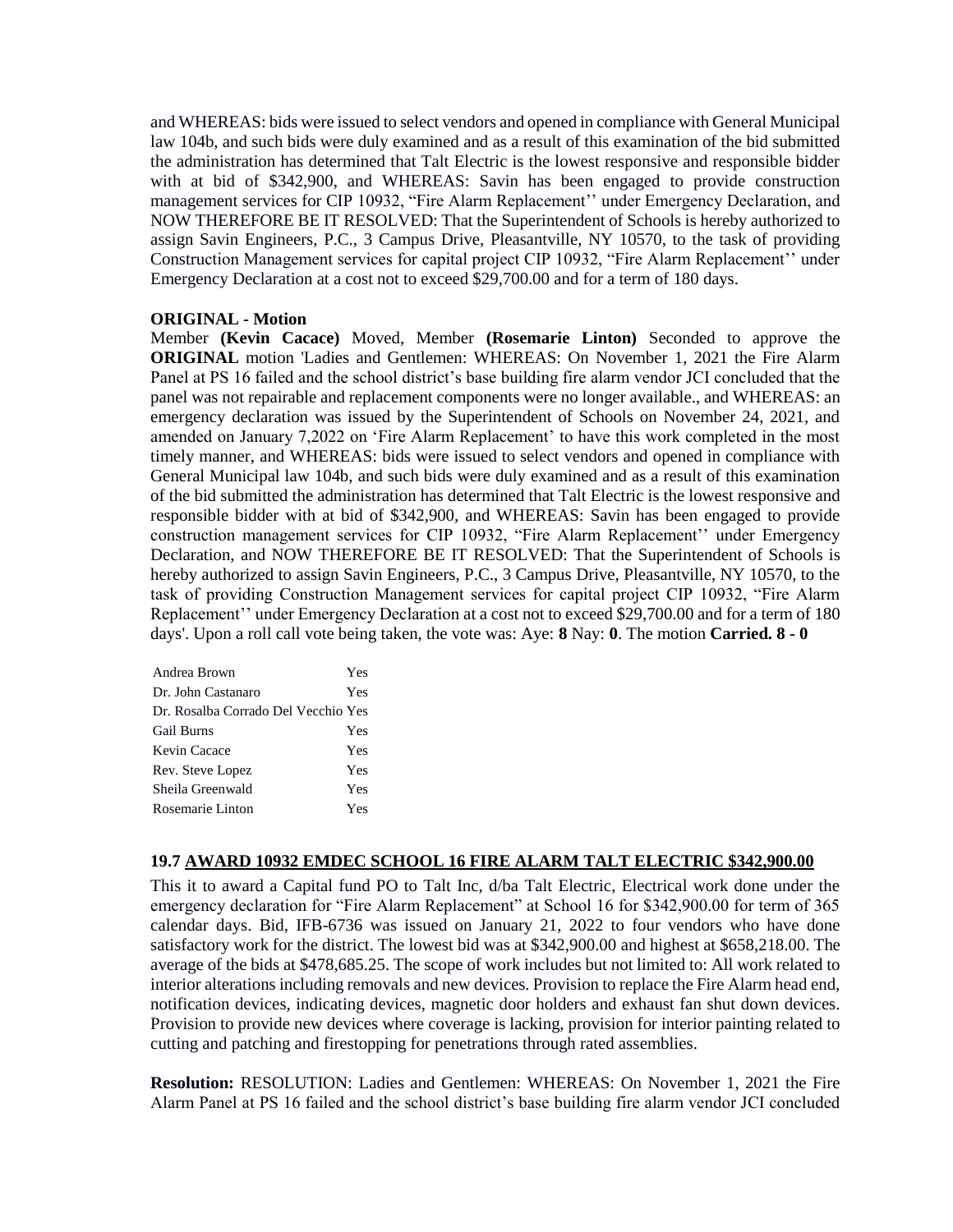and WHEREAS: bids were issued to select vendors and opened in compliance with General Municipal law 104b, and such bids were duly examined and as a result of this examination of the bid submitted the administration has determined that Talt Electric is the lowest responsive and responsible bidder with at bid of $342,900, and WHEREAS: Savin has been engaged to provide construction management services for CIP 10932, "Fire Alarm Replacement'' under Emergency Declaration, and NOW THEREFORE BE IT RESOLVED: That the Superintendent of Schools is hereby authorized to assign Savin Engineers, P.C., 3 Campus Drive, Pleasantville, NY 10570, to the task of providing Construction Management services for capital project CIP 10932, "Fire Alarm Replacement'' under Emergency Declaration at a cost not to exceed $29,700.00 and for a term of 180 days.

**ORIGINAL - Motion**

Member **(Kevin Cacace)** Moved, Member **(Rosemarie Linton)** Seconded to approve the **ORIGINAL** motion 'Ladies and Gentlemen: WHEREAS: On November 1, 2021 the Fire Alarm Panel at PS 16 failed and the school district's base building fire alarm vendor JCI concluded that the panel was not repairable and replacement components were no longer available., and WHEREAS: an emergency declaration was issued by the Superintendent of Schools on November 24, 2021, and amended on January 7,2022 on 'Fire Alarm Replacement' to have this work completed in the most timely manner, and WHEREAS: bids were issued to select vendors and opened in compliance with General Municipal law 104b, and such bids were duly examined and as a result of this examination of the bid submitted the administration has determined that Talt Electric is the lowest responsive and responsible bidder with at bid of $342,900, and WHEREAS: Savin has been engaged to provide construction management services for CIP 10932, "Fire Alarm Replacement'' under Emergency Declaration, and NOW THEREFORE BE IT RESOLVED: That the Superintendent of Schools is hereby authorized to assign Savin Engineers, P.C., 3 Campus Drive, Pleasantville, NY 10570, to the task of providing Construction Management services for capital project CIP 10932, "Fire Alarm Replacement'' under Emergency Declaration at a cost not to exceed $29,700.00 and for a term of 180 days'. Upon a roll call vote being taken, the vote was: Aye: **8** Nay: **0**. The motion **Carried. 8 - 0**

| | |
|---|---|
| Andrea Brown | Yes |
| Dr. John Castanaro | Yes |
| Dr. Rosalba Corrado Del Vecchio | Yes |
| Gail Burns | Yes |
| Kevin Cacace | Yes |
| Rev. Steve Lopez | Yes |
| Sheila Greenwald | Yes |
| Rosemarie Linton | Yes |

### 19.7 AWARD 10932 EMDEC SCHOOL 16 FIRE ALARM TALT ELECTRIC $342,900.00

This it to award a Capital fund PO to Talt Inc, d/ba Talt Electric, Electrical work done under the emergency declaration for "Fire Alarm Replacement" at School 16 for $342,900.00 for term of 365 calendar days. Bid, IFB-6736 was issued on January 21, 2022 to four vendors who have done satisfactory work for the district. The lowest bid was at $342,900.00 and highest at $658,218.00. The average of the bids at $478,685.25. The scope of work includes but not limited to: All work related to interior alterations including removals and new devices. Provision to replace the Fire Alarm head end, notification devices, indicating devices, magnetic door holders and exhaust fan shut down devices. Provision to provide new devices where coverage is lacking, provision for interior painting related to cutting and patching and firestopping for penetrations through rated assemblies.

**Resolution:** RESOLUTION: Ladies and Gentlemen: WHEREAS: On November 1, 2021 the Fire Alarm Panel at PS 16 failed and the school district's base building fire alarm vendor JCI concluded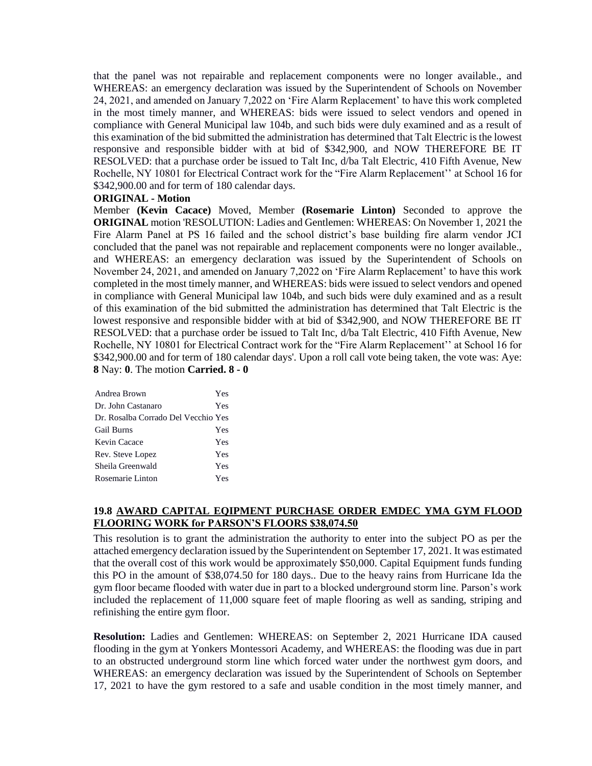that the panel was not repairable and replacement components were no longer available., and WHEREAS: an emergency declaration was issued by the Superintendent of Schools on November 24, 2021, and amended on January 7,2022 on 'Fire Alarm Replacement' to have this work completed in the most timely manner, and WHEREAS: bids were issued to select vendors and opened in compliance with General Municipal law 104b, and such bids were duly examined and as a result of this examination of the bid submitted the administration has determined that Talt Electric is the lowest responsive and responsible bidder with at bid of $342,900, and NOW THEREFORE BE IT RESOLVED: that a purchase order be issued to Talt Inc, d/ba Talt Electric, 410 Fifth Avenue, New Rochelle, NY 10801 for Electrical Contract work for the "Fire Alarm Replacement'' at School 16 for $342,900.00 and for term of 180 calendar days.

**ORIGINAL - Motion**

Member **(Kevin Cacace)** Moved, Member **(Rosemarie Linton)** Seconded to approve the **ORIGINAL** motion 'RESOLUTION: Ladies and Gentlemen: WHEREAS: On November 1, 2021 the Fire Alarm Panel at PS 16 failed and the school district's base building fire alarm vendor JCI concluded that the panel was not repairable and replacement components were no longer available., and WHEREAS: an emergency declaration was issued by the Superintendent of Schools on November 24, 2021, and amended on January 7,2022 on 'Fire Alarm Replacement' to have this work completed in the most timely manner, and WHEREAS: bids were issued to select vendors and opened in compliance with General Municipal law 104b, and such bids were duly examined and as a result of this examination of the bid submitted the administration has determined that Talt Electric is the lowest responsive and responsible bidder with at bid of $342,900, and NOW THEREFORE BE IT RESOLVED: that a purchase order be issued to Talt Inc, d/ba Talt Electric, 410 Fifth Avenue, New Rochelle, NY 10801 for Electrical Contract work for the "Fire Alarm Replacement'' at School 16 for $342,900.00 and for term of 180 calendar days'. Upon a roll call vote being taken, the vote was: Aye: **8** Nay: **0**. The motion **Carried. 8 - 0**

| | |
|---|---|
| Andrea Brown | Yes |
| Dr. John Castanaro | Yes |
| Dr. Rosalba Corrado Del Vecchio | Yes |
| Gail Burns | Yes |
| Kevin Cacace | Yes |
| Rev. Steve Lopez | Yes |
| Sheila Greenwald | Yes |
| Rosemarie Linton | Yes |

### 19.8 AWARD CAPITAL EQIPMENT PURCHASE ORDER EMDEC YMA GYM FLOOD FLOORING WORK for PARSON'S FLOORS $38,074.50

This resolution is to grant the administration the authority to enter into the subject PO as per the attached emergency declaration issued by the Superintendent on September 17, 2021. It was estimated that the overall cost of this work would be approximately $50,000. Capital Equipment funds funding this PO in the amount of $38,074.50 for 180 days.. Due to the heavy rains from Hurricane Ida the gym floor became flooded with water due in part to a blocked underground storm line. Parson's work included the replacement of 11,000 square feet of maple flooring as well as sanding, striping and refinishing the entire gym floor.

**Resolution:** Ladies and Gentlemen: WHEREAS: on September 2, 2021 Hurricane IDA caused flooding in the gym at Yonkers Montessori Academy, and WHEREAS: the flooding was due in part to an obstructed underground storm line which forced water under the northwest gym doors, and WHEREAS: an emergency declaration was issued by the Superintendent of Schools on September 17, 2021 to have the gym restored to a safe and usable condition in the most timely manner, and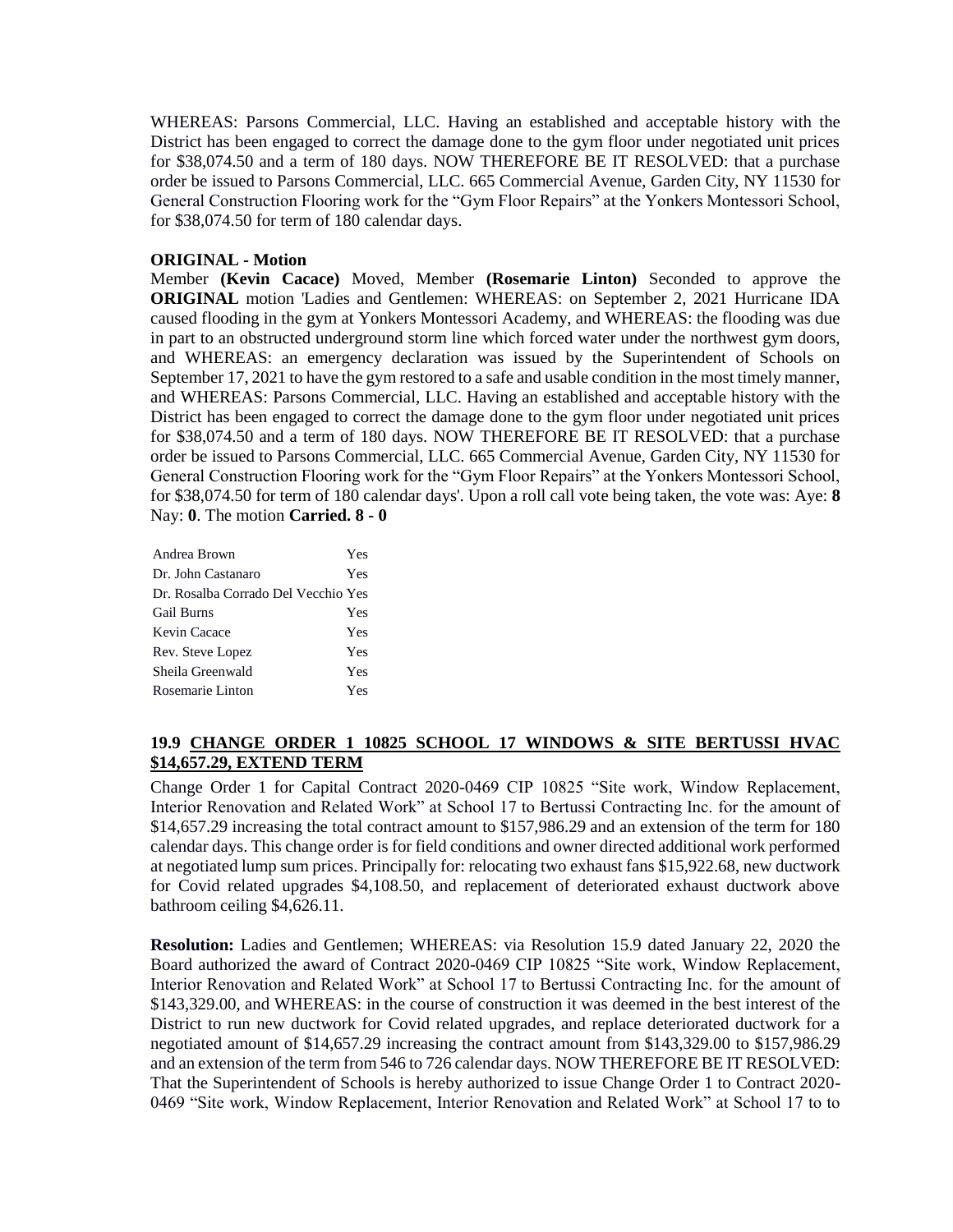WHEREAS: Parsons Commercial, LLC. Having an established and acceptable history with the District has been engaged to correct the damage done to the gym floor under negotiated unit prices for $38,074.50 and a term of 180 days. NOW THEREFORE BE IT RESOLVED: that a purchase order be issued to Parsons Commercial, LLC. 665 Commercial Avenue, Garden City, NY 11530 for General Construction Flooring work for the "Gym Floor Repairs" at the Yonkers Montessori School, for $38,074.50 for term of 180 calendar days.

**ORIGINAL - Motion**

Member **(Kevin Cacace)** Moved, Member **(Rosemarie Linton)** Seconded to approve the **ORIGINAL** motion 'Ladies and Gentlemen: WHEREAS: on September 2, 2021 Hurricane IDA caused flooding in the gym at Yonkers Montessori Academy, and WHEREAS: the flooding was due in part to an obstructed underground storm line which forced water under the northwest gym doors, and WHEREAS: an emergency declaration was issued by the Superintendent of Schools on September 17, 2021 to have the gym restored to a safe and usable condition in the most timely manner, and WHEREAS: Parsons Commercial, LLC. Having an established and acceptable history with the District has been engaged to correct the damage done to the gym floor under negotiated unit prices for $38,074.50 and a term of 180 days. NOW THEREFORE BE IT RESOLVED: that a purchase order be issued to Parsons Commercial, LLC. 665 Commercial Avenue, Garden City, NY 11530 for General Construction Flooring work for the "Gym Floor Repairs" at the Yonkers Montessori School, for $38,074.50 for term of 180 calendar days'. Upon a roll call vote being taken, the vote was: Aye: **8** Nay: **0**. The motion **Carried. 8 - 0**

| | |
|---|---|
| Andrea Brown | Yes |
| Dr. John Castanaro | Yes |
| Dr. Rosalba Corrado Del Vecchio | Yes |
| Gail Burns | Yes |
| Kevin Cacace | Yes |
| Rev. Steve Lopez | Yes |
| Sheila Greenwald | Yes |
| Rosemarie Linton | Yes |

### 19.9 CHANGE ORDER 1 10825 SCHOOL 17 WINDOWS & SITE BERTUSSI HVAC $14,657.29, EXTEND TERM

Change Order 1 for Capital Contract 2020-0469 CIP 10825 "Site work, Window Replacement, Interior Renovation and Related Work" at School 17 to Bertussi Contracting Inc. for the amount of $14,657.29 increasing the total contract amount to $157,986.29 and an extension of the term for 180 calendar days. This change order is for field conditions and owner directed additional work performed at negotiated lump sum prices. Principally for: relocating two exhaust fans $15,922.68, new ductwork for Covid related upgrades $4,108.50, and replacement of deteriorated exhaust ductwork above bathroom ceiling $4,626.11.

**Resolution:** Ladies and Gentlemen; WHEREAS: via Resolution 15.9 dated January 22, 2020 the Board authorized the award of Contract 2020-0469 CIP 10825 "Site work, Window Replacement, Interior Renovation and Related Work" at School 17 to Bertussi Contracting Inc. for the amount of $143,329.00, and WHEREAS: in the course of construction it was deemed in the best interest of the District to run new ductwork for Covid related upgrades, and replace deteriorated ductwork for a negotiated amount of $14,657.29 increasing the contract amount from $143,329.00 to $157,986.29 and an extension of the term from 546 to 726 calendar days. NOW THEREFORE BE IT RESOLVED: That the Superintendent of Schools is hereby authorized to issue Change Order 1 to Contract 2020-0469 "Site work, Window Replacement, Interior Renovation and Related Work" at School 17 to to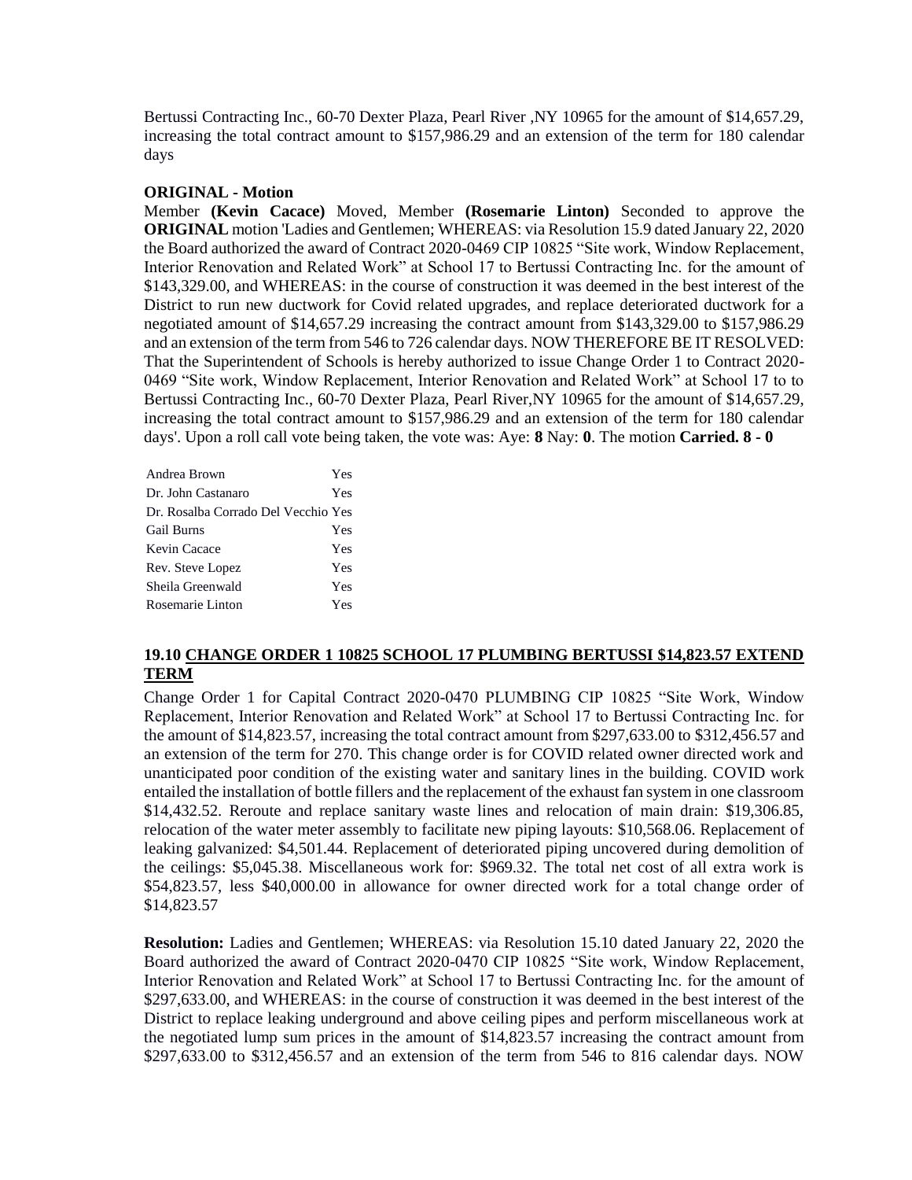Bertussi Contracting Inc., 60-70 Dexter Plaza, Pearl River ,NY 10965 for the amount of $14,657.29, increasing the total contract amount to $157,986.29 and an extension of the term for 180 calendar days

**ORIGINAL - Motion**

Member **(Kevin Cacace)** Moved, Member **(Rosemarie Linton)** Seconded to approve the **ORIGINAL** motion 'Ladies and Gentlemen; WHEREAS: via Resolution 15.9 dated January 22, 2020 the Board authorized the award of Contract 2020-0469 CIP 10825 "Site work, Window Replacement, Interior Renovation and Related Work" at School 17 to Bertussi Contracting Inc. for the amount of $143,329.00, and WHEREAS: in the course of construction it was deemed in the best interest of the District to run new ductwork for Covid related upgrades, and replace deteriorated ductwork for a negotiated amount of $14,657.29 increasing the contract amount from $143,329.00 to $157,986.29 and an extension of the term from 546 to 726 calendar days. NOW THEREFORE BE IT RESOLVED: That the Superintendent of Schools is hereby authorized to issue Change Order 1 to Contract 2020-0469 "Site work, Window Replacement, Interior Renovation and Related Work" at School 17 to to Bertussi Contracting Inc., 60-70 Dexter Plaza, Pearl River,NY 10965 for the amount of $14,657.29, increasing the total contract amount to $157,986.29 and an extension of the term for 180 calendar days'. Upon a roll call vote being taken, the vote was: Aye: **8** Nay: **0**. The motion **Carried. 8 - 0**

| | |
|---|---|
| Andrea Brown | Yes |
| Dr. John Castanaro | Yes |
| Dr. Rosalba Corrado Del Vecchio | Yes |
| Gail Burns | Yes |
| Kevin Cacace | Yes |
| Rev. Steve Lopez | Yes |
| Sheila Greenwald | Yes |
| Rosemarie Linton | Yes |

### 19.10 CHANGE ORDER 1 10825 SCHOOL 17 PLUMBING BERTUSSI $14,823.57 EXTEND TERM

Change Order 1 for Capital Contract 2020-0470 PLUMBING CIP 10825 "Site Work, Window Replacement, Interior Renovation and Related Work" at School 17 to Bertussi Contracting Inc. for the amount of $14,823.57, increasing the total contract amount from $297,633.00 to $312,456.57 and an extension of the term for 270. This change order is for COVID related owner directed work and unanticipated poor condition of the existing water and sanitary lines in the building. COVID work entailed the installation of bottle fillers and the replacement of the exhaust fan system in one classroom $14,432.52. Reroute and replace sanitary waste lines and relocation of main drain: $19,306.85, relocation of the water meter assembly to facilitate new piping layouts: $10,568.06. Replacement of leaking galvanized: $4,501.44. Replacement of deteriorated piping uncovered during demolition of the ceilings: $5,045.38. Miscellaneous work for: $969.32. The total net cost of all extra work is $54,823.57, less $40,000.00 in allowance for owner directed work for a total change order of $14,823.57

**Resolution:** Ladies and Gentlemen; WHEREAS: via Resolution 15.10 dated January 22, 2020 the Board authorized the award of Contract 2020-0470 CIP 10825 "Site work, Window Replacement, Interior Renovation and Related Work" at School 17 to Bertussi Contracting Inc. for the amount of $297,633.00, and WHEREAS: in the course of construction it was deemed in the best interest of the District to replace leaking underground and above ceiling pipes and perform miscellaneous work at the negotiated lump sum prices in the amount of $14,823.57 increasing the contract amount from $297,633.00 to $312,456.57 and an extension of the term from 546 to 816 calendar days. NOW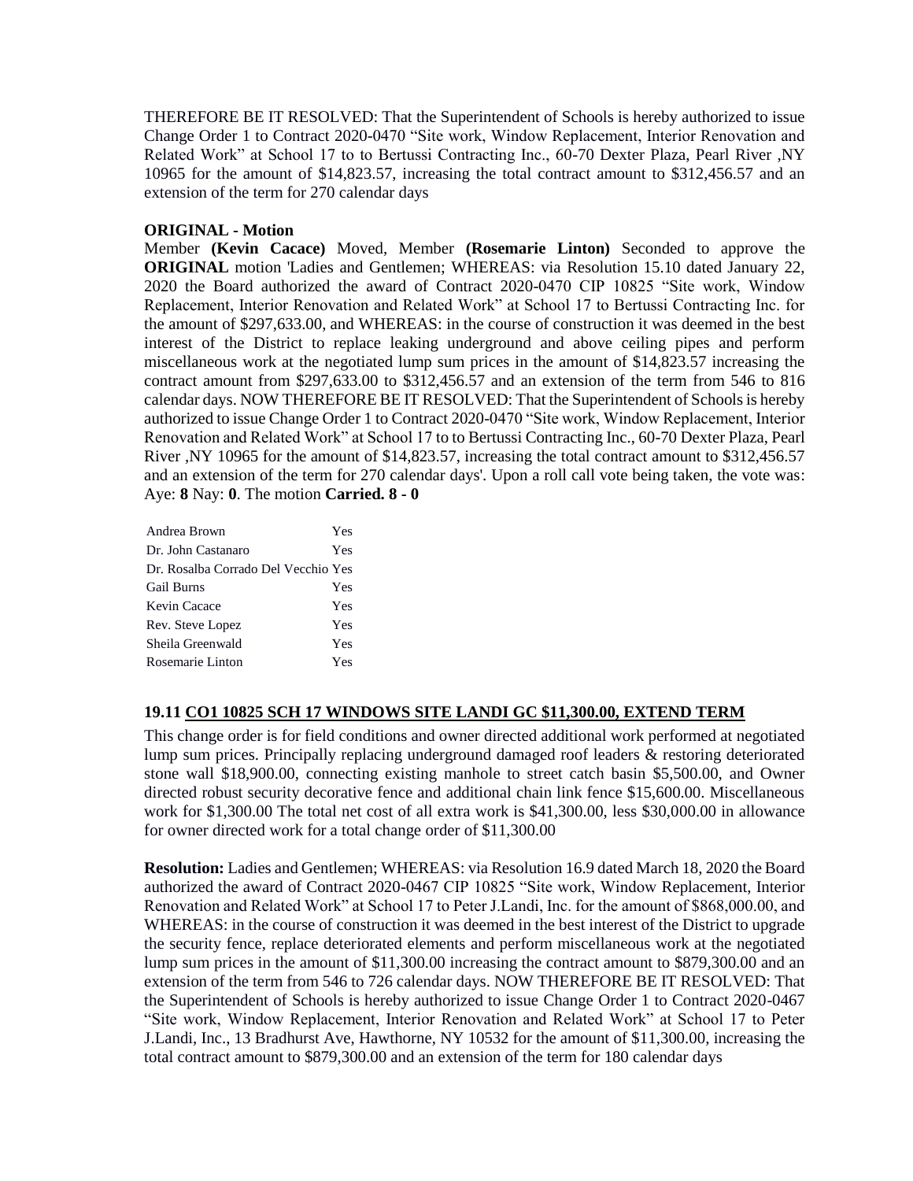THEREFORE BE IT RESOLVED: That the Superintendent of Schools is hereby authorized to issue Change Order 1 to Contract 2020-0470 "Site work, Window Replacement, Interior Renovation and Related Work" at School 17 to to Bertussi Contracting Inc., 60-70 Dexter Plaza, Pearl River ,NY 10965 for the amount of $14,823.57, increasing the total contract amount to $312,456.57 and an extension of the term for 270 calendar days

**ORIGINAL - Motion**

Member **(Kevin Cacace)** Moved, Member **(Rosemarie Linton)** Seconded to approve the **ORIGINAL** motion 'Ladies and Gentlemen; WHEREAS: via Resolution 15.10 dated January 22, 2020 the Board authorized the award of Contract 2020-0470 CIP 10825 "Site work, Window Replacement, Interior Renovation and Related Work" at School 17 to Bertussi Contracting Inc. for the amount of $297,633.00, and WHEREAS: in the course of construction it was deemed in the best interest of the District to replace leaking underground and above ceiling pipes and perform miscellaneous work at the negotiated lump sum prices in the amount of $14,823.57 increasing the contract amount from $297,633.00 to $312,456.57 and an extension of the term from 546 to 816 calendar days. NOW THEREFORE BE IT RESOLVED: That the Superintendent of Schools is hereby authorized to issue Change Order 1 to Contract 2020-0470 "Site work, Window Replacement, Interior Renovation and Related Work" at School 17 to to Bertussi Contracting Inc., 60-70 Dexter Plaza, Pearl River ,NY 10965 for the amount of $14,823.57, increasing the total contract amount to $312,456.57 and an extension of the term for 270 calendar days'. Upon a roll call vote being taken, the vote was: Aye: **8** Nay: **0**. The motion **Carried. 8 - 0**

| | |
|---|---|
| Andrea Brown | Yes |
| Dr. John Castanaro | Yes |
| Dr. Rosalba Corrado Del Vecchio | Yes |
| Gail Burns | Yes |
| Kevin Cacace | Yes |
| Rev. Steve Lopez | Yes |
| Sheila Greenwald | Yes |
| Rosemarie Linton | Yes |

### 19.11 CO1 10825 SCH 17 WINDOWS SITE LANDI GC $11,300.00, EXTEND TERM

This change order is for field conditions and owner directed additional work performed at negotiated lump sum prices. Principally replacing underground damaged roof leaders & restoring deteriorated stone wall $18,900.00, connecting existing manhole to street catch basin $5,500.00, and Owner directed robust security decorative fence and additional chain link fence $15,600.00. Miscellaneous work for $1,300.00 The total net cost of all extra work is $41,300.00, less $30,000.00 in allowance for owner directed work for a total change order of $11,300.00

**Resolution:** Ladies and Gentlemen; WHEREAS: via Resolution 16.9 dated March 18, 2020 the Board authorized the award of Contract 2020-0467 CIP 10825 "Site work, Window Replacement, Interior Renovation and Related Work" at School 17 to Peter J.Landi, Inc. for the amount of $868,000.00, and WHEREAS: in the course of construction it was deemed in the best interest of the District to upgrade the security fence, replace deteriorated elements and perform miscellaneous work at the negotiated lump sum prices in the amount of $11,300.00 increasing the contract amount to $879,300.00 and an extension of the term from 546 to 726 calendar days. NOW THEREFORE BE IT RESOLVED: That the Superintendent of Schools is hereby authorized to issue Change Order 1 to Contract 2020-0467 "Site work, Window Replacement, Interior Renovation and Related Work" at School 17 to Peter J.Landi, Inc., 13 Bradhurst Ave, Hawthorne, NY 10532 for the amount of $11,300.00, increasing the total contract amount to $879,300.00 and an extension of the term for 180 calendar days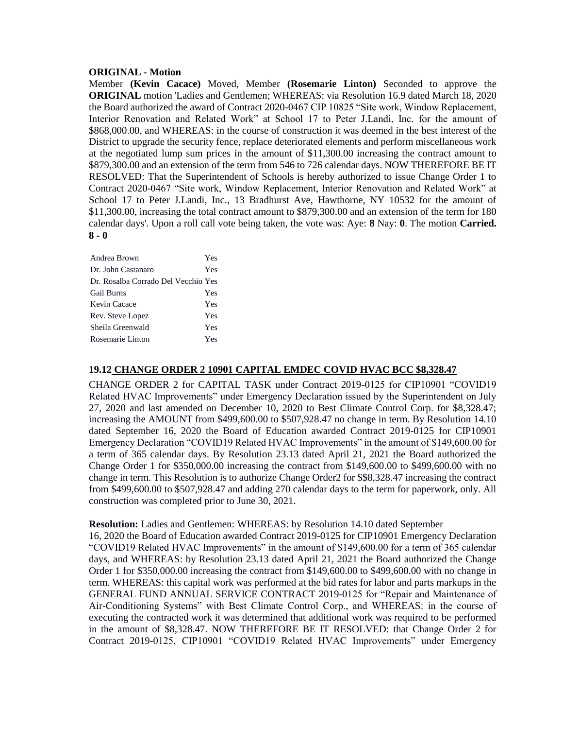**ORIGINAL - Motion**

Member **(Kevin Cacace)** Moved, Member **(Rosemarie Linton)** Seconded to approve the **ORIGINAL** motion 'Ladies and Gentlemen; WHEREAS: via Resolution 16.9 dated March 18, 2020 the Board authorized the award of Contract 2020-0467 CIP 10825 "Site work, Window Replacement, Interior Renovation and Related Work" at School 17 to Peter J.Landi, Inc. for the amount of $868,000.00, and WHEREAS: in the course of construction it was deemed in the best interest of the District to upgrade the security fence, replace deteriorated elements and perform miscellaneous work at the negotiated lump sum prices in the amount of $11,300.00 increasing the contract amount to $879,300.00 and an extension of the term from 546 to 726 calendar days. NOW THEREFORE BE IT RESOLVED: That the Superintendent of Schools is hereby authorized to issue Change Order 1 to Contract 2020-0467 "Site work, Window Replacement, Interior Renovation and Related Work" at School 17 to Peter J.Landi, Inc., 13 Bradhurst Ave, Hawthorne, NY 10532 for the amount of $11,300.00, increasing the total contract amount to $879,300.00 and an extension of the term for 180 calendar days'. Upon a roll call vote being taken, the vote was: Aye: **8** Nay: **0**. The motion **Carried. 8 - 0**

| | |
|---|---|
| Andrea Brown | Yes |
| Dr. John Castanaro | Yes |
| Dr. Rosalba Corrado Del Vecchio | Yes |
| Gail Burns | Yes |
| Kevin Cacace | Yes |
| Rev. Steve Lopez | Yes |
| Sheila Greenwald | Yes |
| Rosemarie Linton | Yes |

**19.12 CHANGE ORDER 2 10901 CAPITAL EMDEC COVID HVAC BCC $8,328.47**

CHANGE ORDER 2 for CAPITAL TASK under Contract 2019-0125 for CIP10901 "COVID19 Related HVAC Improvements" under Emergency Declaration issued by the Superintendent on July 27, 2020 and last amended on December 10, 2020 to Best Climate Control Corp. for $8,328.47; increasing the AMOUNT from $499,600.00 to $507,928.47 no change in term. By Resolution 14.10 dated September 16, 2020 the Board of Education awarded Contract 2019-0125 for CIP10901 Emergency Declaration "COVID19 Related HVAC Improvements" in the amount of $149,600.00 for a term of 365 calendar days. By Resolution 23.13 dated April 21, 2021 the Board authorized the Change Order 1 for $350,000.00 increasing the contract from $149,600.00 to $499,600.00 with no change in term. This Resolution is to authorize Change Order2 for $$8,328.47 increasing the contract from $499,600.00 to $507,928.47 and adding 270 calendar days to the term for paperwork, only. All construction was completed prior to June 30, 2021.

**Resolution:** Ladies and Gentlemen: WHEREAS: by Resolution 14.10 dated September 16, 2020 the Board of Education awarded Contract 2019-0125 for CIP10901 Emergency Declaration "COVID19 Related HVAC Improvements" in the amount of $149,600.00 for a term of 365 calendar days, and WHEREAS: by Resolution 23.13 dated April 21, 2021 the Board authorized the Change Order 1 for $350,000.00 increasing the contract from $149,600.00 to $499,600.00 with no change in term. WHEREAS: this capital work was performed at the bid rates for labor and parts markups in the GENERAL FUND ANNUAL SERVICE CONTRACT 2019-0125 for "Repair and Maintenance of Air-Conditioning Systems" with Best Climate Control Corp., and WHEREAS: in the course of executing the contracted work it was determined that additional work was required to be performed in the amount of $8,328.47. NOW THEREFORE BE IT RESOLVED: that Change Order 2 for Contract 2019-0125, CIP10901 "COVID19 Related HVAC Improvements" under Emergency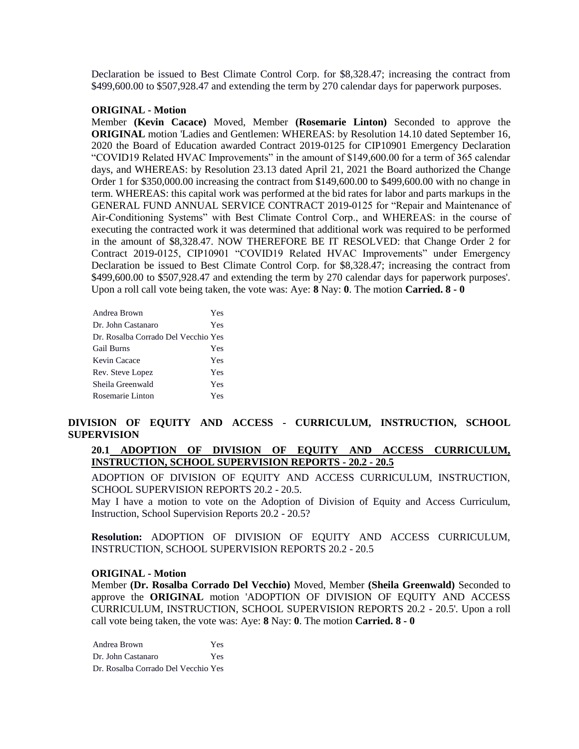Declaration be issued to Best Climate Control Corp. for $8,328.47; increasing the contract from $499,600.00 to $507,928.47 and extending the term by 270 calendar days for paperwork purposes.

**ORIGINAL - Motion**

Member **(Kevin Cacace)** Moved, Member **(Rosemarie Linton)** Seconded to approve the **ORIGINAL** motion 'Ladies and Gentlemen: WHEREAS: by Resolution 14.10 dated September 16, 2020 the Board of Education awarded Contract 2019-0125 for CIP10901 Emergency Declaration "COVID19 Related HVAC Improvements" in the amount of $149,600.00 for a term of 365 calendar days, and WHEREAS: by Resolution 23.13 dated April 21, 2021 the Board authorized the Change Order 1 for $350,000.00 increasing the contract from $149,600.00 to $499,600.00 with no change in term. WHEREAS: this capital work was performed at the bid rates for labor and parts markups in the GENERAL FUND ANNUAL SERVICE CONTRACT 2019-0125 for "Repair and Maintenance of Air-Conditioning Systems" with Best Climate Control Corp., and WHEREAS: in the course of executing the contracted work it was determined that additional work was required to be performed in the amount of $8,328.47. NOW THEREFORE BE IT RESOLVED: that Change Order 2 for Contract 2019-0125, CIP10901 "COVID19 Related HVAC Improvements" under Emergency Declaration be issued to Best Climate Control Corp. for $8,328.47; increasing the contract from $499,600.00 to $507,928.47 and extending the term by 270 calendar days for paperwork purposes'. Upon a roll call vote being taken, the vote was: Aye: **8** Nay: **0**. The motion **Carried. 8 - 0**

| | |
|---|---|
| Andrea Brown | Yes |
| Dr. John Castanaro | Yes |
| Dr. Rosalba Corrado Del Vecchio | Yes |
| Gail Burns | Yes |
| Kevin Cacace | Yes |
| Rev. Steve Lopez | Yes |
| Sheila Greenwald | Yes |
| Rosemarie Linton | Yes |

## DIVISION OF EQUITY AND ACCESS - CURRICULUM, INSTRUCTION, SCHOOL SUPERVISION

### 20.1 ADOPTION OF DIVISION OF EQUITY AND ACCESS CURRICULUM, INSTRUCTION, SCHOOL SUPERVISION REPORTS - 20.2 - 20.5

ADOPTION OF DIVISION OF EQUITY AND ACCESS CURRICULUM, INSTRUCTION, SCHOOL SUPERVISION REPORTS 20.2 - 20.5.

May I have a motion to vote on the Adoption of Division of Equity and Access Curriculum, Instruction, School Supervision Reports 20.2 - 20.5?

**Resolution:** ADOPTION OF DIVISION OF EQUITY AND ACCESS CURRICULUM, INSTRUCTION, SCHOOL SUPERVISION REPORTS 20.2 - 20.5

**ORIGINAL - Motion**

Member **(Dr. Rosalba Corrado Del Vecchio)** Moved, Member **(Sheila Greenwald)** Seconded to approve the **ORIGINAL** motion 'ADOPTION OF DIVISION OF EQUITY AND ACCESS CURRICULUM, INSTRUCTION, SCHOOL SUPERVISION REPORTS 20.2 - 20.5'. Upon a roll call vote being taken, the vote was: Aye: **8** Nay: **0**. The motion **Carried. 8 - 0**

| | |
|---|---|
| Andrea Brown | Yes |
| Dr. John Castanaro | Yes |
| Dr. Rosalba Corrado Del Vecchio | Yes |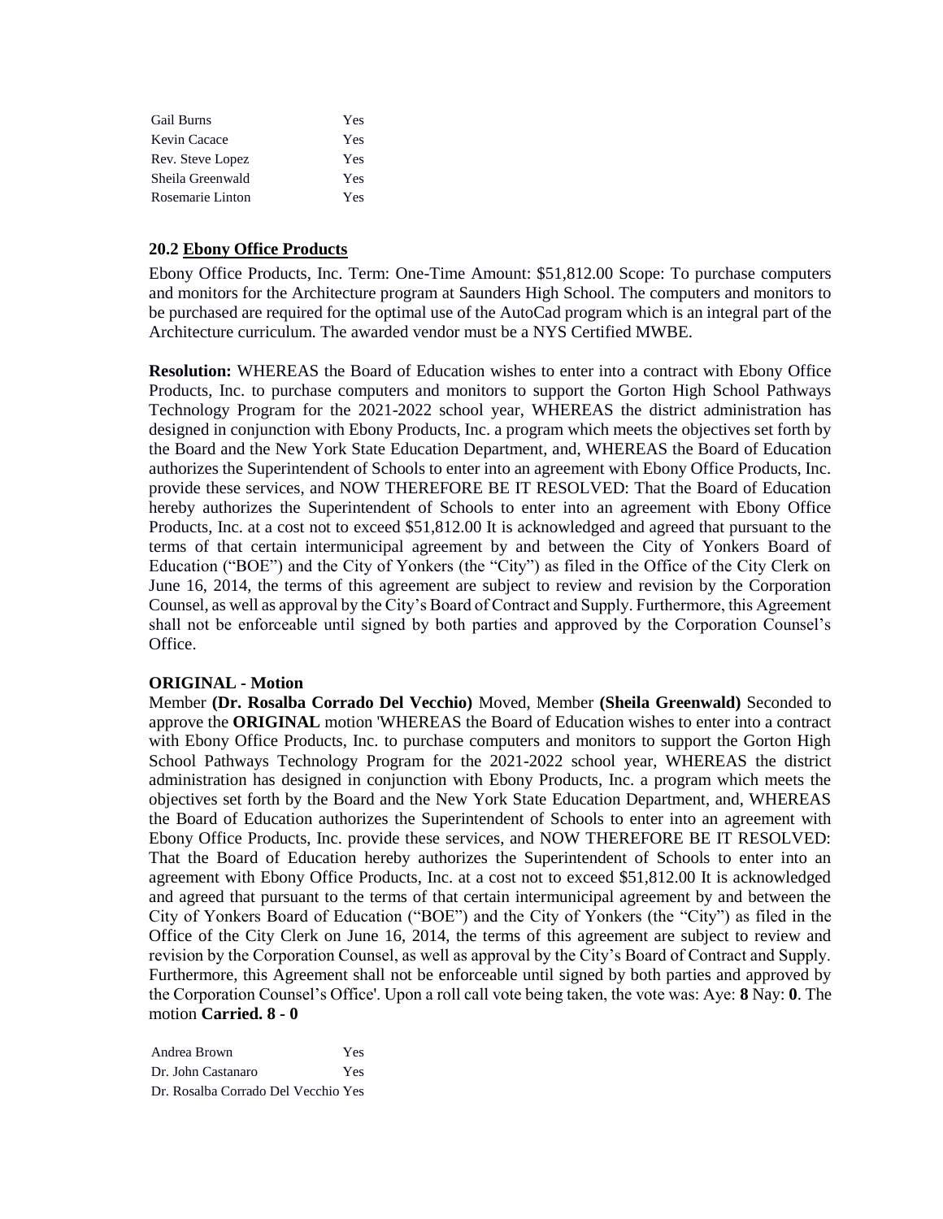| | |
|---|---|
| Gail Burns | Yes |
| Kevin Cacace | Yes |
| Rev. Steve Lopez | Yes |
| Sheila Greenwald | Yes |
| Rosemarie Linton | Yes |

### 20.2 Ebony Office Products

Ebony Office Products, Inc. Term: One-Time Amount: $51,812.00 Scope: To purchase computers and monitors for the Architecture program at Saunders High School. The computers and monitors to be purchased are required for the optimal use of the AutoCad program which is an integral part of the Architecture curriculum. The awarded vendor must be a NYS Certified MWBE.

**Resolution:** WHEREAS the Board of Education wishes to enter into a contract with Ebony Office Products, Inc. to purchase computers and monitors to support the Gorton High School Pathways Technology Program for the 2021-2022 school year, WHEREAS the district administration has designed in conjunction with Ebony Products, Inc. a program which meets the objectives set forth by the Board and the New York State Education Department, and, WHEREAS the Board of Education authorizes the Superintendent of Schools to enter into an agreement with Ebony Office Products, Inc. provide these services, and NOW THEREFORE BE IT RESOLVED: That the Board of Education hereby authorizes the Superintendent of Schools to enter into an agreement with Ebony Office Products, Inc. at a cost not to exceed $51,812.00 It is acknowledged and agreed that pursuant to the terms of that certain intermunicipal agreement by and between the City of Yonkers Board of Education ("BOE") and the City of Yonkers (the "City") as filed in the Office of the City Clerk on June 16, 2014, the terms of this agreement are subject to review and revision by the Corporation Counsel, as well as approval by the City's Board of Contract and Supply. Furthermore, this Agreement shall not be enforceable until signed by both parties and approved by the Corporation Counsel's Office.

**ORIGINAL - Motion**

Member **(Dr. Rosalba Corrado Del Vecchio)** Moved, Member **(Sheila Greenwald)** Seconded to approve the **ORIGINAL** motion 'WHEREAS the Board of Education wishes to enter into a contract with Ebony Office Products, Inc. to purchase computers and monitors to support the Gorton High School Pathways Technology Program for the 2021-2022 school year, WHEREAS the district administration has designed in conjunction with Ebony Products, Inc. a program which meets the objectives set forth by the Board and the New York State Education Department, and, WHEREAS the Board of Education authorizes the Superintendent of Schools to enter into an agreement with Ebony Office Products, Inc. provide these services, and NOW THEREFORE BE IT RESOLVED: That the Board of Education hereby authorizes the Superintendent of Schools to enter into an agreement with Ebony Office Products, Inc. at a cost not to exceed $51,812.00 It is acknowledged and agreed that pursuant to the terms of that certain intermunicipal agreement by and between the City of Yonkers Board of Education ("BOE") and the City of Yonkers (the "City") as filed in the Office of the City Clerk on June 16, 2014, the terms of this agreement are subject to review and revision by the Corporation Counsel, as well as approval by the City's Board of Contract and Supply. Furthermore, this Agreement shall not be enforceable until signed by both parties and approved by the Corporation Counsel's Office'. Upon a roll call vote being taken, the vote was: Aye: **8** Nay: **0**. The motion **Carried. 8 - 0**

| | |
|---|---|
| Andrea Brown | Yes |
| Dr. John Castanaro | Yes |
| Dr. Rosalba Corrado Del Vecchio | Yes |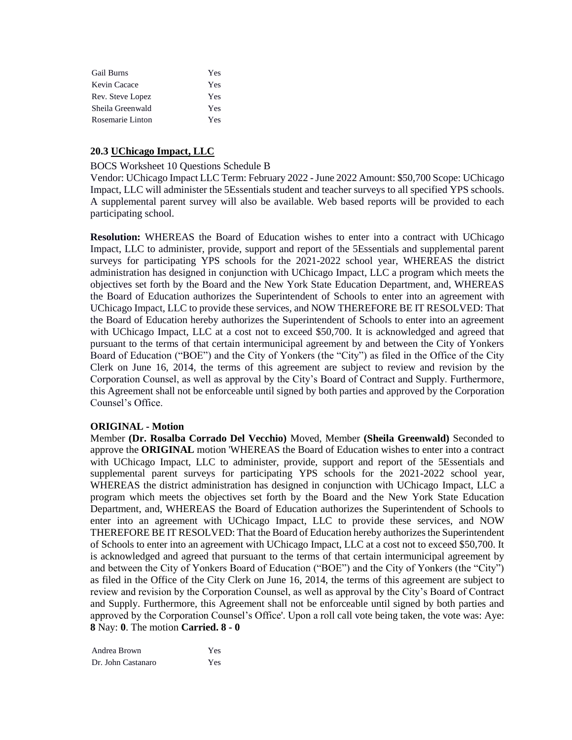| | |
|---|---|
| Gail Burns | Yes |
| Kevin Cacace | Yes |
| Rev. Steve Lopez | Yes |
| Sheila Greenwald | Yes |
| Rosemarie Linton | Yes |

### 20.3 UChicago Impact, LLC

BOCS Worksheet 10 Questions Schedule B

Vendor: UChicago Impact LLC Term: February 2022 - June 2022 Amount: $50,700 Scope: UChicago Impact, LLC will administer the 5Essentials student and teacher surveys to all specified YPS schools. A supplemental parent survey will also be available. Web based reports will be provided to each participating school.

**Resolution:** WHEREAS the Board of Education wishes to enter into a contract with UChicago Impact, LLC to administer, provide, support and report of the 5Essentials and supplemental parent surveys for participating YPS schools for the 2021-2022 school year, WHEREAS the district administration has designed in conjunction with UChicago Impact, LLC a program which meets the objectives set forth by the Board and the New York State Education Department, and, WHEREAS the Board of Education authorizes the Superintendent of Schools to enter into an agreement with UChicago Impact, LLC to provide these services, and NOW THEREFORE BE IT RESOLVED: That the Board of Education hereby authorizes the Superintendent of Schools to enter into an agreement with UChicago Impact, LLC at a cost not to exceed $50,700. It is acknowledged and agreed that pursuant to the terms of that certain intermunicipal agreement by and between the City of Yonkers Board of Education ("BOE") and the City of Yonkers (the "City") as filed in the Office of the City Clerk on June 16, 2014, the terms of this agreement are subject to review and revision by the Corporation Counsel, as well as approval by the City's Board of Contract and Supply. Furthermore, this Agreement shall not be enforceable until signed by both parties and approved by the Corporation Counsel's Office.

**ORIGINAL - Motion**

Member **(Dr. Rosalba Corrado Del Vecchio)** Moved, Member **(Sheila Greenwald)** Seconded to approve the **ORIGINAL** motion 'WHEREAS the Board of Education wishes to enter into a contract with UChicago Impact, LLC to administer, provide, support and report of the 5Essentials and supplemental parent surveys for participating YPS schools for the 2021-2022 school year, WHEREAS the district administration has designed in conjunction with UChicago Impact, LLC a program which meets the objectives set forth by the Board and the New York State Education Department, and, WHEREAS the Board of Education authorizes the Superintendent of Schools to enter into an agreement with UChicago Impact, LLC to provide these services, and NOW THEREFORE BE IT RESOLVED: That the Board of Education hereby authorizes the Superintendent of Schools to enter into an agreement with UChicago Impact, LLC at a cost not to exceed $50,700. It is acknowledged and agreed that pursuant to the terms of that certain intermunicipal agreement by and between the City of Yonkers Board of Education ("BOE") and the City of Yonkers (the "City") as filed in the Office of the City Clerk on June 16, 2014, the terms of this agreement are subject to review and revision by the Corporation Counsel, as well as approval by the City's Board of Contract and Supply. Furthermore, this Agreement shall not be enforceable until signed by both parties and approved by the Corporation Counsel's Office'. Upon a roll call vote being taken, the vote was: Aye: **8** Nay: **0**. The motion **Carried. 8 - 0**

| | |
|---|---|
| Andrea Brown | Yes |
| Dr. John Castanaro | Yes |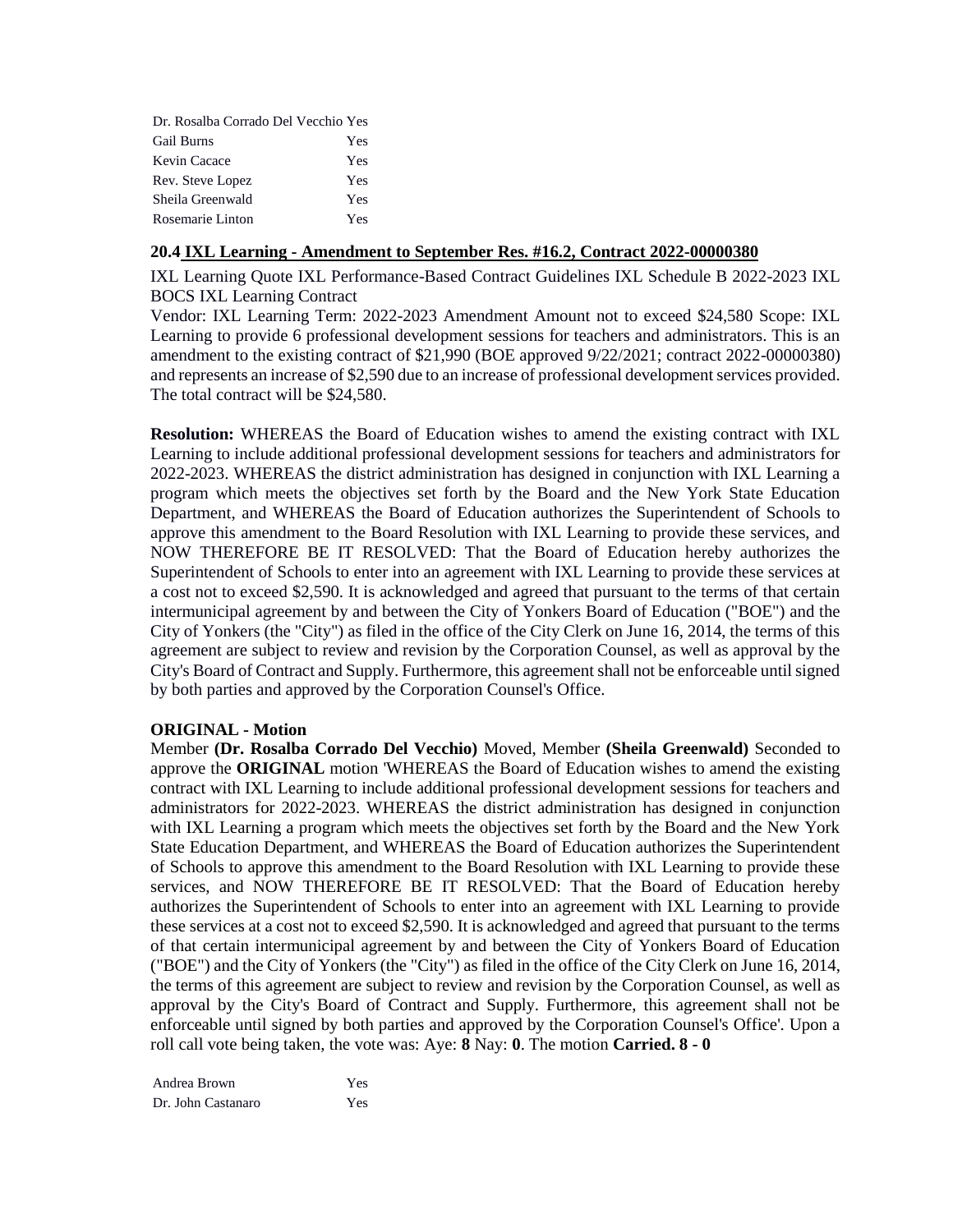| | |
|---|---|
| Dr. Rosalba Corrado Del Vecchio | Yes |
| Gail Burns | Yes |
| Kevin Cacace | Yes |
| Rev. Steve Lopez | Yes |
| Sheila Greenwald | Yes |
| Rosemarie Linton | Yes |

### 20.4 IXL Learning - Amendment to September Res. #16.2, Contract 2022-00000380

IXL Learning Quote IXL Performance-Based Contract Guidelines IXL Schedule B 2022-2023 IXL BOCS IXL Learning Contract

Vendor: IXL Learning Term: 2022-2023 Amendment Amount not to exceed $24,580 Scope: IXL Learning to provide 6 professional development sessions for teachers and administrators. This is an amendment to the existing contract of $21,990 (BOE approved 9/22/2021; contract 2022-00000380) and represents an increase of $2,590 due to an increase of professional development services provided. The total contract will be $24,580.

**Resolution:** WHEREAS the Board of Education wishes to amend the existing contract with IXL Learning to include additional professional development sessions for teachers and administrators for 2022-2023. WHEREAS the district administration has designed in conjunction with IXL Learning a program which meets the objectives set forth by the Board and the New York State Education Department, and WHEREAS the Board of Education authorizes the Superintendent of Schools to approve this amendment to the Board Resolution with IXL Learning to provide these services, and NOW THEREFORE BE IT RESOLVED: That the Board of Education hereby authorizes the Superintendent of Schools to enter into an agreement with IXL Learning to provide these services at a cost not to exceed $2,590. It is acknowledged and agreed that pursuant to the terms of that certain intermunicipal agreement by and between the City of Yonkers Board of Education ("BOE") and the City of Yonkers (the "City") as filed in the office of the City Clerk on June 16, 2014, the terms of this agreement are subject to review and revision by the Corporation Counsel, as well as approval by the City's Board of Contract and Supply. Furthermore, this agreement shall not be enforceable until signed by both parties and approved by the Corporation Counsel's Office.

**ORIGINAL - Motion**

Member **(Dr. Rosalba Corrado Del Vecchio)** Moved, Member **(Sheila Greenwald)** Seconded to approve the **ORIGINAL** motion 'WHEREAS the Board of Education wishes to amend the existing contract with IXL Learning to include additional professional development sessions for teachers and administrators for 2022-2023. WHEREAS the district administration has designed in conjunction with IXL Learning a program which meets the objectives set forth by the Board and the New York State Education Department, and WHEREAS the Board of Education authorizes the Superintendent of Schools to approve this amendment to the Board Resolution with IXL Learning to provide these services, and NOW THEREFORE BE IT RESOLVED: That the Board of Education hereby authorizes the Superintendent of Schools to enter into an agreement with IXL Learning to provide these services at a cost not to exceed $2,590. It is acknowledged and agreed that pursuant to the terms of that certain intermunicipal agreement by and between the City of Yonkers Board of Education ("BOE") and the City of Yonkers (the "City") as filed in the office of the City Clerk on June 16, 2014, the terms of this agreement are subject to review and revision by the Corporation Counsel, as well as approval by the City's Board of Contract and Supply. Furthermore, this agreement shall not be enforceable until signed by both parties and approved by the Corporation Counsel's Office'. Upon a roll call vote being taken, the vote was: Aye: **8** Nay: **0**. The motion **Carried. 8 - 0**

| | |
|---|---|
| Andrea Brown | Yes |
| Dr. John Castanaro | Yes |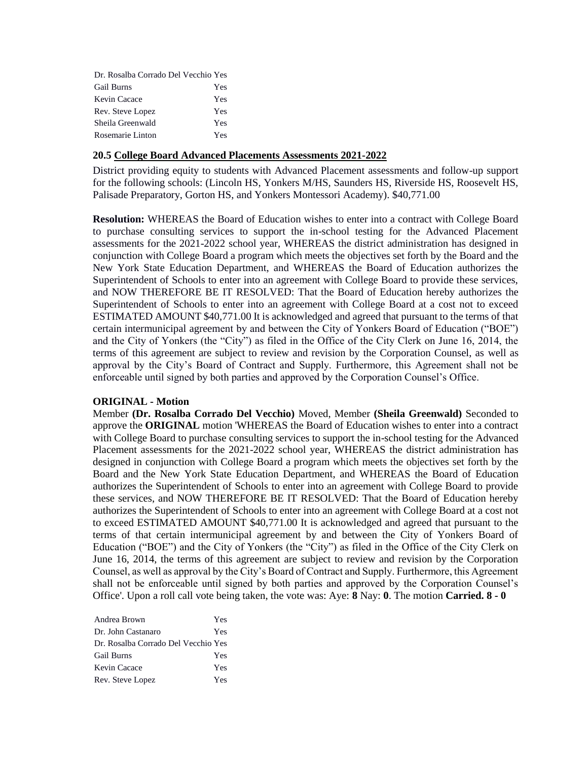| | |
|---|---|
| Dr. Rosalba Corrado Del Vecchio | Yes |
| Gail Burns | Yes |
| Kevin Cacace | Yes |
| Rev. Steve Lopez | Yes |
| Sheila Greenwald | Yes |
| Rosemarie Linton | Yes |

### 20.5 College Board Advanced Placements Assessments 2021-2022

District providing equity to students with Advanced Placement assessments and follow-up support for the following schools: (Lincoln HS, Yonkers M/HS, Saunders HS, Riverside HS, Roosevelt HS, Palisade Preparatory, Gorton HS, and Yonkers Montessori Academy). $40,771.00

**Resolution:** WHEREAS the Board of Education wishes to enter into a contract with College Board to purchase consulting services to support the in-school testing for the Advanced Placement assessments for the 2021-2022 school year, WHEREAS the district administration has designed in conjunction with College Board a program which meets the objectives set forth by the Board and the New York State Education Department, and WHEREAS the Board of Education authorizes the Superintendent of Schools to enter into an agreement with College Board to provide these services, and NOW THEREFORE BE IT RESOLVED: That the Board of Education hereby authorizes the Superintendent of Schools to enter into an agreement with College Board at a cost not to exceed ESTIMATED AMOUNT $40,771.00 It is acknowledged and agreed that pursuant to the terms of that certain intermunicipal agreement by and between the City of Yonkers Board of Education ("BOE") and the City of Yonkers (the "City") as filed in the Office of the City Clerk on June 16, 2014, the terms of this agreement are subject to review and revision by the Corporation Counsel, as well as approval by the City's Board of Contract and Supply. Furthermore, this Agreement shall not be enforceable until signed by both parties and approved by the Corporation Counsel's Office.

**ORIGINAL - Motion**

Member **(Dr. Rosalba Corrado Del Vecchio)** Moved, Member **(Sheila Greenwald)** Seconded to approve the **ORIGINAL** motion 'WHEREAS the Board of Education wishes to enter into a contract with College Board to purchase consulting services to support the in-school testing for the Advanced Placement assessments for the 2021-2022 school year, WHEREAS the district administration has designed in conjunction with College Board a program which meets the objectives set forth by the Board and the New York State Education Department, and WHEREAS the Board of Education authorizes the Superintendent of Schools to enter into an agreement with College Board to provide these services, and NOW THEREFORE BE IT RESOLVED: That the Board of Education hereby authorizes the Superintendent of Schools to enter into an agreement with College Board at a cost not to exceed ESTIMATED AMOUNT $40,771.00 It is acknowledged and agreed that pursuant to the terms of that certain intermunicipal agreement by and between the City of Yonkers Board of Education ("BOE") and the City of Yonkers (the "City") as filed in the Office of the City Clerk on June 16, 2014, the terms of this agreement are subject to review and revision by the Corporation Counsel, as well as approval by the City's Board of Contract and Supply. Furthermore, this Agreement shall not be enforceable until signed by both parties and approved by the Corporation Counsel's Office'. Upon a roll call vote being taken, the vote was: Aye: **8** Nay: **0**. The motion **Carried. 8 - 0**

| | |
|---|---|
| Andrea Brown | Yes |
| Dr. John Castanaro | Yes |
| Dr. Rosalba Corrado Del Vecchio | Yes |
| Gail Burns | Yes |
| Kevin Cacace | Yes |
| Rev. Steve Lopez | Yes |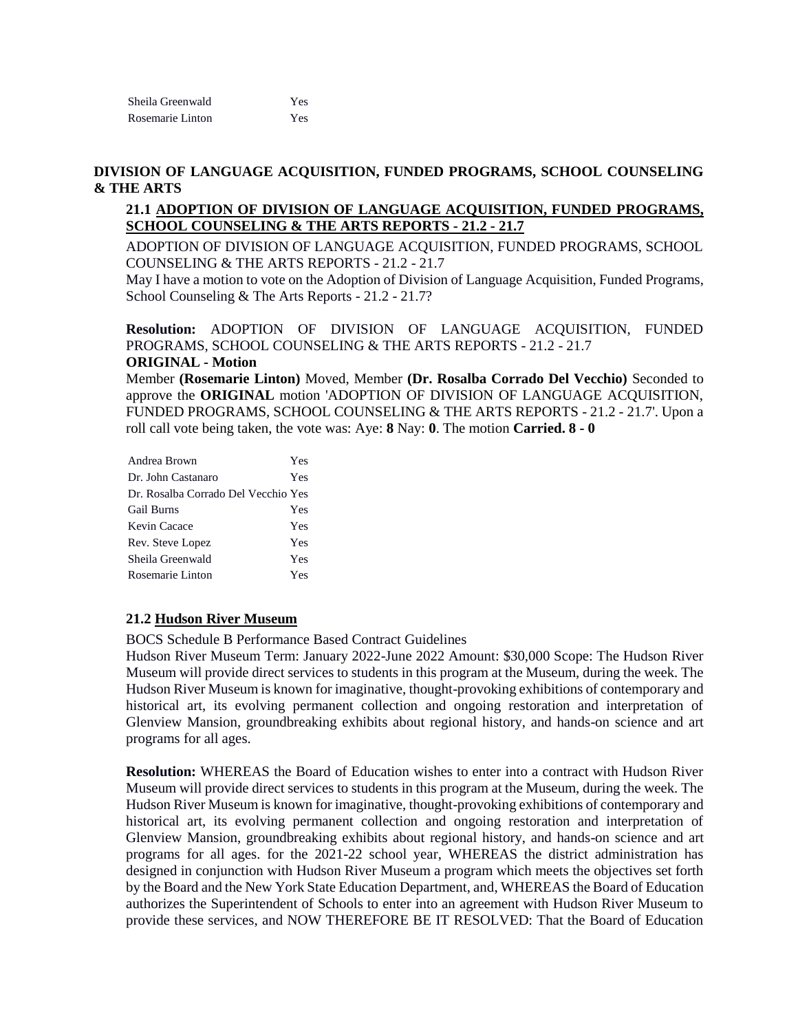| | |
|---|---|
| Sheila Greenwald | Yes |
| Rosemarie Linton | Yes |

## DIVISION OF LANGUAGE ACQUISITION, FUNDED PROGRAMS, SCHOOL COUNSELING & THE ARTS

### 21.1 ADOPTION OF DIVISION OF LANGUAGE ACQUISITION, FUNDED PROGRAMS, SCHOOL COUNSELING & THE ARTS REPORTS - 21.2 - 21.7

ADOPTION OF DIVISION OF LANGUAGE ACQUISITION, FUNDED PROGRAMS, SCHOOL COUNSELING & THE ARTS REPORTS - 21.2 - 21.7

May I have a motion to vote on the Adoption of Division of Language Acquisition, Funded Programs, School Counseling & The Arts Reports - 21.2 - 21.7?

**Resolution:** ADOPTION OF DIVISION OF LANGUAGE ACQUISITION, FUNDED PROGRAMS, SCHOOL COUNSELING & THE ARTS REPORTS - 21.2 - 21.7

**ORIGINAL - Motion**

Member **(Rosemarie Linton)** Moved, Member **(Dr. Rosalba Corrado Del Vecchio)** Seconded to approve the **ORIGINAL** motion 'ADOPTION OF DIVISION OF LANGUAGE ACQUISITION, FUNDED PROGRAMS, SCHOOL COUNSELING & THE ARTS REPORTS - 21.2 - 21.7'. Upon a roll call vote being taken, the vote was: Aye: **8** Nay: **0**. The motion **Carried. 8 - 0**

| | |
|---|---|
| Andrea Brown | Yes |
| Dr. John Castanaro | Yes |
| Dr. Rosalba Corrado Del Vecchio | Yes |
| Gail Burns | Yes |
| Kevin Cacace | Yes |
| Rev. Steve Lopez | Yes |
| Sheila Greenwald | Yes |
| Rosemarie Linton | Yes |

### 21.2 Hudson River Museum

BOCS Schedule B Performance Based Contract Guidelines

Hudson River Museum Term: January 2022-June 2022 Amount: $30,000 Scope: The Hudson River Museum will provide direct services to students in this program at the Museum, during the week. The Hudson River Museum is known for imaginative, thought-provoking exhibitions of contemporary and historical art, its evolving permanent collection and ongoing restoration and interpretation of Glenview Mansion, groundbreaking exhibits about regional history, and hands-on science and art programs for all ages.

**Resolution:** WHEREAS the Board of Education wishes to enter into a contract with Hudson River Museum will provide direct services to students in this program at the Museum, during the week. The Hudson River Museum is known for imaginative, thought-provoking exhibitions of contemporary and historical art, its evolving permanent collection and ongoing restoration and interpretation of Glenview Mansion, groundbreaking exhibits about regional history, and hands-on science and art programs for all ages. for the 2021-22 school year, WHEREAS the district administration has designed in conjunction with Hudson River Museum a program which meets the objectives set forth by the Board and the New York State Education Department, and, WHEREAS the Board of Education authorizes the Superintendent of Schools to enter into an agreement with Hudson River Museum to provide these services, and NOW THEREFORE BE IT RESOLVED: That the Board of Education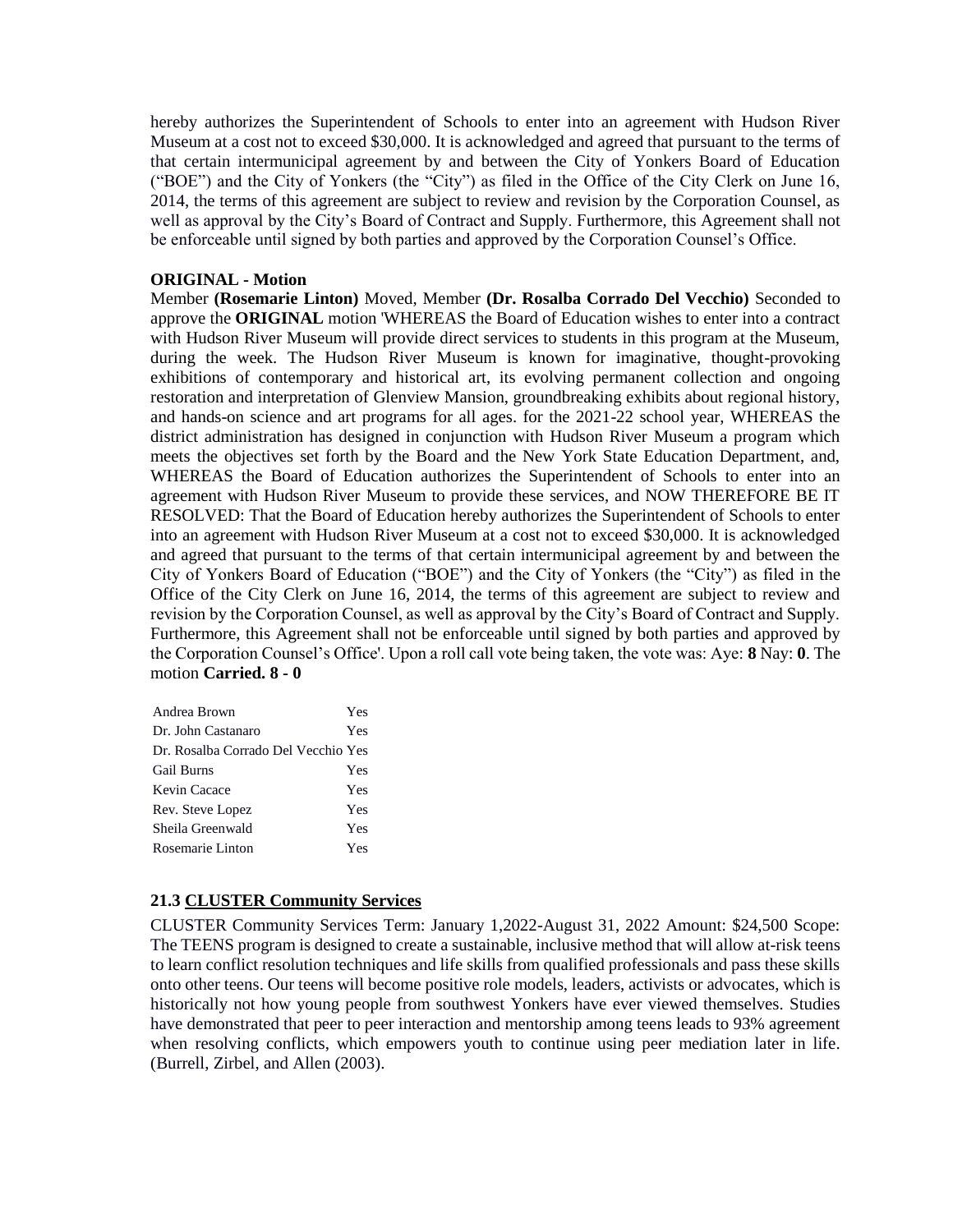hereby authorizes the Superintendent of Schools to enter into an agreement with Hudson River Museum at a cost not to exceed $30,000. It is acknowledged and agreed that pursuant to the terms of that certain intermunicipal agreement by and between the City of Yonkers Board of Education ("BOE") and the City of Yonkers (the "City") as filed in the Office of the City Clerk on June 16, 2014, the terms of this agreement are subject to review and revision by the Corporation Counsel, as well as approval by the City's Board of Contract and Supply. Furthermore, this Agreement shall not be enforceable until signed by both parties and approved by the Corporation Counsel's Office.

**ORIGINAL - Motion**

Member **(Rosemarie Linton)** Moved, Member **(Dr. Rosalba Corrado Del Vecchio)** Seconded to approve the **ORIGINAL** motion 'WHEREAS the Board of Education wishes to enter into a contract with Hudson River Museum will provide direct services to students in this program at the Museum, during the week. The Hudson River Museum is known for imaginative, thought-provoking exhibitions of contemporary and historical art, its evolving permanent collection and ongoing restoration and interpretation of Glenview Mansion, groundbreaking exhibits about regional history, and hands-on science and art programs for all ages. for the 2021-22 school year, WHEREAS the district administration has designed in conjunction with Hudson River Museum a program which meets the objectives set forth by the Board and the New York State Education Department, and, WHEREAS the Board of Education authorizes the Superintendent of Schools to enter into an agreement with Hudson River Museum to provide these services, and NOW THEREFORE BE IT RESOLVED: That the Board of Education hereby authorizes the Superintendent of Schools to enter into an agreement with Hudson River Museum at a cost not to exceed $30,000. It is acknowledged and agreed that pursuant to the terms of that certain intermunicipal agreement by and between the City of Yonkers Board of Education ("BOE") and the City of Yonkers (the "City") as filed in the Office of the City Clerk on June 16, 2014, the terms of this agreement are subject to review and revision by the Corporation Counsel, as well as approval by the City's Board of Contract and Supply. Furthermore, this Agreement shall not be enforceable until signed by both parties and approved by the Corporation Counsel's Office'. Upon a roll call vote being taken, the vote was: Aye: **8** Nay: **0**. The motion **Carried. 8 - 0**

| | |
|---|---|
| Andrea Brown | Yes |
| Dr. John Castanaro | Yes |
| Dr. Rosalba Corrado Del Vecchio | Yes |
| Gail Burns | Yes |
| Kevin Cacace | Yes |
| Rev. Steve Lopez | Yes |
| Sheila Greenwald | Yes |
| Rosemarie Linton | Yes |

**21.3 CLUSTER Community Services**

CLUSTER Community Services Term: January 1,2022-August 31, 2022 Amount: $24,500 Scope: The TEENS program is designed to create a sustainable, inclusive method that will allow at-risk teens to learn conflict resolution techniques and life skills from qualified professionals and pass these skills onto other teens. Our teens will become positive role models, leaders, activists or advocates, which is historically not how young people from southwest Yonkers have ever viewed themselves. Studies have demonstrated that peer to peer interaction and mentorship among teens leads to 93% agreement when resolving conflicts, which empowers youth to continue using peer mediation later in life. (Burrell, Zirbel, and Allen (2003).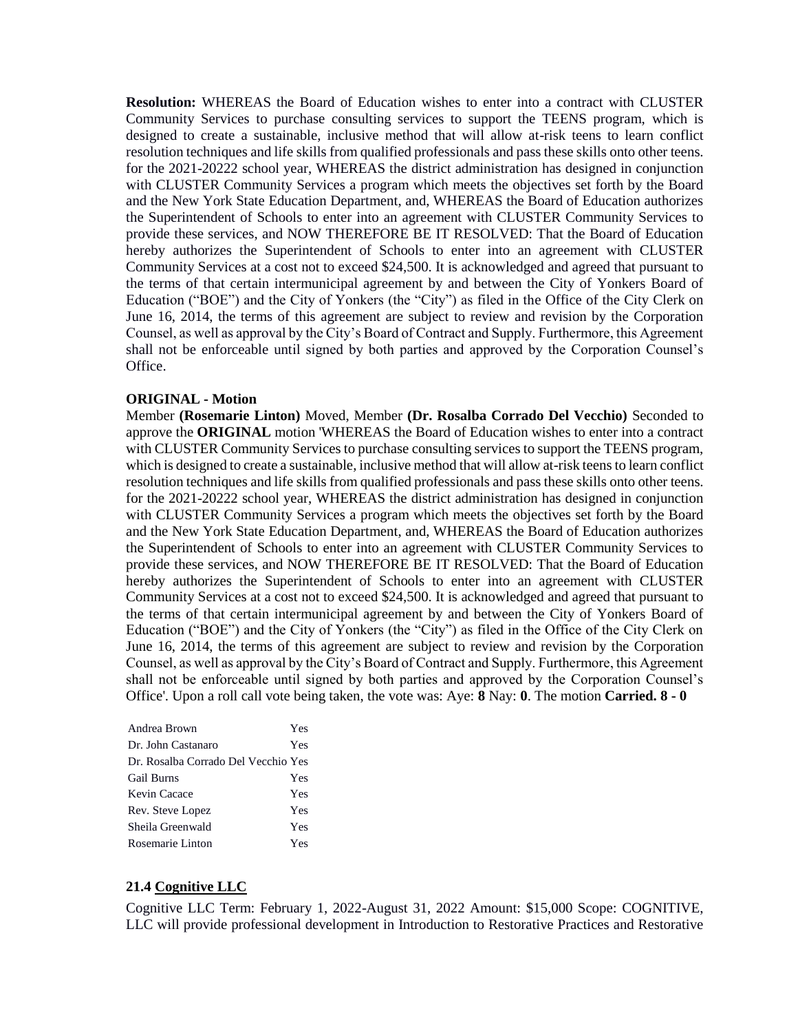**Resolution:** WHEREAS the Board of Education wishes to enter into a contract with CLUSTER Community Services to purchase consulting services to support the TEENS program, which is designed to create a sustainable, inclusive method that will allow at-risk teens to learn conflict resolution techniques and life skills from qualified professionals and pass these skills onto other teens. for the 2021-20222 school year, WHEREAS the district administration has designed in conjunction with CLUSTER Community Services a program which meets the objectives set forth by the Board and the New York State Education Department, and, WHEREAS the Board of Education authorizes the Superintendent of Schools to enter into an agreement with CLUSTER Community Services to provide these services, and NOW THEREFORE BE IT RESOLVED: That the Board of Education hereby authorizes the Superintendent of Schools to enter into an agreement with CLUSTER Community Services at a cost not to exceed $24,500. It is acknowledged and agreed that pursuant to the terms of that certain intermunicipal agreement by and between the City of Yonkers Board of Education ("BOE") and the City of Yonkers (the "City") as filed in the Office of the City Clerk on June 16, 2014, the terms of this agreement are subject to review and revision by the Corporation Counsel, as well as approval by the City's Board of Contract and Supply. Furthermore, this Agreement shall not be enforceable until signed by both parties and approved by the Corporation Counsel's Office.

**ORIGINAL - Motion**

Member **(Rosemarie Linton)** Moved, Member **(Dr. Rosalba Corrado Del Vecchio)** Seconded to approve the **ORIGINAL** motion 'WHEREAS the Board of Education wishes to enter into a contract with CLUSTER Community Services to purchase consulting services to support the TEENS program, which is designed to create a sustainable, inclusive method that will allow at-risk teens to learn conflict resolution techniques and life skills from qualified professionals and pass these skills onto other teens. for the 2021-20222 school year, WHEREAS the district administration has designed in conjunction with CLUSTER Community Services a program which meets the objectives set forth by the Board and the New York State Education Department, and, WHEREAS the Board of Education authorizes the Superintendent of Schools to enter into an agreement with CLUSTER Community Services to provide these services, and NOW THEREFORE BE IT RESOLVED: That the Board of Education hereby authorizes the Superintendent of Schools to enter into an agreement with CLUSTER Community Services at a cost not to exceed $24,500. It is acknowledged and agreed that pursuant to the terms of that certain intermunicipal agreement by and between the City of Yonkers Board of Education ("BOE") and the City of Yonkers (the "City") as filed in the Office of the City Clerk on June 16, 2014, the terms of this agreement are subject to review and revision by the Corporation Counsel, as well as approval by the City's Board of Contract and Supply. Furthermore, this Agreement shall not be enforceable until signed by both parties and approved by the Corporation Counsel's Office'. Upon a roll call vote being taken, the vote was: Aye: **8** Nay: **0**. The motion **Carried. 8 - 0**

| | |
|---|---|
| Andrea Brown | Yes |
| Dr. John Castanaro | Yes |
| Dr. Rosalba Corrado Del Vecchio | Yes |
| Gail Burns | Yes |
| Kevin Cacace | Yes |
| Rev. Steve Lopez | Yes |
| Sheila Greenwald | Yes |
| Rosemarie Linton | Yes |

### 21.4 Cognitive LLC

Cognitive LLC Term: February 1, 2022-August 31, 2022 Amount: $15,000 Scope: COGNITIVE, LLC will provide professional development in Introduction to Restorative Practices and Restorative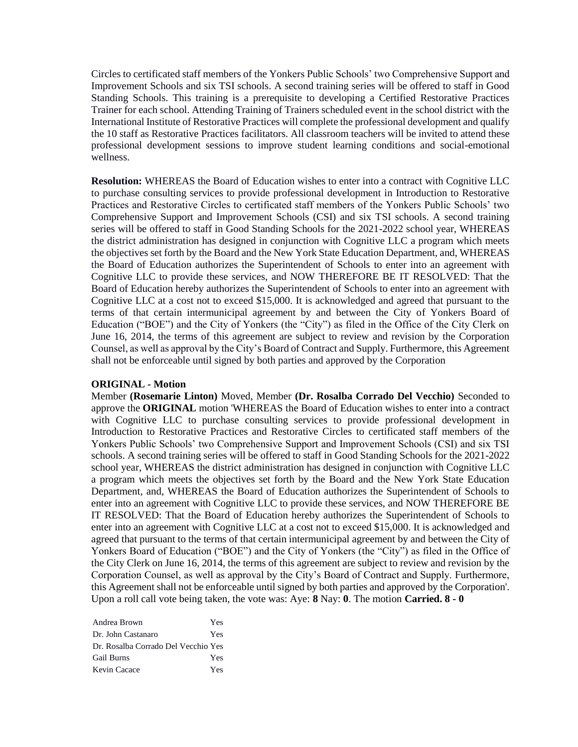Circles to certificated staff members of the Yonkers Public Schools' two Comprehensive Support and Improvement Schools and six TSI schools. A second training series will be offered to staff in Good Standing Schools. This training is a prerequisite to developing a Certified Restorative Practices Trainer for each school. Attending Training of Trainers scheduled event in the school district with the International Institute of Restorative Practices will complete the professional development and qualify the 10 staff as Restorative Practices facilitators. All classroom teachers will be invited to attend these professional development sessions to improve student learning conditions and social-emotional wellness.

**Resolution:** WHEREAS the Board of Education wishes to enter into a contract with Cognitive LLC to purchase consulting services to provide professional development in Introduction to Restorative Practices and Restorative Circles to certificated staff members of the Yonkers Public Schools' two Comprehensive Support and Improvement Schools (CSI) and six TSI schools. A second training series will be offered to staff in Good Standing Schools for the 2021-2022 school year, WHEREAS the district administration has designed in conjunction with Cognitive LLC a program which meets the objectives set forth by the Board and the New York State Education Department, and, WHEREAS the Board of Education authorizes the Superintendent of Schools to enter into an agreement with Cognitive LLC to provide these services, and NOW THEREFORE BE IT RESOLVED: That the Board of Education hereby authorizes the Superintendent of Schools to enter into an agreement with Cognitive LLC at a cost not to exceed $15,000. It is acknowledged and agreed that pursuant to the terms of that certain intermunicipal agreement by and between the City of Yonkers Board of Education ("BOE") and the City of Yonkers (the "City") as filed in the Office of the City Clerk on June 16, 2014, the terms of this agreement are subject to review and revision by the Corporation Counsel, as well as approval by the City's Board of Contract and Supply. Furthermore, this Agreement shall not be enforceable until signed by both parties and approved by the Corporation

**ORIGINAL - Motion**

Member **(Rosemarie Linton)** Moved, Member **(Dr. Rosalba Corrado Del Vecchio)** Seconded to approve the **ORIGINAL** motion 'WHEREAS the Board of Education wishes to enter into a contract with Cognitive LLC to purchase consulting services to provide professional development in Introduction to Restorative Practices and Restorative Circles to certificated staff members of the Yonkers Public Schools' two Comprehensive Support and Improvement Schools (CSI) and six TSI schools. A second training series will be offered to staff in Good Standing Schools for the 2021-2022 school year, WHEREAS the district administration has designed in conjunction with Cognitive LLC a program which meets the objectives set forth by the Board and the New York State Education Department, and, WHEREAS the Board of Education authorizes the Superintendent of Schools to enter into an agreement with Cognitive LLC to provide these services, and NOW THEREFORE BE IT RESOLVED: That the Board of Education hereby authorizes the Superintendent of Schools to enter into an agreement with Cognitive LLC at a cost not to exceed $15,000. It is acknowledged and agreed that pursuant to the terms of that certain intermunicipal agreement by and between the City of Yonkers Board of Education ("BOE") and the City of Yonkers (the "City") as filed in the Office of the City Clerk on June 16, 2014, the terms of this agreement are subject to review and revision by the Corporation Counsel, as well as approval by the City's Board of Contract and Supply. Furthermore, this Agreement shall not be enforceable until signed by both parties and approved by the Corporation'. Upon a roll call vote being taken, the vote was: Aye: **8** Nay: **0**. The motion **Carried. 8 - 0**

| | |
|---|---|
| Andrea Brown | Yes |
| Dr. John Castanaro | Yes |
| Dr. Rosalba Corrado Del Vecchio | Yes |
| Gail Burns | Yes |
| Kevin Cacace | Yes |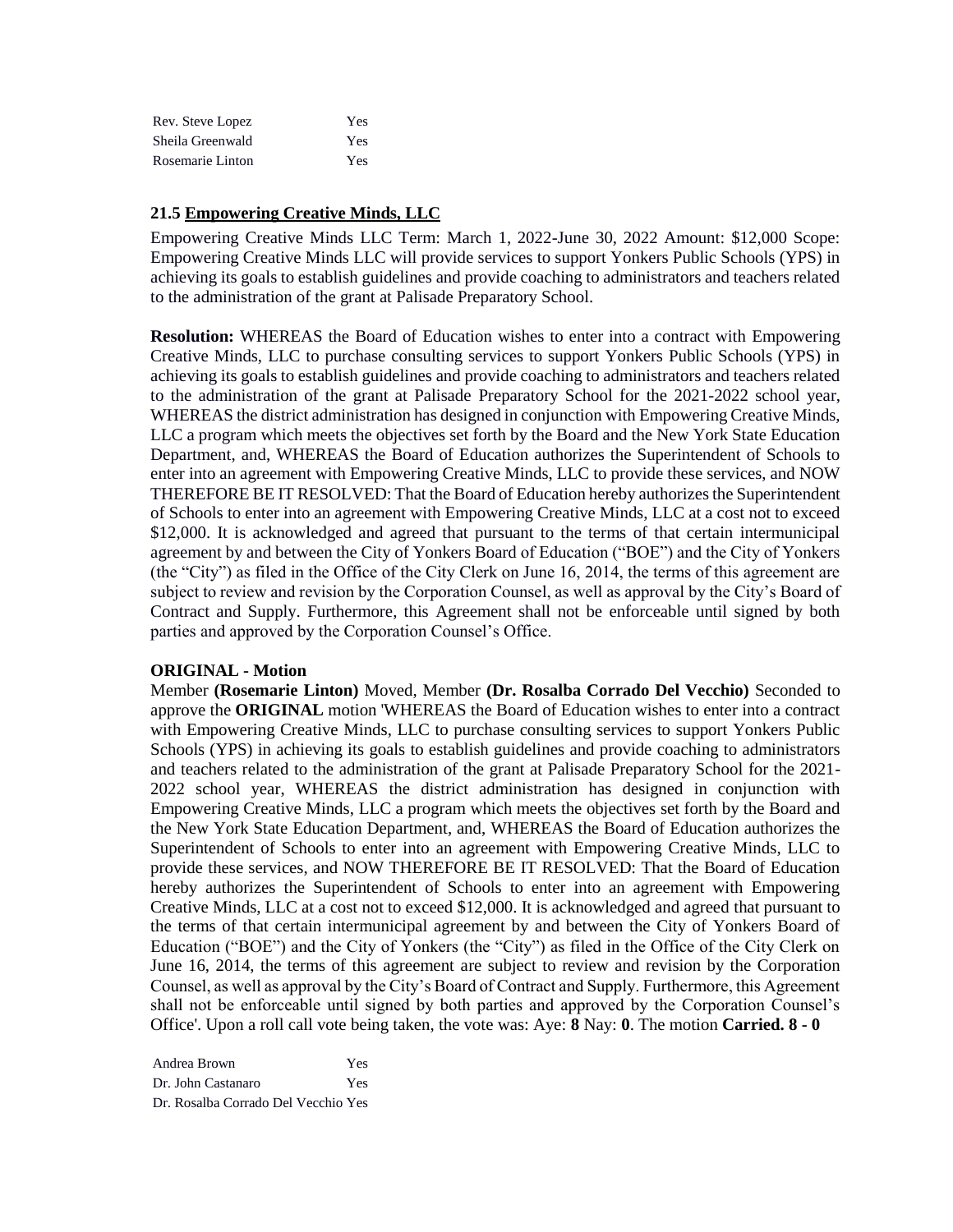| | |
|---|---|
| Rev. Steve Lopez | Yes |
| Sheila Greenwald | Yes |
| Rosemarie Linton | Yes |

### 21.5 Empowering Creative Minds, LLC

Empowering Creative Minds LLC Term: March 1, 2022-June 30, 2022 Amount: $12,000 Scope: Empowering Creative Minds LLC will provide services to support Yonkers Public Schools (YPS) in achieving its goals to establish guidelines and provide coaching to administrators and teachers related to the administration of the grant at Palisade Preparatory School.

**Resolution:** WHEREAS the Board of Education wishes to enter into a contract with Empowering Creative Minds, LLC to purchase consulting services to support Yonkers Public Schools (YPS) in achieving its goals to establish guidelines and provide coaching to administrators and teachers related to the administration of the grant at Palisade Preparatory School for the 2021-2022 school year, WHEREAS the district administration has designed in conjunction with Empowering Creative Minds, LLC a program which meets the objectives set forth by the Board and the New York State Education Department, and, WHEREAS the Board of Education authorizes the Superintendent of Schools to enter into an agreement with Empowering Creative Minds, LLC to provide these services, and NOW THEREFORE BE IT RESOLVED: That the Board of Education hereby authorizes the Superintendent of Schools to enter into an agreement with Empowering Creative Minds, LLC at a cost not to exceed $12,000. It is acknowledged and agreed that pursuant to the terms of that certain intermunicipal agreement by and between the City of Yonkers Board of Education ("BOE") and the City of Yonkers (the "City") as filed in the Office of the City Clerk on June 16, 2014, the terms of this agreement are subject to review and revision by the Corporation Counsel, as well as approval by the City's Board of Contract and Supply. Furthermore, this Agreement shall not be enforceable until signed by both parties and approved by the Corporation Counsel's Office.

**ORIGINAL - Motion**

Member **(Rosemarie Linton)** Moved, Member **(Dr. Rosalba Corrado Del Vecchio)** Seconded to approve the **ORIGINAL** motion 'WHEREAS the Board of Education wishes to enter into a contract with Empowering Creative Minds, LLC to purchase consulting services to support Yonkers Public Schools (YPS) in achieving its goals to establish guidelines and provide coaching to administrators and teachers related to the administration of the grant at Palisade Preparatory School for the 2021-2022 school year, WHEREAS the district administration has designed in conjunction with Empowering Creative Minds, LLC a program which meets the objectives set forth by the Board and the New York State Education Department, and, WHEREAS the Board of Education authorizes the Superintendent of Schools to enter into an agreement with Empowering Creative Minds, LLC to provide these services, and NOW THEREFORE BE IT RESOLVED: That the Board of Education hereby authorizes the Superintendent of Schools to enter into an agreement with Empowering Creative Minds, LLC at a cost not to exceed $12,000. It is acknowledged and agreed that pursuant to the terms of that certain intermunicipal agreement by and between the City of Yonkers Board of Education ("BOE") and the City of Yonkers (the "City") as filed in the Office of the City Clerk on June 16, 2014, the terms of this agreement are subject to review and revision by the Corporation Counsel, as well as approval by the City's Board of Contract and Supply. Furthermore, this Agreement shall not be enforceable until signed by both parties and approved by the Corporation Counsel's Office'. Upon a roll call vote being taken, the vote was: Aye: **8** Nay: **0**. The motion **Carried. 8 - 0**

| | |
|---|---|
| Andrea Brown | Yes |
| Dr. John Castanaro | Yes |
| Dr. Rosalba Corrado Del Vecchio | Yes |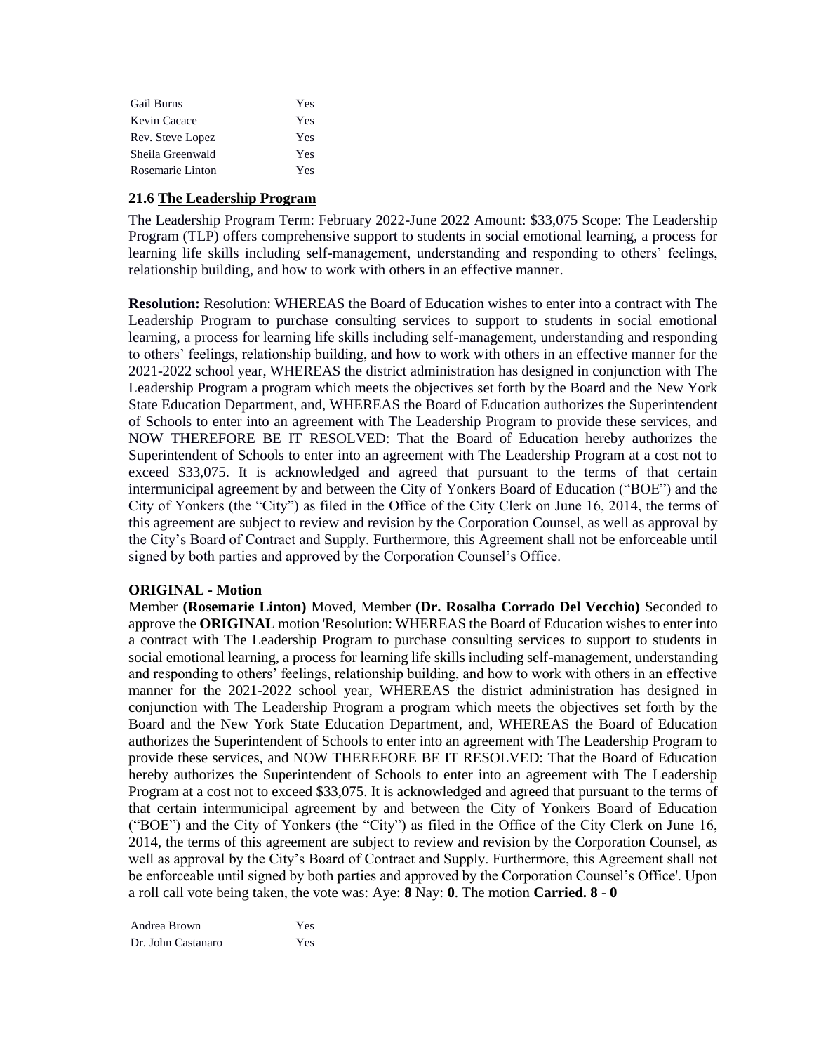| | |
|---|---|
| Gail Burns | Yes |
| Kevin Cacace | Yes |
| Rev. Steve Lopez | Yes |
| Sheila Greenwald | Yes |
| Rosemarie Linton | Yes |

### 21.6 The Leadership Program

The Leadership Program Term: February 2022-June 2022 Amount: $33,075 Scope: The Leadership Program (TLP) offers comprehensive support to students in social emotional learning, a process for learning life skills including self-management, understanding and responding to others' feelings, relationship building, and how to work with others in an effective manner.

**Resolution:** Resolution: WHEREAS the Board of Education wishes to enter into a contract with The Leadership Program to purchase consulting services to support to students in social emotional learning, a process for learning life skills including self-management, understanding and responding to others' feelings, relationship building, and how to work with others in an effective manner for the 2021-2022 school year, WHEREAS the district administration has designed in conjunction with The Leadership Program a program which meets the objectives set forth by the Board and the New York State Education Department, and, WHEREAS the Board of Education authorizes the Superintendent of Schools to enter into an agreement with The Leadership Program to provide these services, and NOW THEREFORE BE IT RESOLVED: That the Board of Education hereby authorizes the Superintendent of Schools to enter into an agreement with The Leadership Program at a cost not to exceed $33,075. It is acknowledged and agreed that pursuant to the terms of that certain intermunicipal agreement by and between the City of Yonkers Board of Education ("BOE") and the City of Yonkers (the "City") as filed in the Office of the City Clerk on June 16, 2014, the terms of this agreement are subject to review and revision by the Corporation Counsel, as well as approval by the City's Board of Contract and Supply. Furthermore, this Agreement shall not be enforceable until signed by both parties and approved by the Corporation Counsel's Office.

**ORIGINAL - Motion**

Member **(Rosemarie Linton)** Moved, Member **(Dr. Rosalba Corrado Del Vecchio)** Seconded to approve the **ORIGINAL** motion 'Resolution: WHEREAS the Board of Education wishes to enter into a contract with The Leadership Program to purchase consulting services to support to students in social emotional learning, a process for learning life skills including self-management, understanding and responding to others' feelings, relationship building, and how to work with others in an effective manner for the 2021-2022 school year, WHEREAS the district administration has designed in conjunction with The Leadership Program a program which meets the objectives set forth by the Board and the New York State Education Department, and, WHEREAS the Board of Education authorizes the Superintendent of Schools to enter into an agreement with The Leadership Program to provide these services, and NOW THEREFORE BE IT RESOLVED: That the Board of Education hereby authorizes the Superintendent of Schools to enter into an agreement with The Leadership Program at a cost not to exceed $33,075. It is acknowledged and agreed that pursuant to the terms of that certain intermunicipal agreement by and between the City of Yonkers Board of Education ("BOE") and the City of Yonkers (the "City") as filed in the Office of the City Clerk on June 16, 2014, the terms of this agreement are subject to review and revision by the Corporation Counsel, as well as approval by the City's Board of Contract and Supply. Furthermore, this Agreement shall not be enforceable until signed by both parties and approved by the Corporation Counsel's Office'. Upon a roll call vote being taken, the vote was: Aye: **8** Nay: **0**. The motion **Carried. 8 - 0**

| | |
|---|---|
| Andrea Brown | Yes |
| Dr. John Castanaro | Yes |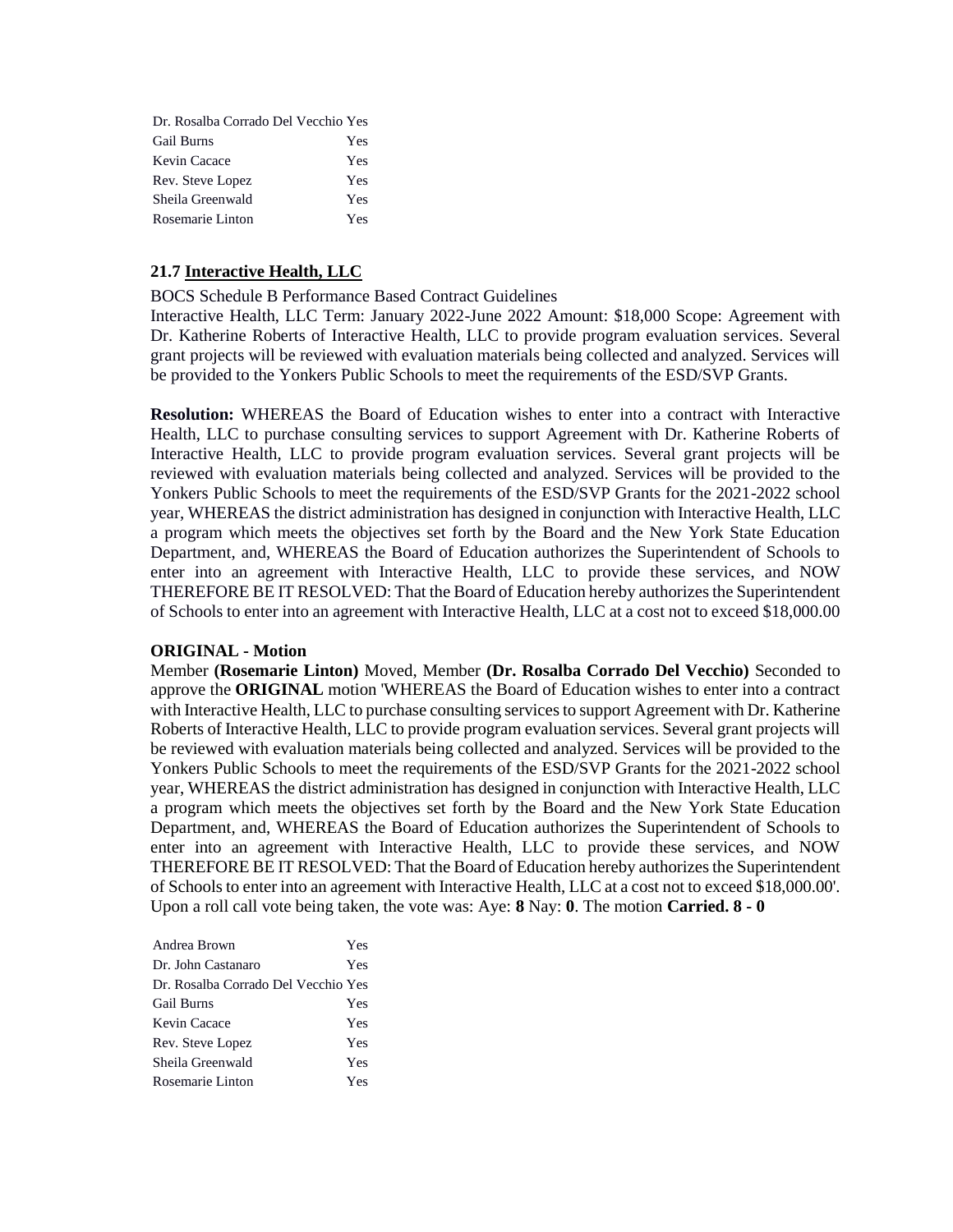| | |
|---|---|
| Dr. Rosalba Corrado Del Vecchio | Yes |
| Gail Burns | Yes |
| Kevin Cacace | Yes |
| Rev. Steve Lopez | Yes |
| Sheila Greenwald | Yes |
| Rosemarie Linton | Yes |

### 21.7 Interactive Health, LLC

BOCS Schedule B Performance Based Contract Guidelines
Interactive Health, LLC Term: January 2022-June 2022 Amount: $18,000 Scope: Agreement with Dr. Katherine Roberts of Interactive Health, LLC to provide program evaluation services. Several grant projects will be reviewed with evaluation materials being collected and analyzed. Services will be provided to the Yonkers Public Schools to meet the requirements of the ESD/SVP Grants.

**Resolution:** WHEREAS the Board of Education wishes to enter into a contract with Interactive Health, LLC to purchase consulting services to support Agreement with Dr. Katherine Roberts of Interactive Health, LLC to provide program evaluation services. Several grant projects will be reviewed with evaluation materials being collected and analyzed. Services will be provided to the Yonkers Public Schools to meet the requirements of the ESD/SVP Grants for the 2021-2022 school year, WHEREAS the district administration has designed in conjunction with Interactive Health, LLC a program which meets the objectives set forth by the Board and the New York State Education Department, and, WHEREAS the Board of Education authorizes the Superintendent of Schools to enter into an agreement with Interactive Health, LLC to provide these services, and NOW THEREFORE BE IT RESOLVED: That the Board of Education hereby authorizes the Superintendent of Schools to enter into an agreement with Interactive Health, LLC at a cost not to exceed $18,000.00

**ORIGINAL - Motion**

Member **(Rosemarie Linton)** Moved, Member **(Dr. Rosalba Corrado Del Vecchio)** Seconded to approve the **ORIGINAL** motion 'WHEREAS the Board of Education wishes to enter into a contract with Interactive Health, LLC to purchase consulting services to support Agreement with Dr. Katherine Roberts of Interactive Health, LLC to provide program evaluation services. Several grant projects will be reviewed with evaluation materials being collected and analyzed. Services will be provided to the Yonkers Public Schools to meet the requirements of the ESD/SVP Grants for the 2021-2022 school year, WHEREAS the district administration has designed in conjunction with Interactive Health, LLC a program which meets the objectives set forth by the Board and the New York State Education Department, and, WHEREAS the Board of Education authorizes the Superintendent of Schools to enter into an agreement with Interactive Health, LLC to provide these services, and NOW THEREFORE BE IT RESOLVED: That the Board of Education hereby authorizes the Superintendent of Schools to enter into an agreement with Interactive Health, LLC at a cost not to exceed $18,000.00'. Upon a roll call vote being taken, the vote was: Aye: **8** Nay: **0**. The motion **Carried. 8 - 0**

| | |
|---|---|
| Andrea Brown | Yes |
| Dr. John Castanaro | Yes |
| Dr. Rosalba Corrado Del Vecchio | Yes |
| Gail Burns | Yes |
| Kevin Cacace | Yes |
| Rev. Steve Lopez | Yes |
| Sheila Greenwald | Yes |
| Rosemarie Linton | Yes |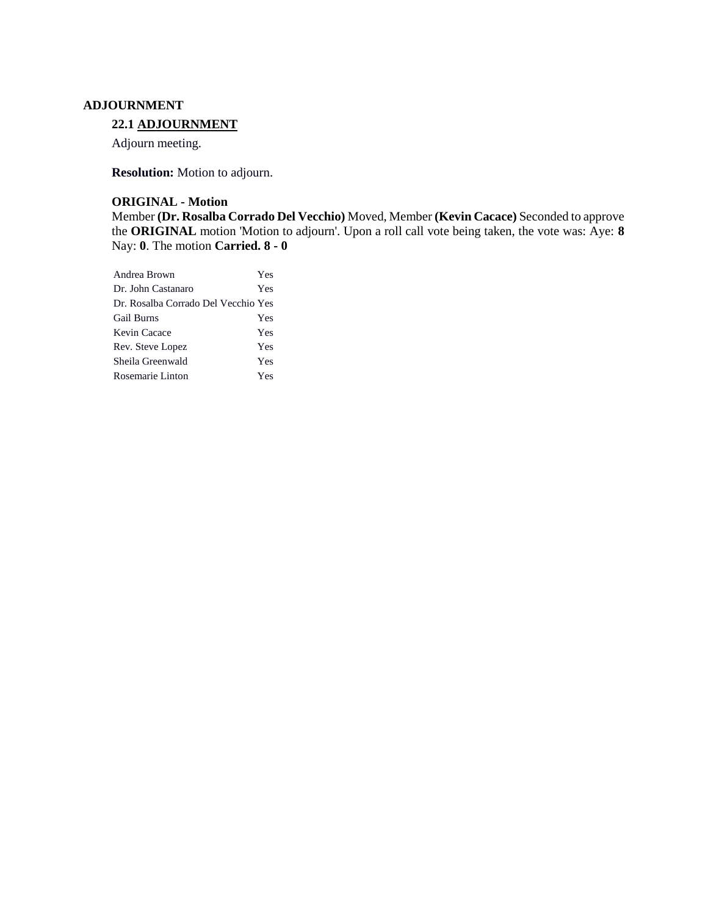## ADJOURNMENT

### 22.1 ADJOURNMENT

Adjourn meeting.

**Resolution:** Motion to adjourn.

**ORIGINAL - Motion**

Member **(Dr. Rosalba Corrado Del Vecchio)** Moved, Member **(Kevin Cacace)** Seconded to approve the **ORIGINAL** motion 'Motion to adjourn'. Upon a roll call vote being taken, the vote was: Aye: **8** Nay: **0**. The motion **Carried. 8 - 0**

| | |
|---|---|
| Andrea Brown | Yes |
| Dr. John Castanaro | Yes |
| Dr. Rosalba Corrado Del Vecchio | Yes |
| Gail Burns | Yes |
| Kevin Cacace | Yes |
| Rev. Steve Lopez | Yes |
| Sheila Greenwald | Yes |
| Rosemarie Linton | Yes |